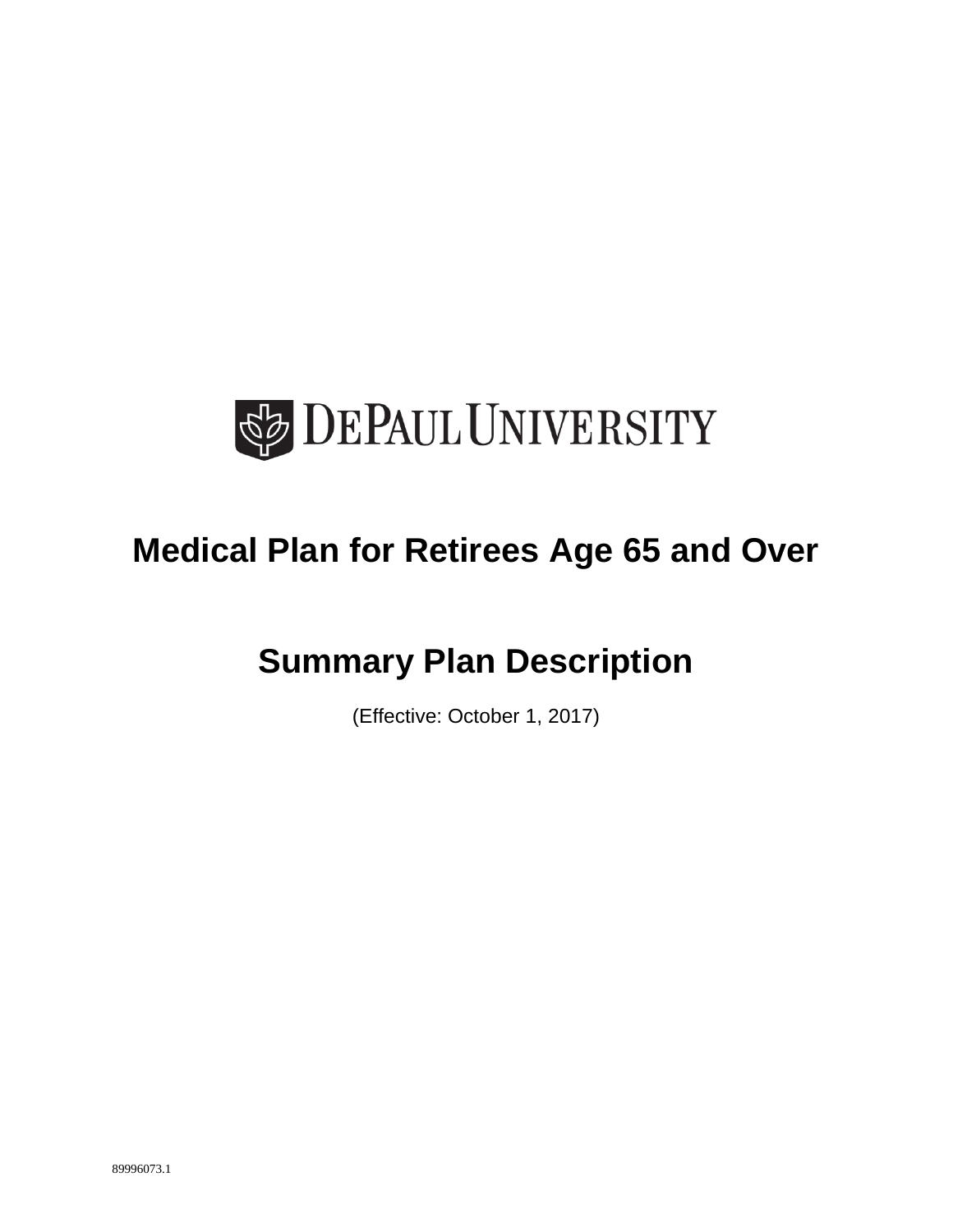DEPAUL UNIVERSITY

# Medical Plan for Retirees Age 65 and Over

# Summary Plan Description

(Effective: October 1, 2017)

89996073.1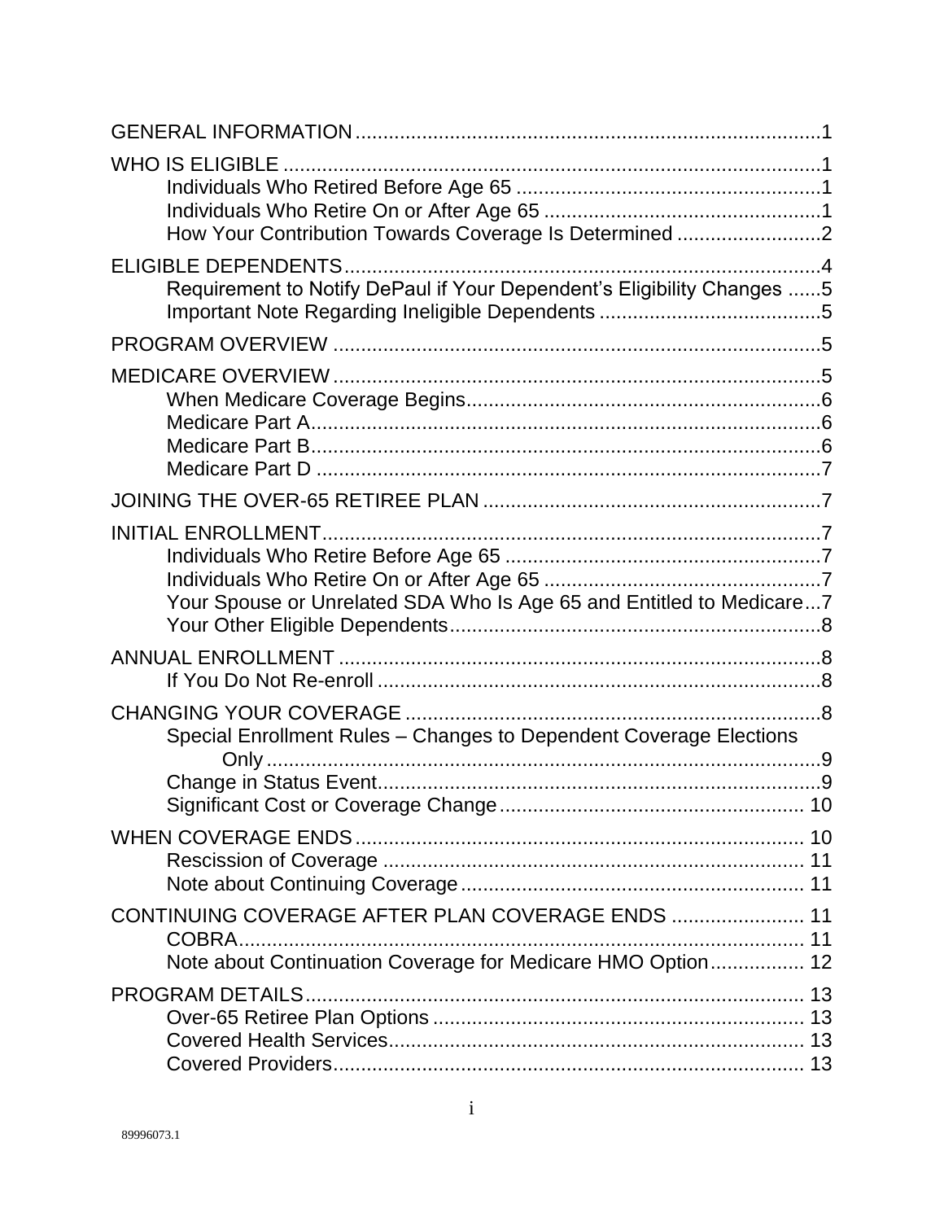GENERAL INFORMATION....................................................................................1

WHO IS ELIGIBLE ................................................................................................1
- Individuals Who Retired Before Age 65 .......................................................1
- Individuals Who Retire On or After Age 65 ..................................................1
- How Your Contribution Towards Coverage Is Determined ..........................2

ELIGIBLE DEPENDENTS.....................................................................................4
- Requirement to Notify DePaul if Your Dependent's Eligibility Changes ......5
- Important Note Regarding Ineligible Dependents ........................................5

PROGRAM OVERVIEW .......................................................................................5

MEDICARE OVERVIEW.......................................................................................5
- When Medicare Coverage Begins................................................................6
- Medicare Part A............................................................................................6
- Medicare Part B............................................................................................6
- Medicare Part D ...........................................................................................7

JOINING THE OVER-65 RETIREE PLAN .............................................................7

INITIAL ENROLLMENT.........................................................................................7
- Individuals Who Retire Before Age 65 .........................................................7
- Individuals Who Retire On or After Age 65 .................................................7
- Your Spouse or Unrelated SDA Who Is Age 65 and Entitled to Medicare...7
- Your Other Eligible Dependents...................................................................8

ANNUAL ENROLLMENT .......................................................................................8
- If You Do Not Re-enroll ...............................................................................8

CHANGING YOUR COVERAGE ..........................................................................8
- Special Enrollment Rules – Changes to Dependent Coverage Elections Only ....................................................................................................9
- Change in Status Event................................................................................9
- Significant Cost or Coverage Change ....................................................... 10

WHEN COVERAGE ENDS ................................................................................. 10
- Rescission of Coverage ............................................................................ 11
- Note about Continuing Coverage .............................................................. 11

CONTINUING COVERAGE AFTER PLAN COVERAGE ENDS ........................ 11
- COBRA...................................................................................................... 11
- Note about Continuation Coverage for Medicare HMO Option................. 12

PROGRAM DETAILS.......................................................................................... 13
- Over-65 Retiree Plan Options ................................................................... 13
- Covered Health Services........................................................................... 13
- Covered Providers..................................................................................... 13

89996073.1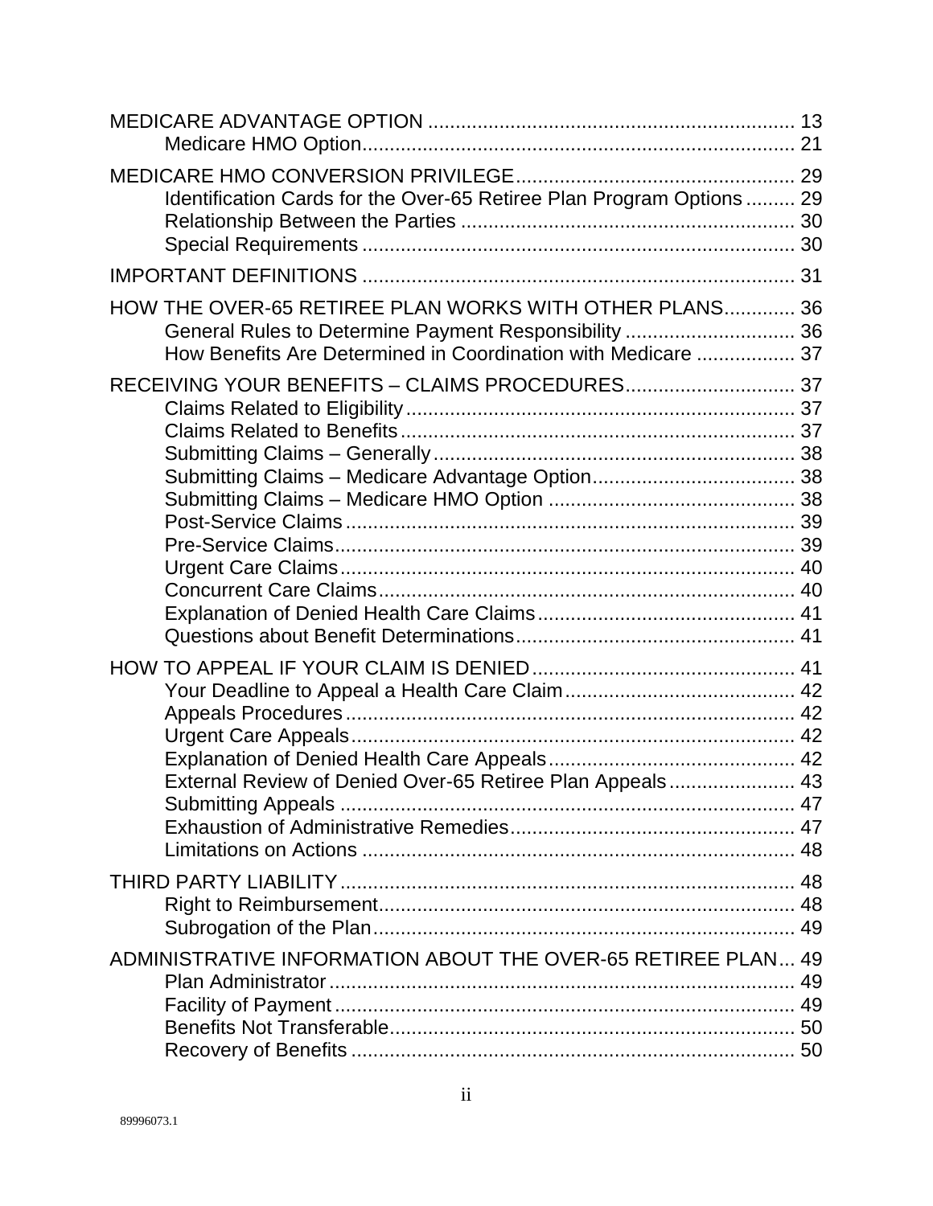MEDICARE ADVANTAGE OPTION .................................................................. 13
    Medicare HMO Option.............................................................................. 21

MEDICARE HMO CONVERSION PRIVILEGE.................................................. 29
    Identification Cards for the Over-65 Retiree Plan Program Options ......... 29
    Relationship Between the Parties ............................................................ 30
    Special Requirements .............................................................................. 30

IMPORTANT DEFINITIONS .............................................................................. 31

HOW THE OVER-65 RETIREE PLAN WORKS WITH OTHER PLANS............. 36
    General Rules to Determine Payment Responsibility ............................... 36
    How Benefits Are Determined in Coordination with Medicare .................. 37

RECEIVING YOUR BENEFITS – CLAIMS PROCEDURES............................... 37
    Claims Related to Eligibility...................................................................... 37
    Claims Related to Benefits....................................................................... 37
    Submitting Claims – Generally................................................................. 38
    Submitting Claims – Medicare Advantage Option..................................... 38
    Submitting Claims – Medicare HMO Option ............................................. 38
    Post-Service Claims ................................................................................. 39
    Pre-Service Claims................................................................................... 39
    Urgent Care Claims.................................................................................. 40
    Concurrent Care Claims........................................................................... 40
    Explanation of Denied Health Care Claims............................................... 41
    Questions about Benefit Determinations.................................................. 41

HOW TO APPEAL IF YOUR CLAIM IS DENIED................................................ 41
    Your Deadline to Appeal a Health Care Claim.......................................... 42
    Appeals Procedures................................................................................. 42
    Urgent Care Appeals................................................................................ 42
    Explanation of Denied Health Care Appeals............................................ 42
    External Review of Denied Over-65 Retiree Plan Appeals....................... 43
    Submitting Appeals .................................................................................. 47
    Exhaustion of Administrative Remedies................................................... 47
    Limitations on Actions .............................................................................. 48

THIRD PARTY LIABILITY.................................................................................. 48
    Right to Reimbursement........................................................................... 48
    Subrogation of the Plan............................................................................ 49

ADMINISTRATIVE INFORMATION ABOUT THE OVER-65 RETIREE PLAN... 49
    Plan Administrator.................................................................................... 49
    Facility of Payment................................................................................... 49
    Benefits Not Transferable......................................................................... 50
    Recovery of Benefits ................................................................................ 50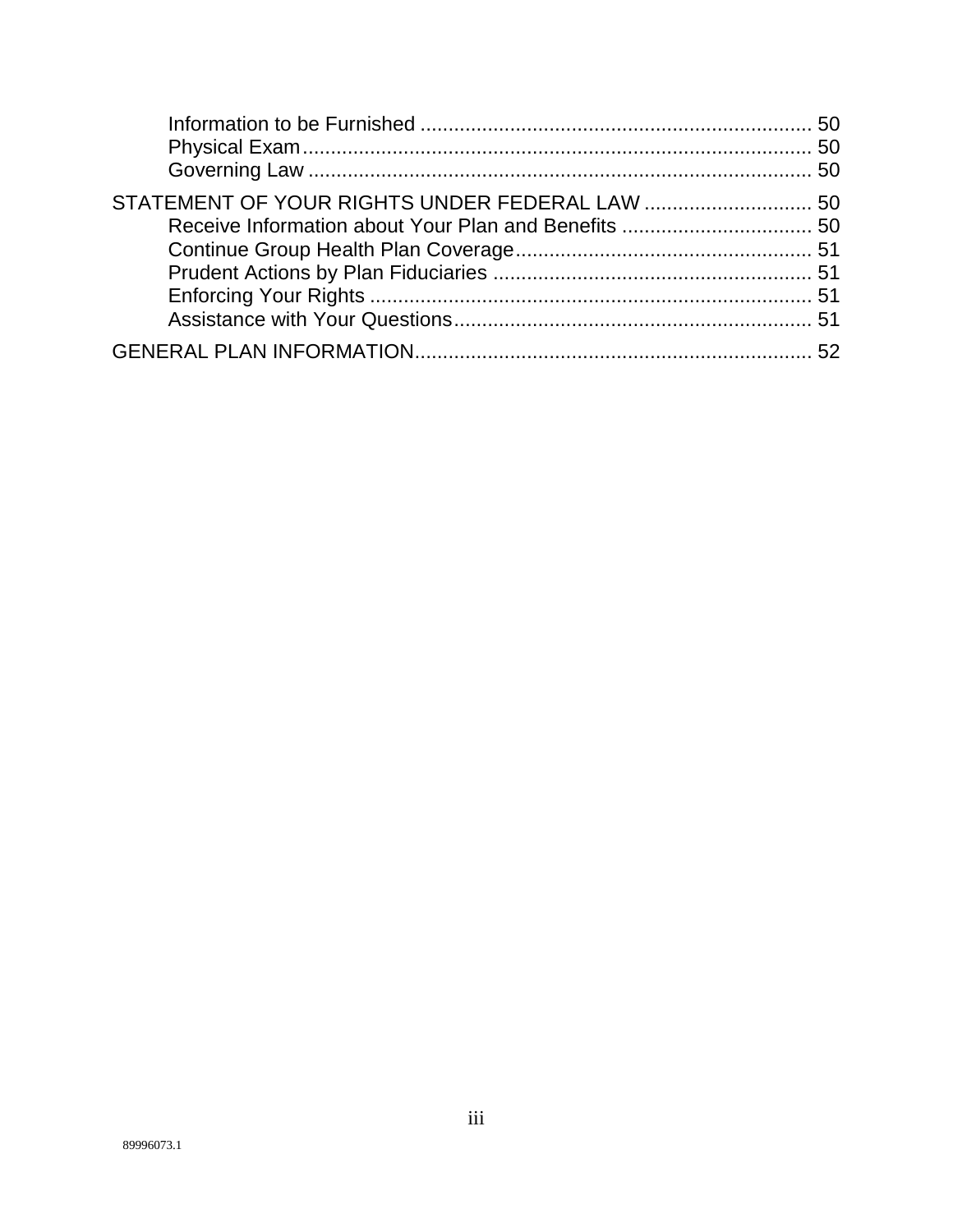Information to be Furnished ..................................................................... 50
Physical Exam.......................................................................................... 50
Governing Law ......................................................................................... 50

STATEMENT OF YOUR RIGHTS UNDER FEDERAL LAW .............................. 50
Receive Information about Your Plan and Benefits .................................. 50
Continue Group Health Plan Coverage..................................................... 51
Prudent Actions by Plan Fiduciaries ......................................................... 51
Enforcing Your Rights ............................................................................... 51
Assistance with Your Questions................................................................ 51

GENERAL PLAN INFORMATION...................................................................... 52

89996073.1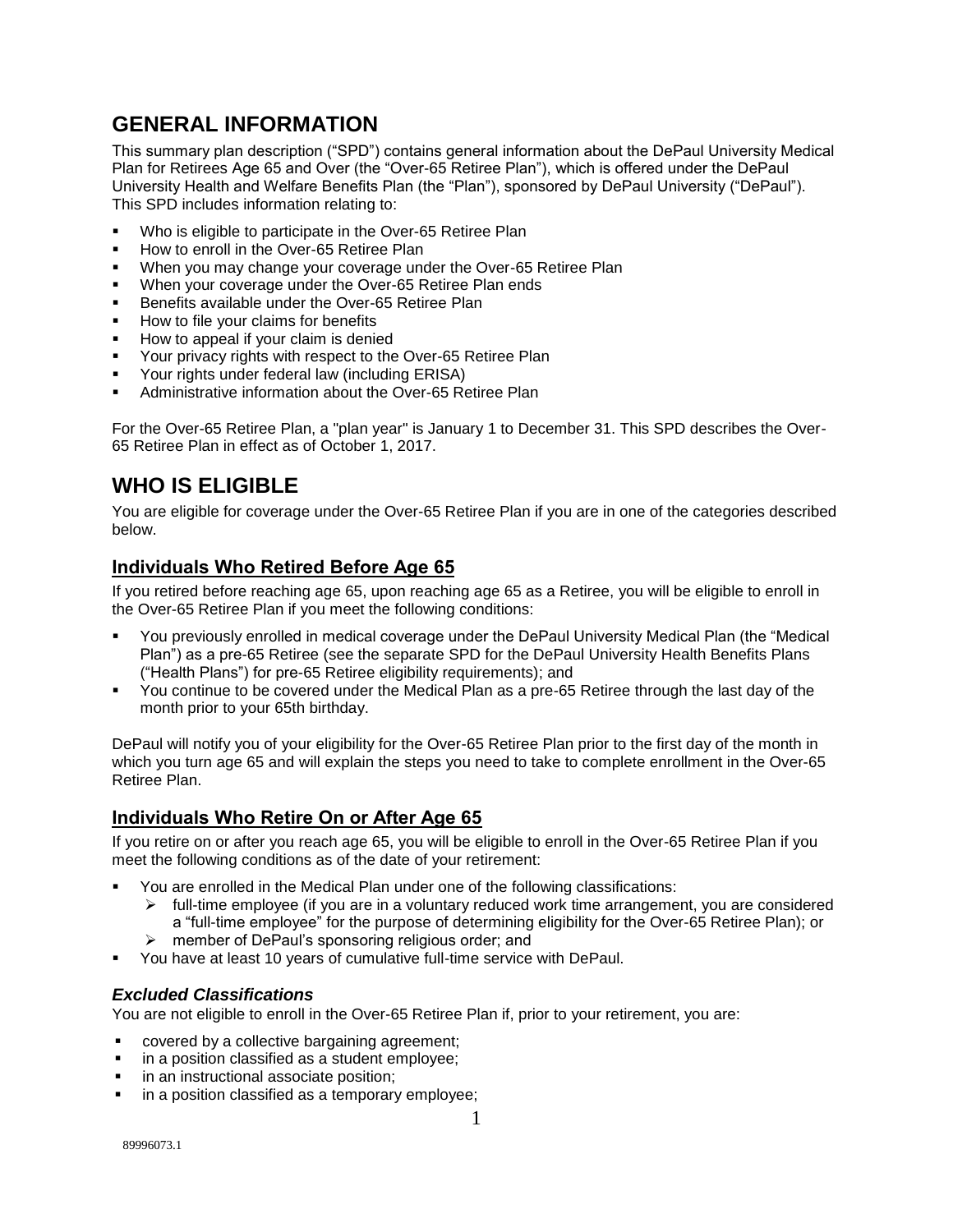# GENERAL INFORMATION

This summary plan description ("SPD") contains general information about the DePaul University Medical Plan for Retirees Age 65 and Over (the "Over-65 Retiree Plan"), which is offered under the DePaul University Health and Welfare Benefits Plan (the "Plan"), sponsored by DePaul University ("DePaul"). This SPD includes information relating to:

- Who is eligible to participate in the Over-65 Retiree Plan
- How to enroll in the Over-65 Retiree Plan
- When you may change your coverage under the Over-65 Retiree Plan
- When your coverage under the Over-65 Retiree Plan ends
- Benefits available under the Over-65 Retiree Plan
- How to file your claims for benefits
- How to appeal if your claim is denied
- Your privacy rights with respect to the Over-65 Retiree Plan
- Your rights under federal law (including ERISA)
- Administrative information about the Over-65 Retiree Plan

For the Over-65 Retiree Plan, a "plan year" is January 1 to December 31. This SPD describes the Over-65 Retiree Plan in effect as of October 1, 2017.

# WHO IS ELIGIBLE

You are eligible for coverage under the Over-65 Retiree Plan if you are in one of the categories described below.

## Individuals Who Retired Before Age 65

If you retired before reaching age 65, upon reaching age 65 as a Retiree, you will be eligible to enroll in the Over-65 Retiree Plan if you meet the following conditions:

- You previously enrolled in medical coverage under the DePaul University Medical Plan (the "Medical Plan") as a pre-65 Retiree (see the separate SPD for the DePaul University Health Benefits Plans ("Health Plans") for pre-65 Retiree eligibility requirements); and
- You continue to be covered under the Medical Plan as a pre-65 Retiree through the last day of the month prior to your 65th birthday.

DePaul will notify you of your eligibility for the Over-65 Retiree Plan prior to the first day of the month in which you turn age 65 and will explain the steps you need to take to complete enrollment in the Over-65 Retiree Plan.

## Individuals Who Retire On or After Age 65

If you retire on or after you reach age 65, you will be eligible to enroll in the Over-65 Retiree Plan if you meet the following conditions as of the date of your retirement:

- You are enrolled in the Medical Plan under one of the following classifications:
  - full-time employee (if you are in a voluntary reduced work time arrangement, you are considered a "full-time employee" for the purpose of determining eligibility for the Over-65 Retiree Plan); or
  - member of DePaul's sponsoring religious order; and
- You have at least 10 years of cumulative full-time service with DePaul.

### *Excluded Classifications*

You are not eligible to enroll in the Over-65 Retiree Plan if, prior to your retirement, you are:

- covered by a collective bargaining agreement;
- in a position classified as a student employee;
- in an instructional associate position;
- in a position classified as a temporary employee;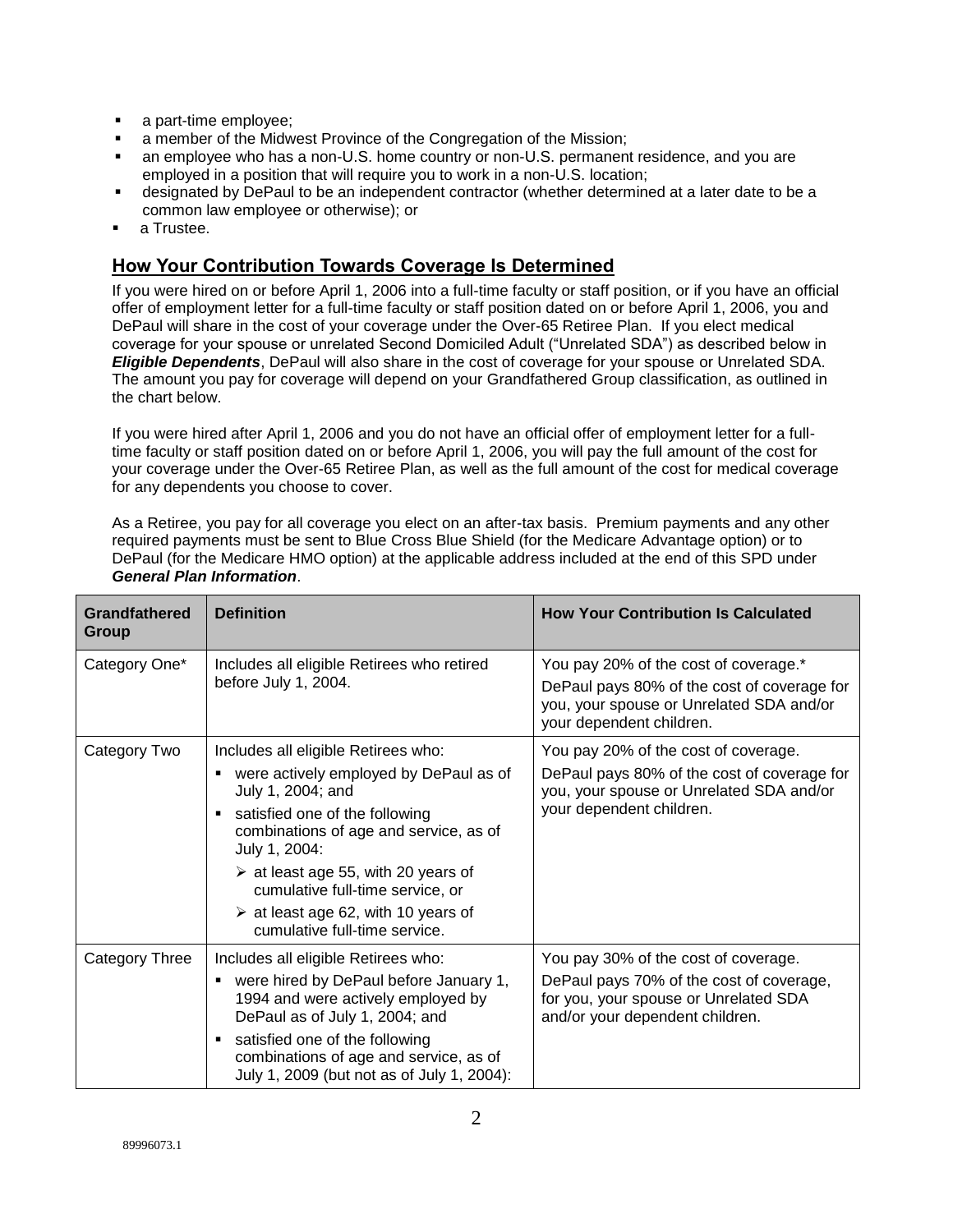- a part-time employee;
- a member of the Midwest Province of the Congregation of the Mission;
- an employee who has a non-U.S. home country or non-U.S. permanent residence, and you are employed in a position that will require you to work in a non-U.S. location;
- designated by DePaul to be an independent contractor (whether determined at a later date to be a common law employee or otherwise); or
- a Trustee.

## How Your Contribution Towards Coverage Is Determined

If you were hired on or before April 1, 2006 into a full-time faculty or staff position, or if you have an official offer of employment letter for a full-time faculty or staff position dated on or before April 1, 2006, you and DePaul will share in the cost of your coverage under the Over-65 Retiree Plan. If you elect medical coverage for your spouse or unrelated Second Domiciled Adult ("Unrelated SDA") as described below in ***Eligible Dependents***, DePaul will also share in the cost of coverage for your spouse or Unrelated SDA. The amount you pay for coverage will depend on your Grandfathered Group classification, as outlined in the chart below.

If you were hired after April 1, 2006 and you do not have an official offer of employment letter for a full-time faculty or staff position dated on or before April 1, 2006, you will pay the full amount of the cost for your coverage under the Over-65 Retiree Plan, as well as the full amount of the cost for medical coverage for any dependents you choose to cover.

As a Retiree, you pay for all coverage you elect on an after-tax basis. Premium payments and any other required payments must be sent to Blue Cross Blue Shield (for the Medicare Advantage option) or to DePaul (for the Medicare HMO option) at the applicable address included at the end of this SPD under ***General Plan Information***.

| Grandfathered Group | Definition | How Your Contribution Is Calculated |
|---|---|---|
| Category One* | Includes all eligible Retirees who retired before July 1, 2004. | You pay 20% of the cost of coverage.*<br>DePaul pays 80% of the cost of coverage for you, your spouse or Unrelated SDA and/or your dependent children. |
| Category Two | Includes all eligible Retirees who:<br>▪ were actively employed by DePaul as of July 1, 2004; and<br>▪ satisfied one of the following combinations of age and service, as of July 1, 2004:<br>➢ at least age 55, with 20 years of cumulative full-time service, or<br>➢ at least age 62, with 10 years of cumulative full-time service. | You pay 20% of the cost of coverage.<br>DePaul pays 80% of the cost of coverage for you, your spouse or Unrelated SDA and/or your dependent children. |
| Category Three | Includes all eligible Retirees who:<br>▪ were hired by DePaul before January 1, 1994 and were actively employed by DePaul as of July 1, 2004; and<br>▪ satisfied one of the following combinations of age and service, as of July 1, 2009 (but not as of July 1, 2004): | You pay 30% of the cost of coverage.<br>DePaul pays 70% of the cost of coverage, for you, your spouse or Unrelated SDA and/or your dependent children. |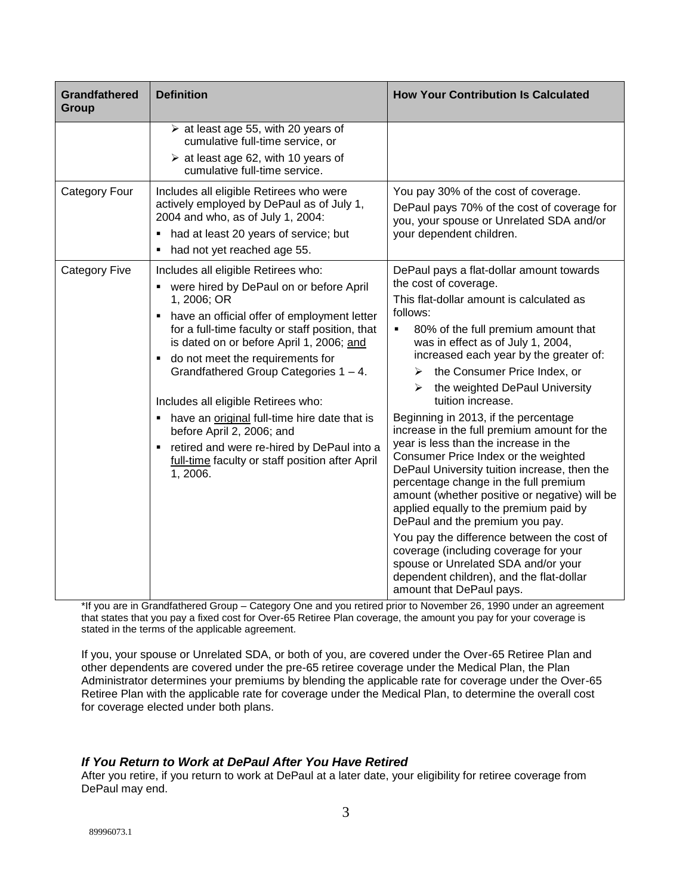| Grandfathered Group | Definition | How Your Contribution Is Calculated |
|---|---|---|
| | ➢ at least age 55, with 20 years of cumulative full-time service, or<br>➢ at least age 62, with 10 years of cumulative full-time service. | |
| Category Four | Includes all eligible Retirees who were actively employed by DePaul as of July 1, 2004 and who, as of July 1, 2004:<br>▪ had at least 20 years of service; but<br>▪ had not yet reached age 55. | You pay 30% of the cost of coverage.<br>DePaul pays 70% of the cost of coverage for you, your spouse or Unrelated SDA and/or your dependent children. |
| Category Five | Includes all eligible Retirees who:<br>▪ were hired by DePaul on or before April 1, 2006; OR<br>▪ have an official offer of employment letter for a full-time faculty or staff position, that is dated on or before April 1, 2006; <u>and</u><br>▪ do not meet the requirements for Grandfathered Group Categories 1 – 4.<br><br>Includes all eligible Retirees who:<br>▪ have an <u>original</u> full-time hire date that is before April 2, 2006; and<br>▪ retired and were re-hired by DePaul into a <u>full-time</u> faculty or staff position after April 1, 2006. | DePaul pays a flat-dollar amount towards the cost of coverage.<br>This flat-dollar amount is calculated as follows:<br>▪ 80% of the full premium amount that was in effect as of July 1, 2004, increased each year by the greater of:<br>➢ the Consumer Price Index, or<br>➢ the weighted DePaul University tuition increase.<br>Beginning in 2013, if the percentage increase in the full premium amount for the year is less than the increase in the Consumer Price Index or the weighted DePaul University tuition increase, then the percentage change in the full premium amount (whether positive or negative) will be applied equally to the premium paid by DePaul and the premium you pay.<br>You pay the difference between the cost of coverage (including coverage for your spouse or Unrelated SDA and/or your dependent children), and the flat-dollar amount that DePaul pays. |

*If you are in Grandfathered Group – Category One and you retired prior to November 26, 1990 under an agreement that states that you pay a fixed cost for Over-65 Retiree Plan coverage, the amount you pay for your coverage is stated in the terms of the applicable agreement.

If you, your spouse or Unrelated SDA, or both of you, are covered under the Over-65 Retiree Plan and other dependents are covered under the pre-65 retiree coverage under the Medical Plan, the Plan Administrator determines your premiums by blending the applicable rate for coverage under the Over-65 Retiree Plan with the applicable rate for coverage under the Medical Plan, to determine the overall cost for coverage elected under both plans.

### *If You Return to Work at DePaul After You Have Retired*

After you retire, if you return to work at DePaul at a later date, your eligibility for retiree coverage from DePaul may end.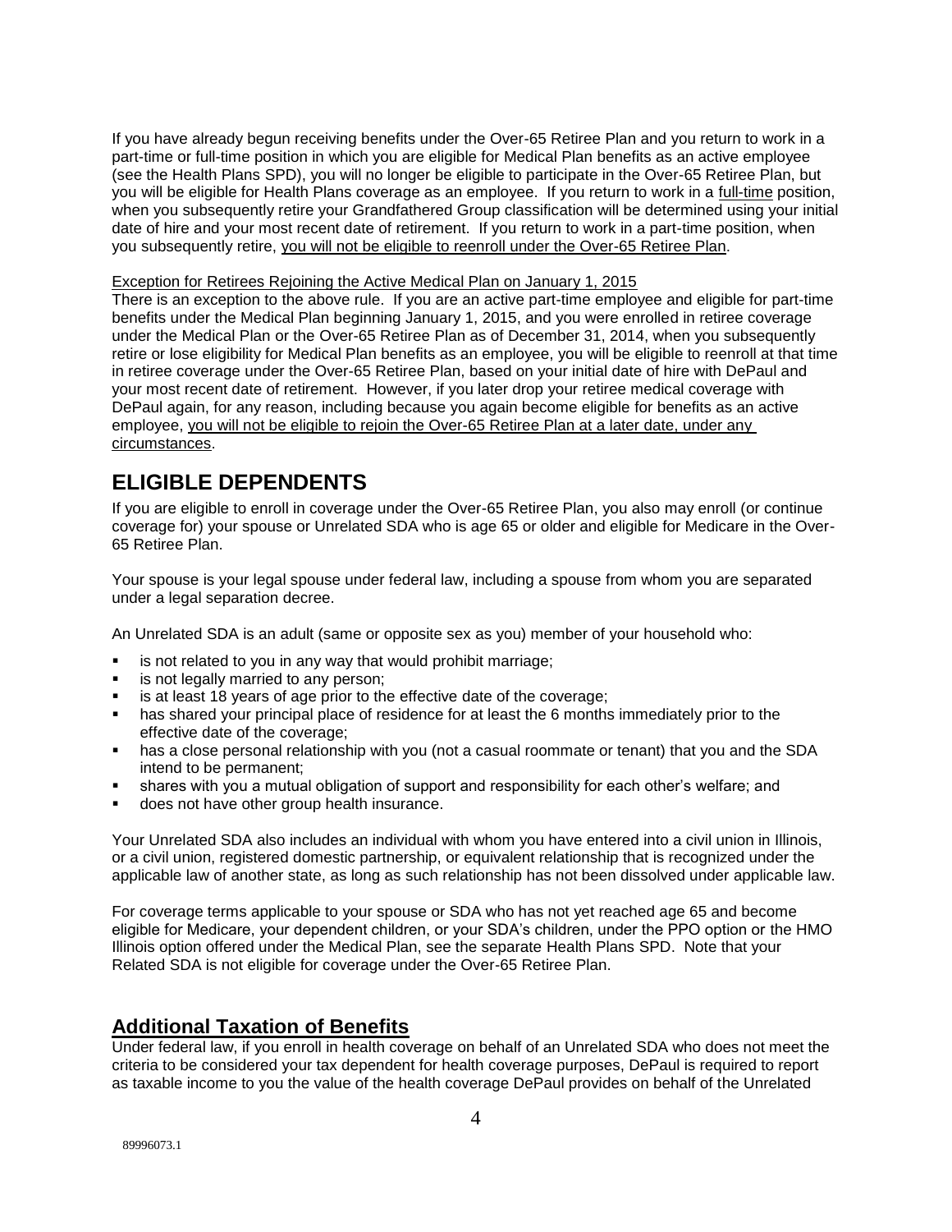If you have already begun receiving benefits under the Over-65 Retiree Plan and you return to work in a part-time or full-time position in which you are eligible for Medical Plan benefits as an active employee (see the Health Plans SPD), you will no longer be eligible to participate in the Over-65 Retiree Plan, but you will be eligible for Health Plans coverage as an employee. If you return to work in a full-time position, when you subsequently retire your Grandfathered Group classification will be determined using your initial date of hire and your most recent date of retirement. If you return to work in a part-time position, when you subsequently retire, you will not be eligible to reenroll under the Over-65 Retiree Plan.

Exception for Retirees Rejoining the Active Medical Plan on January 1, 2015

There is an exception to the above rule. If you are an active part-time employee and eligible for part-time benefits under the Medical Plan beginning January 1, 2015, and you were enrolled in retiree coverage under the Medical Plan or the Over-65 Retiree Plan as of December 31, 2014, when you subsequently retire or lose eligibility for Medical Plan benefits as an employee, you will be eligible to reenroll at that time in retiree coverage under the Over-65 Retiree Plan, based on your initial date of hire with DePaul and your most recent date of retirement. However, if you later drop your retiree medical coverage with DePaul again, for any reason, including because you again become eligible for benefits as an active employee, you will not be eligible to rejoin the Over-65 Retiree Plan at a later date, under any circumstances.

# ELIGIBLE DEPENDENTS

If you are eligible to enroll in coverage under the Over-65 Retiree Plan, you also may enroll (or continue coverage for) your spouse or Unrelated SDA who is age 65 or older and eligible for Medicare in the Over-65 Retiree Plan.

Your spouse is your legal spouse under federal law, including a spouse from whom you are separated under a legal separation decree.

An Unrelated SDA is an adult (same or opposite sex as you) member of your household who:

- is not related to you in any way that would prohibit marriage;
- is not legally married to any person;
- is at least 18 years of age prior to the effective date of the coverage;
- has shared your principal place of residence for at least the 6 months immediately prior to the effective date of the coverage;
- has a close personal relationship with you (not a casual roommate or tenant) that you and the SDA intend to be permanent;
- shares with you a mutual obligation of support and responsibility for each other's welfare; and
- does not have other group health insurance.

Your Unrelated SDA also includes an individual with whom you have entered into a civil union in Illinois, or a civil union, registered domestic partnership, or equivalent relationship that is recognized under the applicable law of another state, as long as such relationship has not been dissolved under applicable law.

For coverage terms applicable to your spouse or SDA who has not yet reached age 65 and become eligible for Medicare, your dependent children, or your SDA's children, under the PPO option or the HMO Illinois option offered under the Medical Plan, see the separate Health Plans SPD. Note that your Related SDA is not eligible for coverage under the Over-65 Retiree Plan.

## Additional Taxation of Benefits

Under federal law, if you enroll in health coverage on behalf of an Unrelated SDA who does not meet the criteria to be considered your tax dependent for health coverage purposes, DePaul is required to report as taxable income to you the value of the health coverage DePaul provides on behalf of the Unrelated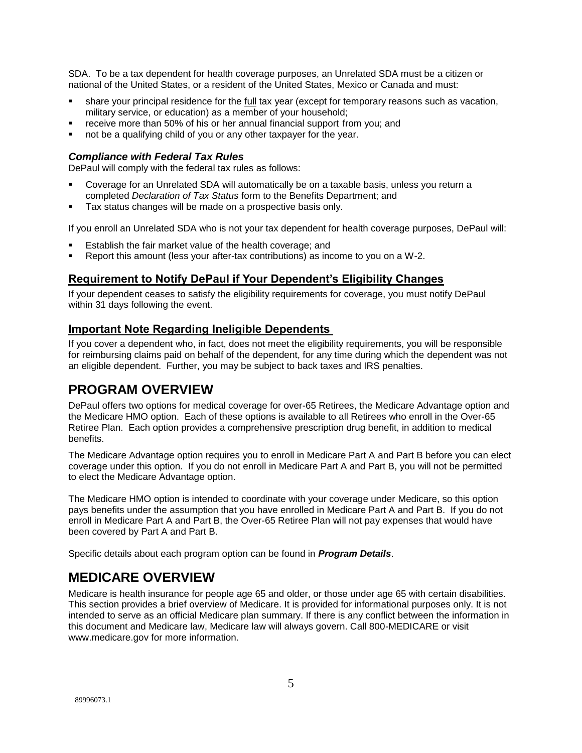SDA. To be a tax dependent for health coverage purposes, an Unrelated SDA must be a citizen or national of the United States, or a resident of the United States, Mexico or Canada and must:

- share your principal residence for the full tax year (except for temporary reasons such as vacation, military service, or education) as a member of your household;
- receive more than 50% of his or her annual financial support from you; and
- not be a qualifying child of you or any other taxpayer for the year.

### *Compliance with Federal Tax Rules*

DePaul will comply with the federal tax rules as follows:

- Coverage for an Unrelated SDA will automatically be on a taxable basis, unless you return a completed *Declaration of Tax Status* form to the Benefits Department; and
- Tax status changes will be made on a prospective basis only.

If you enroll an Unrelated SDA who is not your tax dependent for health coverage purposes, DePaul will:

- Establish the fair market value of the health coverage; and
- Report this amount (less your after-tax contributions) as income to you on a W-2.

## Requirement to Notify DePaul if Your Dependent's Eligibility Changes

If your dependent ceases to satisfy the eligibility requirements for coverage, you must notify DePaul within 31 days following the event.

## Important Note Regarding Ineligible Dependents

If you cover a dependent who, in fact, does not meet the eligibility requirements, you will be responsible for reimbursing claims paid on behalf of the dependent, for any time during which the dependent was not an eligible dependent. Further, you may be subject to back taxes and IRS penalties.

# PROGRAM OVERVIEW

DePaul offers two options for medical coverage for over-65 Retirees, the Medicare Advantage option and the Medicare HMO option. Each of these options is available to all Retirees who enroll in the Over-65 Retiree Plan. Each option provides a comprehensive prescription drug benefit, in addition to medical benefits.

The Medicare Advantage option requires you to enroll in Medicare Part A and Part B before you can elect coverage under this option. If you do not enroll in Medicare Part A and Part B, you will not be permitted to elect the Medicare Advantage option.

The Medicare HMO option is intended to coordinate with your coverage under Medicare, so this option pays benefits under the assumption that you have enrolled in Medicare Part A and Part B. If you do not enroll in Medicare Part A and Part B, the Over-65 Retiree Plan will not pay expenses that would have been covered by Part A and Part B.

Specific details about each program option can be found in ***Program Details***.

# MEDICARE OVERVIEW

Medicare is health insurance for people age 65 and older, or those under age 65 with certain disabilities. This section provides a brief overview of Medicare. It is provided for informational purposes only. It is not intended to serve as an official Medicare plan summary. If there is any conflict between the information in this document and Medicare law, Medicare law will always govern. Call 800-MEDICARE or visit www.medicare.gov for more information.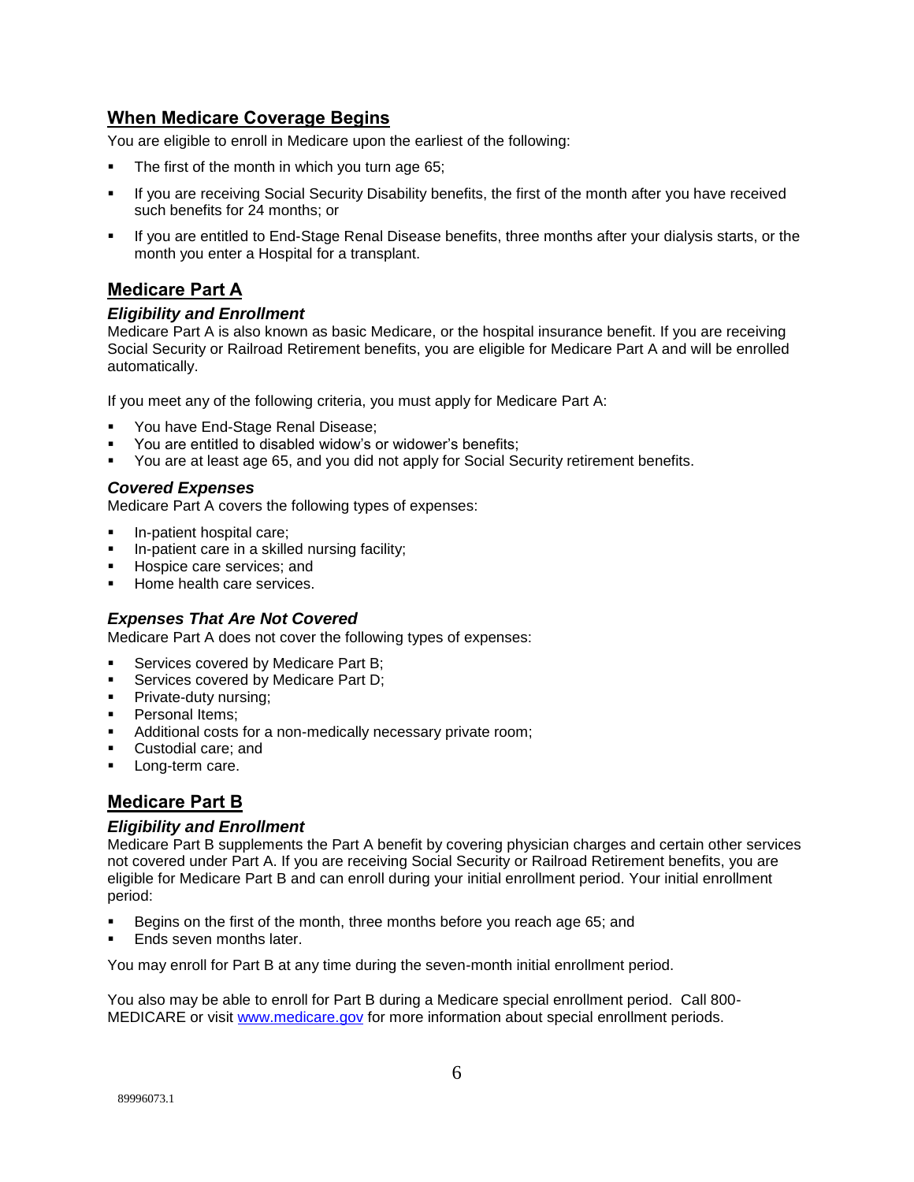## When Medicare Coverage Begins

You are eligible to enroll in Medicare upon the earliest of the following:

- The first of the month in which you turn age 65;
- If you are receiving Social Security Disability benefits, the first of the month after you have received such benefits for 24 months; or
- If you are entitled to End-Stage Renal Disease benefits, three months after your dialysis starts, or the month you enter a Hospital for a transplant.

## Medicare Part A

### *Eligibility and Enrollment*

Medicare Part A is also known as basic Medicare, or the hospital insurance benefit. If you are receiving Social Security or Railroad Retirement benefits, you are eligible for Medicare Part A and will be enrolled automatically.

If you meet any of the following criteria, you must apply for Medicare Part A:

- You have End-Stage Renal Disease;
- You are entitled to disabled widow's or widower's benefits;
- You are at least age 65, and you did not apply for Social Security retirement benefits.

### *Covered Expenses*

Medicare Part A covers the following types of expenses:

- In-patient hospital care;
- In-patient care in a skilled nursing facility;
- Hospice care services; and
- Home health care services.

### *Expenses That Are Not Covered*

Medicare Part A does not cover the following types of expenses:

- Services covered by Medicare Part B;
- Services covered by Medicare Part D;
- Private-duty nursing;
- Personal Items;
- Additional costs for a non-medically necessary private room;
- Custodial care; and
- Long-term care.

## Medicare Part B

### *Eligibility and Enrollment*

Medicare Part B supplements the Part A benefit by covering physician charges and certain other services not covered under Part A. If you are receiving Social Security or Railroad Retirement benefits, you are eligible for Medicare Part B and can enroll during your initial enrollment period. Your initial enrollment period:

- Begins on the first of the month, three months before you reach age 65; and
- Ends seven months later.

You may enroll for Part B at any time during the seven-month initial enrollment period.

You also may be able to enroll for Part B during a Medicare special enrollment period. Call 800-MEDICARE or visit www.medicare.gov for more information about special enrollment periods.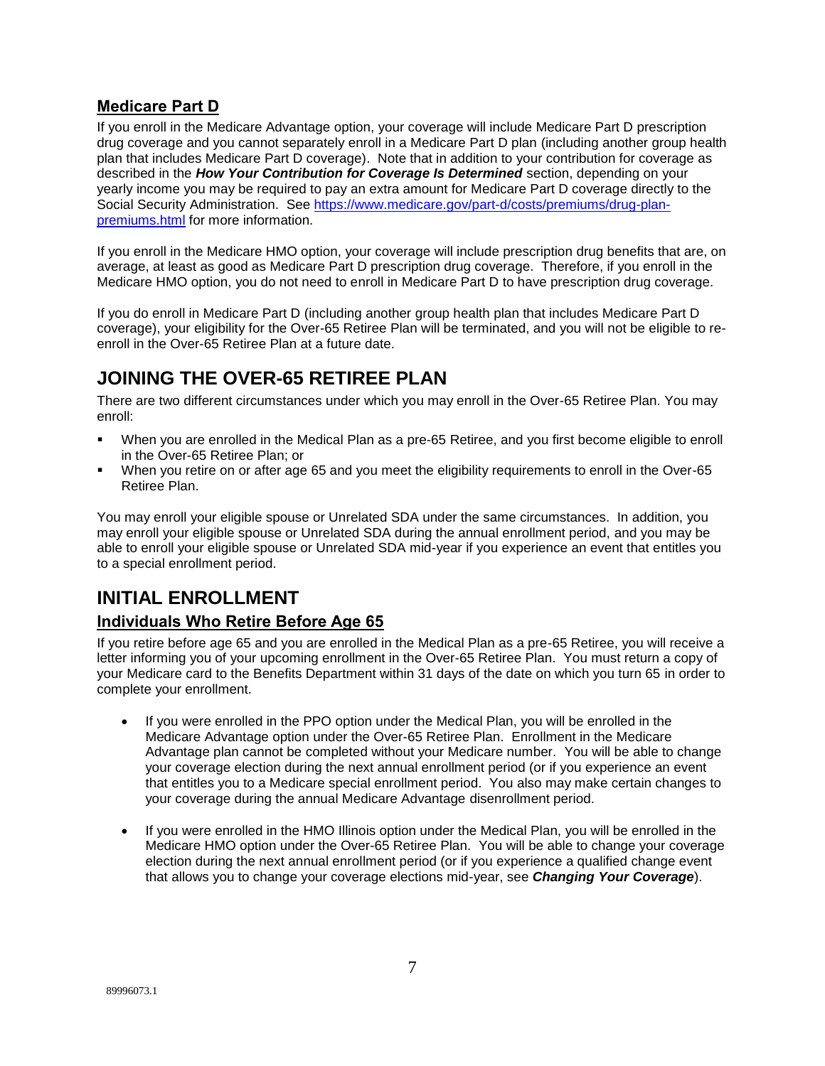### Medicare Part D

If you enroll in the Medicare Advantage option, your coverage will include Medicare Part D prescription drug coverage and you cannot separately enroll in a Medicare Part D plan (including another group health plan that includes Medicare Part D coverage). Note that in addition to your contribution for coverage as described in the ***How Your Contribution for Coverage Is Determined*** section, depending on your yearly income you may be required to pay an extra amount for Medicare Part D coverage directly to the Social Security Administration. See [https://www.medicare.gov/part-d/costs/premiums/drug-plan-premiums.html](https://www.medicare.gov/part-d/costs/premiums/drug-plan-premiums.html) for more information.

If you enroll in the Medicare HMO option, your coverage will include prescription drug benefits that are, on average, at least as good as Medicare Part D prescription drug coverage. Therefore, if you enroll in the Medicare HMO option, you do not need to enroll in Medicare Part D to have prescription drug coverage.

If you do enroll in Medicare Part D (including another group health plan that includes Medicare Part D coverage), your eligibility for the Over-65 Retiree Plan will be terminated, and you will not be eligible to re-enroll in the Over-65 Retiree Plan at a future date.

## JOINING THE OVER-65 RETIREE PLAN

There are two different circumstances under which you may enroll in the Over-65 Retiree Plan. You may enroll:

- When you are enrolled in the Medical Plan as a pre-65 Retiree, and you first become eligible to enroll in the Over-65 Retiree Plan; or
- When you retire on or after age 65 and you meet the eligibility requirements to enroll in the Over-65 Retiree Plan.

You may enroll your eligible spouse or Unrelated SDA under the same circumstances. In addition, you may enroll your eligible spouse or Unrelated SDA during the annual enrollment period, and you may be able to enroll your eligible spouse or Unrelated SDA mid-year if you experience an event that entitles you to a special enrollment period.

## INITIAL ENROLLMENT

### Individuals Who Retire Before Age 65

If you retire before age 65 and you are enrolled in the Medical Plan as a pre-65 Retiree, you will receive a letter informing you of your upcoming enrollment in the Over-65 Retiree Plan. You must return a copy of your Medicare card to the Benefits Department within 31 days of the date on which you turn 65 in order to complete your enrollment.

- If you were enrolled in the PPO option under the Medical Plan, you will be enrolled in the Medicare Advantage option under the Over-65 Retiree Plan. Enrollment in the Medicare Advantage plan cannot be completed without your Medicare number. You will be able to change your coverage election during the next annual enrollment period (or if you experience an event that entitles you to a Medicare special enrollment period. You also may make certain changes to your coverage during the annual Medicare Advantage disenrollment period.

- If you were enrolled in the HMO Illinois option under the Medical Plan, you will be enrolled in the Medicare HMO option under the Over-65 Retiree Plan. You will be able to change your coverage election during the next annual enrollment period (or if you experience a qualified change event that allows you to change your coverage elections mid-year, see ***Changing Your Coverage***).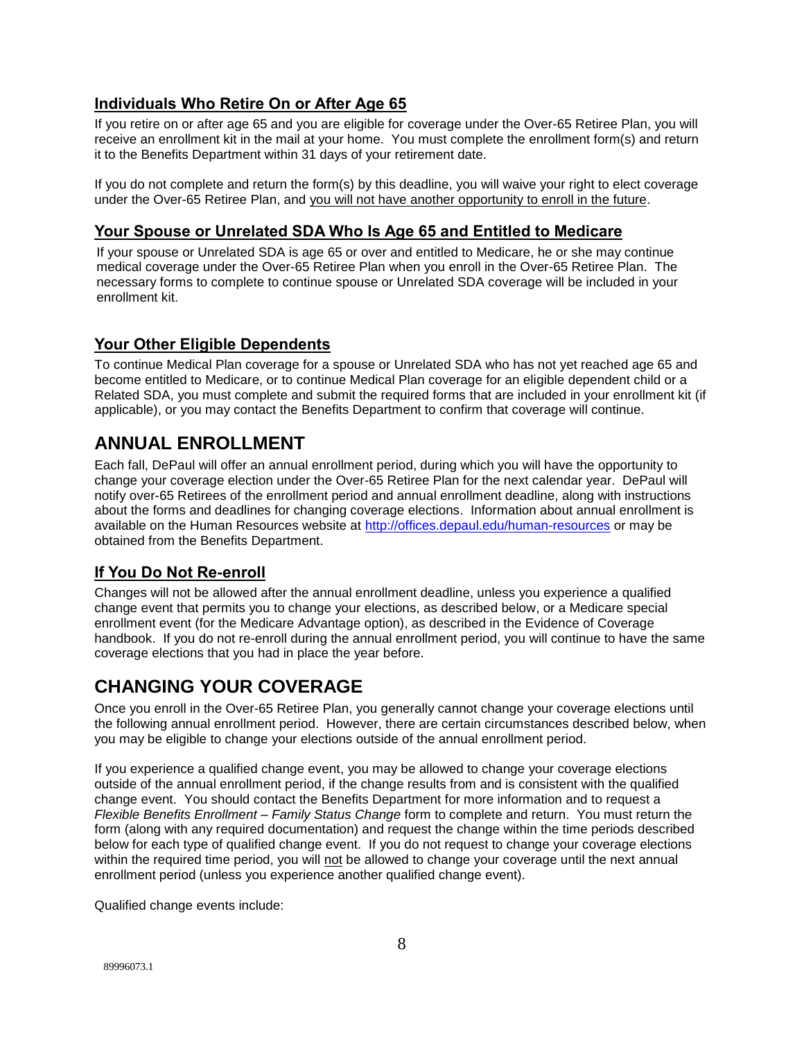### Individuals Who Retire On or After Age 65

If you retire on or after age 65 and you are eligible for coverage under the Over-65 Retiree Plan, you will receive an enrollment kit in the mail at your home. You must complete the enrollment form(s) and return it to the Benefits Department within 31 days of your retirement date.

If you do not complete and return the form(s) by this deadline, you will waive your right to elect coverage under the Over-65 Retiree Plan, and you will not have another opportunity to enroll in the future.

### Your Spouse or Unrelated SDA Who Is Age 65 and Entitled to Medicare

If your spouse or Unrelated SDA is age 65 or over and entitled to Medicare, he or she may continue medical coverage under the Over-65 Retiree Plan when you enroll in the Over-65 Retiree Plan. The necessary forms to complete to continue spouse or Unrelated SDA coverage will be included in your enrollment kit.

### Your Other Eligible Dependents

To continue Medical Plan coverage for a spouse or Unrelated SDA who has not yet reached age 65 and become entitled to Medicare, or to continue Medical Plan coverage for an eligible dependent child or a Related SDA, you must complete and submit the required forms that are included in your enrollment kit (if applicable), or you may contact the Benefits Department to confirm that coverage will continue.

## ANNUAL ENROLLMENT

Each fall, DePaul will offer an annual enrollment period, during which you will have the opportunity to change your coverage election under the Over-65 Retiree Plan for the next calendar year. DePaul will notify over-65 Retirees of the enrollment period and annual enrollment deadline, along with instructions about the forms and deadlines for changing coverage elections. Information about annual enrollment is available on the Human Resources website at http://offices.depaul.edu/human-resources or may be obtained from the Benefits Department.

### If You Do Not Re-enroll

Changes will not be allowed after the annual enrollment deadline, unless you experience a qualified change event that permits you to change your elections, as described below, or a Medicare special enrollment event (for the Medicare Advantage option), as described in the Evidence of Coverage handbook. If you do not re-enroll during the annual enrollment period, you will continue to have the same coverage elections that you had in place the year before.

## CHANGING YOUR COVERAGE

Once you enroll in the Over-65 Retiree Plan, you generally cannot change your coverage elections until the following annual enrollment period. However, there are certain circumstances described below, when you may be eligible to change your elections outside of the annual enrollment period.

If you experience a qualified change event, you may be allowed to change your coverage elections outside of the annual enrollment period, if the change results from and is consistent with the qualified change event. You should contact the Benefits Department for more information and to request a *Flexible Benefits Enrollment – Family Status Change* form to complete and return. You must return the form (along with any required documentation) and request the change within the time periods described below for each type of qualified change event. If you do not request to change your coverage elections within the required time period, you will not be allowed to change your coverage until the next annual enrollment period (unless you experience another qualified change event).

Qualified change events include: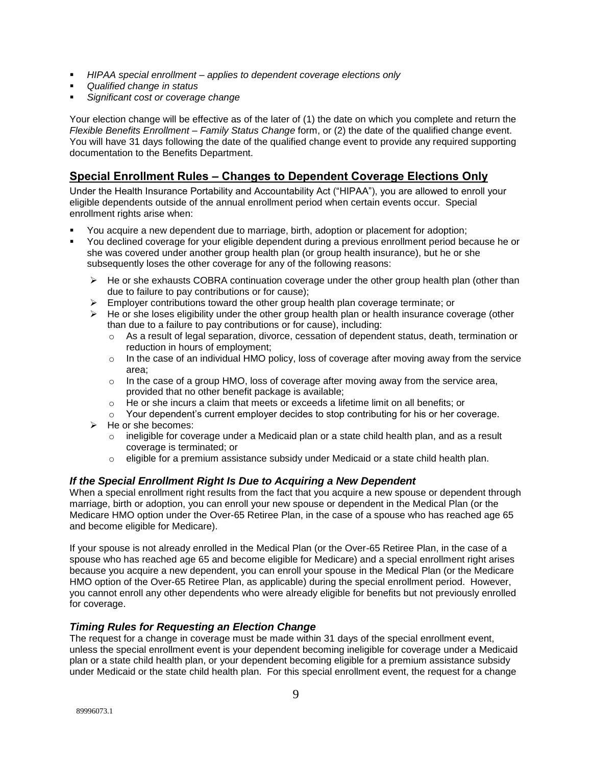- *HIPAA special enrollment – applies to dependent coverage elections only*
- *Qualified change in status*
- *Significant cost or coverage change*

Your election change will be effective as of the later of (1) the date on which you complete and return the *Flexible Benefits Enrollment – Family Status Change* form, or (2) the date of the qualified change event. You will have 31 days following the date of the qualified change event to provide any required supporting documentation to the Benefits Department.

## Special Enrollment Rules – Changes to Dependent Coverage Elections Only

Under the Health Insurance Portability and Accountability Act ("HIPAA"), you are allowed to enroll your eligible dependents outside of the annual enrollment period when certain events occur. Special enrollment rights arise when:

- You acquire a new dependent due to marriage, birth, adoption or placement for adoption;
- You declined coverage for your eligible dependent during a previous enrollment period because he or she was covered under another group health plan (or group health insurance), but he or she subsequently loses the other coverage for any of the following reasons:
  - He or she exhausts COBRA continuation coverage under the other group health plan (other than due to failure to pay contributions or for cause);
  - Employer contributions toward the other group health plan coverage terminate; or
  - He or she loses eligibility under the other group health plan or health insurance coverage (other than due to a failure to pay contributions or for cause), including:
    - As a result of legal separation, divorce, cessation of dependent status, death, termination or reduction in hours of employment;
    - In the case of an individual HMO policy, loss of coverage after moving away from the service area;
    - In the case of a group HMO, loss of coverage after moving away from the service area, provided that no other benefit package is available;
    - He or she incurs a claim that meets or exceeds a lifetime limit on all benefits; or
    - Your dependent's current employer decides to stop contributing for his or her coverage.
  - He or she becomes:
    - ineligible for coverage under a Medicaid plan or a state child health plan, and as a result coverage is terminated; or
    - eligible for a premium assistance subsidy under Medicaid or a state child health plan.

### *If the Special Enrollment Right Is Due to Acquiring a New Dependent*

When a special enrollment right results from the fact that you acquire a new spouse or dependent through marriage, birth or adoption, you can enroll your new spouse or dependent in the Medical Plan (or the Medicare HMO option under the Over-65 Retiree Plan, in the case of a spouse who has reached age 65 and become eligible for Medicare).

If your spouse is not already enrolled in the Medical Plan (or the Over-65 Retiree Plan, in the case of a spouse who has reached age 65 and become eligible for Medicare) and a special enrollment right arises because you acquire a new dependent, you can enroll your spouse in the Medical Plan (or the Medicare HMO option of the Over-65 Retiree Plan, as applicable) during the special enrollment period. However, you cannot enroll any other dependents who were already eligible for benefits but not previously enrolled for coverage.

### *Timing Rules for Requesting an Election Change*

The request for a change in coverage must be made within 31 days of the special enrollment event, unless the special enrollment event is your dependent becoming ineligible for coverage under a Medicaid plan or a state child health plan, or your dependent becoming eligible for a premium assistance subsidy under Medicaid or the state child health plan. For this special enrollment event, the request for a change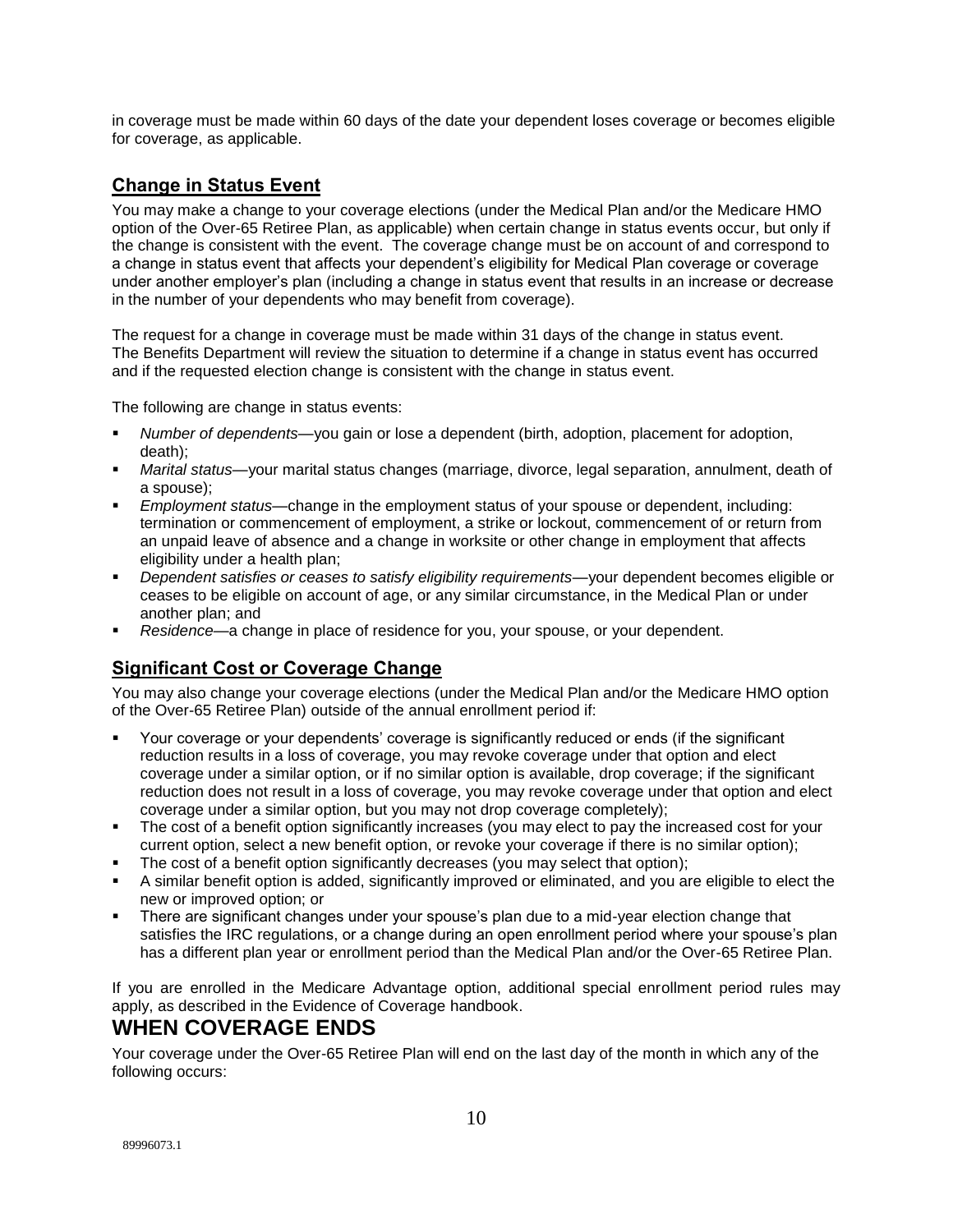in coverage must be made within 60 days of the date your dependent loses coverage or becomes eligible for coverage, as applicable.

## Change in Status Event

You may make a change to your coverage elections (under the Medical Plan and/or the Medicare HMO option of the Over-65 Retiree Plan, as applicable) when certain change in status events occur, but only if the change is consistent with the event. The coverage change must be on account of and correspond to a change in status event that affects your dependent's eligibility for Medical Plan coverage or coverage under another employer's plan (including a change in status event that results in an increase or decrease in the number of your dependents who may benefit from coverage).

The request for a change in coverage must be made within 31 days of the change in status event. The Benefits Department will review the situation to determine if a change in status event has occurred and if the requested election change is consistent with the change in status event.

The following are change in status events:

- *Number of dependents*—you gain or lose a dependent (birth, adoption, placement for adoption, death);
- *Marital status*—your marital status changes (marriage, divorce, legal separation, annulment, death of a spouse);
- *Employment status*—change in the employment status of your spouse or dependent, including: termination or commencement of employment, a strike or lockout, commencement of or return from an unpaid leave of absence and a change in worksite or other change in employment that affects eligibility under a health plan;
- *Dependent satisfies or ceases to satisfy eligibility requirements*—your dependent becomes eligible or ceases to be eligible on account of age, or any similar circumstance, in the Medical Plan or under another plan; and
- *Residence*—a change in place of residence for you, your spouse, or your dependent.

## Significant Cost or Coverage Change

You may also change your coverage elections (under the Medical Plan and/or the Medicare HMO option of the Over-65 Retiree Plan) outside of the annual enrollment period if:

- Your coverage or your dependents' coverage is significantly reduced or ends (if the significant reduction results in a loss of coverage, you may revoke coverage under that option and elect coverage under a similar option, or if no similar option is available, drop coverage; if the significant reduction does not result in a loss of coverage, you may revoke coverage under that option and elect coverage under a similar option, but you may not drop coverage completely);
- The cost of a benefit option significantly increases (you may elect to pay the increased cost for your current option, select a new benefit option, or revoke your coverage if there is no similar option);
- The cost of a benefit option significantly decreases (you may select that option);
- A similar benefit option is added, significantly improved or eliminated, and you are eligible to elect the new or improved option; or
- There are significant changes under your spouse's plan due to a mid-year election change that satisfies the IRC regulations, or a change during an open enrollment period where your spouse's plan has a different plan year or enrollment period than the Medical Plan and/or the Over-65 Retiree Plan.

If you are enrolled in the Medicare Advantage option, additional special enrollment period rules may apply, as described in the Evidence of Coverage handbook.

# WHEN COVERAGE ENDS

Your coverage under the Over-65 Retiree Plan will end on the last day of the month in which any of the following occurs: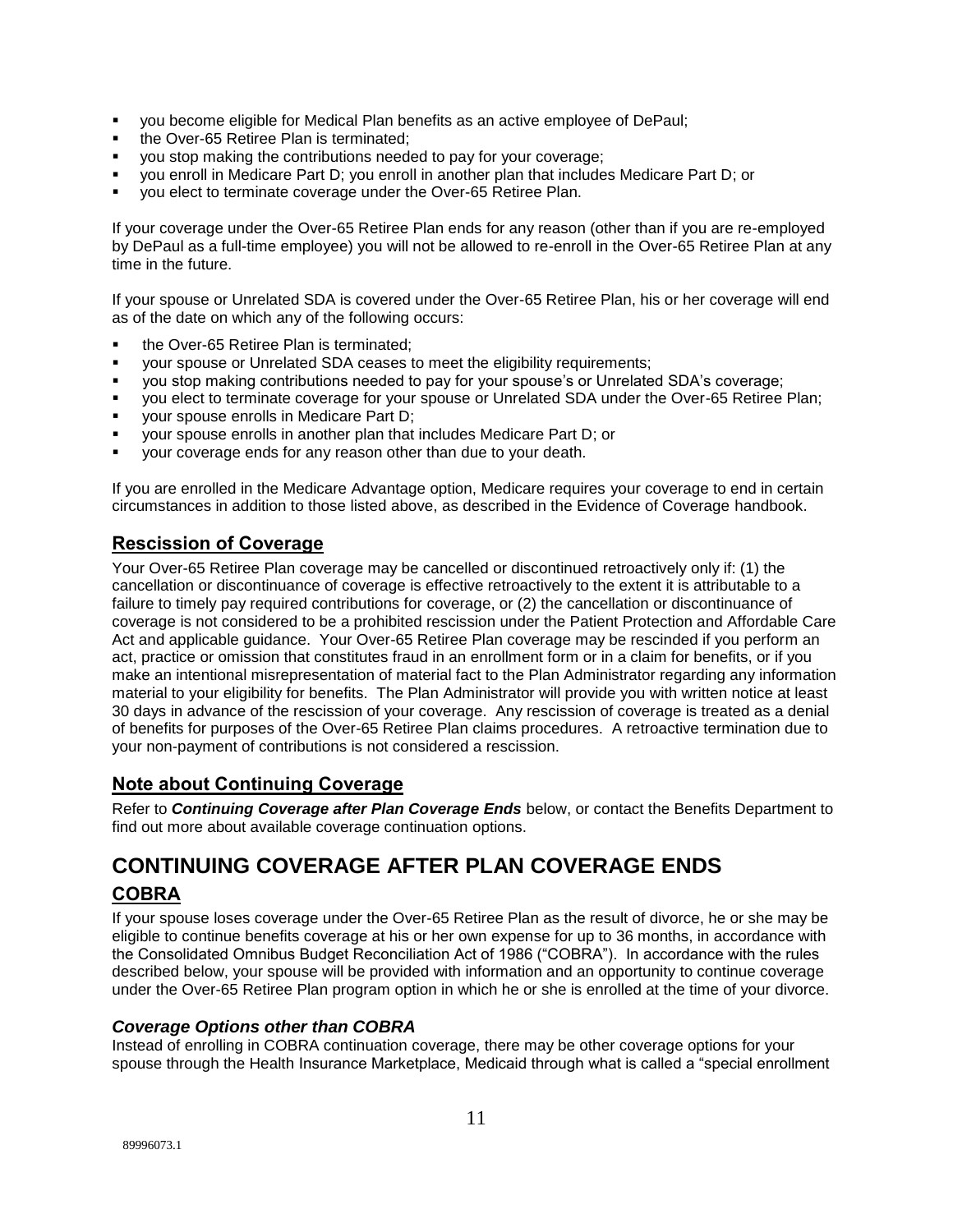- you become eligible for Medical Plan benefits as an active employee of DePaul;
- the Over-65 Retiree Plan is terminated;
- you stop making the contributions needed to pay for your coverage;
- you enroll in Medicare Part D; you enroll in another plan that includes Medicare Part D; or
- you elect to terminate coverage under the Over-65 Retiree Plan.

If your coverage under the Over-65 Retiree Plan ends for any reason (other than if you are re-employed by DePaul as a full-time employee) you will not be allowed to re-enroll in the Over-65 Retiree Plan at any time in the future.

If your spouse or Unrelated SDA is covered under the Over-65 Retiree Plan, his or her coverage will end as of the date on which any of the following occurs:

- the Over-65 Retiree Plan is terminated;
- your spouse or Unrelated SDA ceases to meet the eligibility requirements;
- you stop making contributions needed to pay for your spouse's or Unrelated SDA's coverage;
- you elect to terminate coverage for your spouse or Unrelated SDA under the Over-65 Retiree Plan;
- your spouse enrolls in Medicare Part D;
- your spouse enrolls in another plan that includes Medicare Part D; or
- your coverage ends for any reason other than due to your death.

If you are enrolled in the Medicare Advantage option, Medicare requires your coverage to end in certain circumstances in addition to those listed above, as described in the Evidence of Coverage handbook.

### Rescission of Coverage

Your Over-65 Retiree Plan coverage may be cancelled or discontinued retroactively only if: (1) the cancellation or discontinuance of coverage is effective retroactively to the extent it is attributable to a failure to timely pay required contributions for coverage, or (2) the cancellation or discontinuance of coverage is not considered to be a prohibited rescission under the Patient Protection and Affordable Care Act and applicable guidance. Your Over-65 Retiree Plan coverage may be rescinded if you perform an act, practice or omission that constitutes fraud in an enrollment form or in a claim for benefits, or if you make an intentional misrepresentation of material fact to the Plan Administrator regarding any information material to your eligibility for benefits. The Plan Administrator will provide you with written notice at least 30 days in advance of the rescission of your coverage. Any rescission of coverage is treated as a denial of benefits for purposes of the Over-65 Retiree Plan claims procedures. A retroactive termination due to your non-payment of contributions is not considered a rescission.

### Note about Continuing Coverage

Refer to ***Continuing Coverage after Plan Coverage Ends*** below, or contact the Benefits Department to find out more about available coverage continuation options.

# CONTINUING COVERAGE AFTER PLAN COVERAGE ENDS

## COBRA

If your spouse loses coverage under the Over-65 Retiree Plan as the result of divorce, he or she may be eligible to continue benefits coverage at his or her own expense for up to 36 months, in accordance with the Consolidated Omnibus Budget Reconciliation Act of 1986 ("COBRA"). In accordance with the rules described below, your spouse will be provided with information and an opportunity to continue coverage under the Over-65 Retiree Plan program option in which he or she is enrolled at the time of your divorce.

#### *Coverage Options other than COBRA*

Instead of enrolling in COBRA continuation coverage, there may be other coverage options for your spouse through the Health Insurance Marketplace, Medicaid through what is called a "special enrollment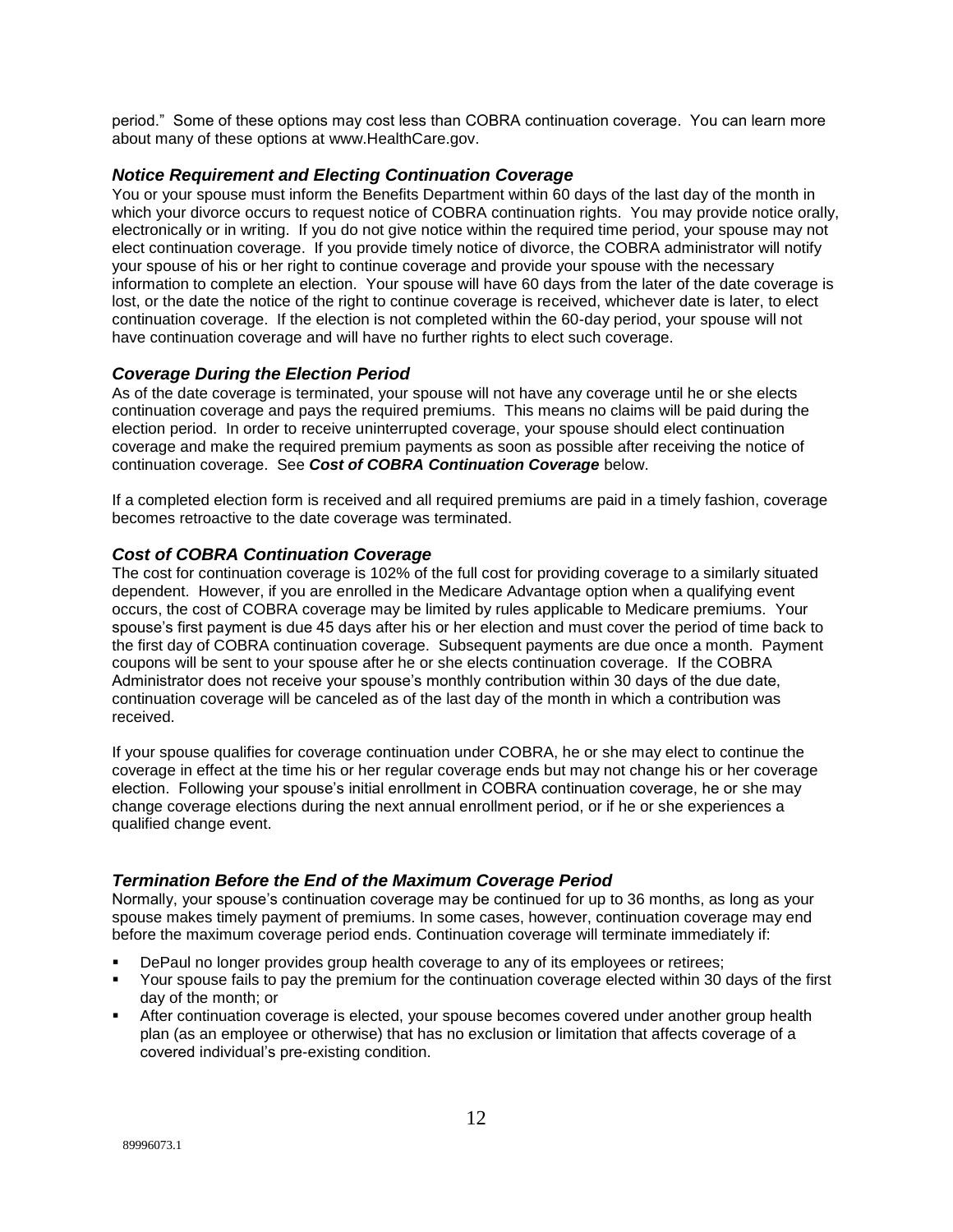period." Some of these options may cost less than COBRA continuation coverage. You can learn more about many of these options at www.HealthCare.gov.

### *Notice Requirement and Electing Continuation Coverage*

You or your spouse must inform the Benefits Department within 60 days of the last day of the month in which your divorce occurs to request notice of COBRA continuation rights. You may provide notice orally, electronically or in writing. If you do not give notice within the required time period, your spouse may not elect continuation coverage. If you provide timely notice of divorce, the COBRA administrator will notify your spouse of his or her right to continue coverage and provide your spouse with the necessary information to complete an election. Your spouse will have 60 days from the later of the date coverage is lost, or the date the notice of the right to continue coverage is received, whichever date is later, to elect continuation coverage. If the election is not completed within the 60-day period, your spouse will not have continuation coverage and will have no further rights to elect such coverage.

### *Coverage During the Election Period*

As of the date coverage is terminated, your spouse will not have any coverage until he or she elects continuation coverage and pays the required premiums. This means no claims will be paid during the election period. In order to receive uninterrupted coverage, your spouse should elect continuation coverage and make the required premium payments as soon as possible after receiving the notice of continuation coverage. See ***Cost of COBRA Continuation Coverage*** below.

If a completed election form is received and all required premiums are paid in a timely fashion, coverage becomes retroactive to the date coverage was terminated.

### *Cost of COBRA Continuation Coverage*

The cost for continuation coverage is 102% of the full cost for providing coverage to a similarly situated dependent. However, if you are enrolled in the Medicare Advantage option when a qualifying event occurs, the cost of COBRA coverage may be limited by rules applicable to Medicare premiums. Your spouse's first payment is due 45 days after his or her election and must cover the period of time back to the first day of COBRA continuation coverage. Subsequent payments are due once a month. Payment coupons will be sent to your spouse after he or she elects continuation coverage. If the COBRA Administrator does not receive your spouse's monthly contribution within 30 days of the due date, continuation coverage will be canceled as of the last day of the month in which a contribution was received.

If your spouse qualifies for coverage continuation under COBRA, he or she may elect to continue the coverage in effect at the time his or her regular coverage ends but may not change his or her coverage election. Following your spouse's initial enrollment in COBRA continuation coverage, he or she may change coverage elections during the next annual enrollment period, or if he or she experiences a qualified change event.

### *Termination Before the End of the Maximum Coverage Period*

Normally, your spouse's continuation coverage may be continued for up to 36 months, as long as your spouse makes timely payment of premiums. In some cases, however, continuation coverage may end before the maximum coverage period ends. Continuation coverage will terminate immediately if:

- DePaul no longer provides group health coverage to any of its employees or retirees;
- Your spouse fails to pay the premium for the continuation coverage elected within 30 days of the first day of the month; or
- After continuation coverage is elected, your spouse becomes covered under another group health plan (as an employee or otherwise) that has no exclusion or limitation that affects coverage of a covered individual's pre-existing condition.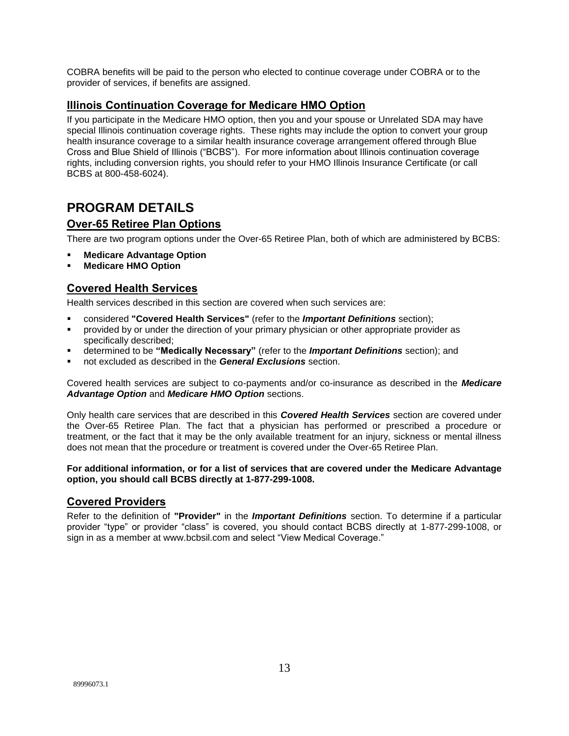COBRA benefits will be paid to the person who elected to continue coverage under COBRA or to the provider of services, if benefits are assigned.

### Illinois Continuation Coverage for Medicare HMO Option

If you participate in the Medicare HMO option, then you and your spouse or Unrelated SDA may have special Illinois continuation coverage rights. These rights may include the option to convert your group health insurance coverage to a similar health insurance coverage arrangement offered through Blue Cross and Blue Shield of Illinois ("BCBS"). For more information about Illinois continuation coverage rights, including conversion rights, you should refer to your HMO Illinois Insurance Certificate (or call BCBS at 800-458-6024).

## PROGRAM DETAILS

### Over-65 Retiree Plan Options

There are two program options under the Over-65 Retiree Plan, both of which are administered by BCBS:

- **Medicare Advantage Option**
- **Medicare HMO Option**

### Covered Health Services

Health services described in this section are covered when such services are:

- considered **"Covered Health Services"** (refer to the ***Important Definitions*** section);
- provided by or under the direction of your primary physician or other appropriate provider as specifically described;
- determined to be **"Medically Necessary"** (refer to the ***Important Definitions*** section); and
- not excluded as described in the ***General Exclusions*** section.

Covered health services are subject to co-payments and/or co-insurance as described in the ***Medicare Advantage Option*** and ***Medicare HMO Option*** sections.

Only health care services that are described in this ***Covered Health Services*** section are covered under the Over-65 Retiree Plan. The fact that a physician has performed or prescribed a procedure or treatment, or the fact that it may be the only available treatment for an injury, sickness or mental illness does not mean that the procedure or treatment is covered under the Over-65 Retiree Plan.

**For additional information, or for a list of services that are covered under the Medicare Advantage option, you should call BCBS directly at 1-877-299-1008.**

### Covered Providers

Refer to the definition of **"Provider"** in the ***Important Definitions*** section. To determine if a particular provider "type" or provider "class" is covered, you should contact BCBS directly at 1-877-299-1008, or sign in as a member at www.bcbsil.com and select "View Medical Coverage."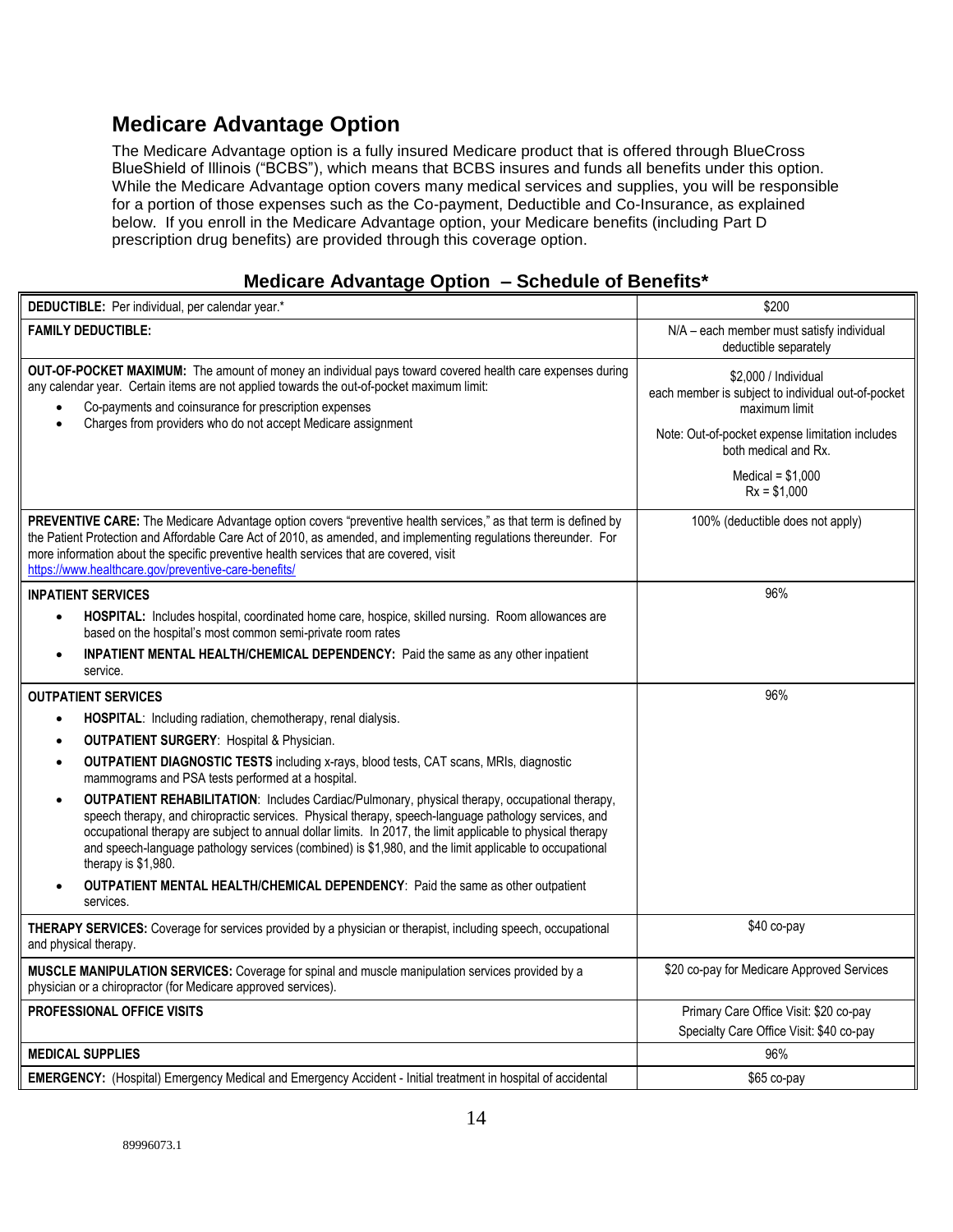## Medicare Advantage Option

The Medicare Advantage option is a fully insured Medicare product that is offered through BlueCross BlueShield of Illinois ("BCBS"), which means that BCBS insures and funds all benefits under this option. While the Medicare Advantage option covers many medical services and supplies, you will be responsible for a portion of those expenses such as the Co-payment, Deductible and Co-Insurance, as explained below. If you enroll in the Medicare Advantage option, your Medicare benefits (including Part D prescription drug benefits) are provided through this coverage option.

### Medicare Advantage Option – Schedule of Benefits*

| | |
|---|---|
| **DEDUCTIBLE:** Per individual, per calendar year.* | $200 |
| **FAMILY DEDUCTIBLE:** | N/A – each member must satisfy individual deductible separately |
| **OUT-OF-POCKET MAXIMUM:** The amount of money an individual pays toward covered health care expenses during any calendar year. Certain items are not applied towards the out-of-pocket maximum limit:<br>• Co-payments and coinsurance for prescription expenses<br>• Charges from providers who do not accept Medicare assignment | $2,000 / Individual each member is subject to individual out-of-pocket maximum limit<br>Note: Out-of-pocket expense limitation includes both medical and Rx.<br>Medical = $1,000<br>Rx = $1,000 |
| **PREVENTIVE CARE:** The Medicare Advantage option covers "preventive health services," as that term is defined by the Patient Protection and Affordable Care Act of 2010, as amended, and implementing regulations thereunder. For more information about the specific preventive health services that are covered, visit https://www.healthcare.gov/preventive-care-benefits/ | 100% (deductible does not apply) |
| **INPATIENT SERVICES**<br>• **HOSPITAL:** Includes hospital, coordinated home care, hospice, skilled nursing. Room allowances are based on the hospital's most common semi-private room rates<br>• **INPATIENT MENTAL HEALTH/CHEMICAL DEPENDENCY:** Paid the same as any other inpatient service. | 96% |
| **OUTPATIENT SERVICES**<br>• **HOSPITAL**: Including radiation, chemotherapy, renal dialysis.<br>• **OUTPATIENT SURGERY**: Hospital & Physician.<br>• **OUTPATIENT DIAGNOSTIC TESTS** including x-rays, blood tests, CAT scans, MRIs, diagnostic mammograms and PSA tests performed at a hospital.<br>• **OUTPATIENT REHABILITATION**: Includes Cardiac/Pulmonary, physical therapy, occupational therapy, speech therapy, and chiropractic services. Physical therapy, speech-language pathology services, and occupational therapy are subject to annual dollar limits. In 2017, the limit applicable to physical therapy and speech-language pathology services (combined) is $1,980, and the limit applicable to occupational therapy is $1,980.<br>• **OUTPATIENT MENTAL HEALTH/CHEMICAL DEPENDENCY**: Paid the same as other outpatient services. | 96% |
| **THERAPY SERVICES:** Coverage for services provided by a physician or therapist, including speech, occupational and physical therapy. | $40 co-pay |
| **MUSCLE MANIPULATION SERVICES:** Coverage for spinal and muscle manipulation services provided by a physician or a chiropractor (for Medicare approved services). | $20 co-pay for Medicare Approved Services |
| **PROFESSIONAL OFFICE VISITS** | Primary Care Office Visit: $20 co-pay<br>Specialty Care Office Visit: $40 co-pay |
| **MEDICAL SUPPLIES** | 96% |
| **EMERGENCY:** (Hospital) Emergency Medical and Emergency Accident - Initial treatment in hospital of accidental | $65 co-pay |

89996073.1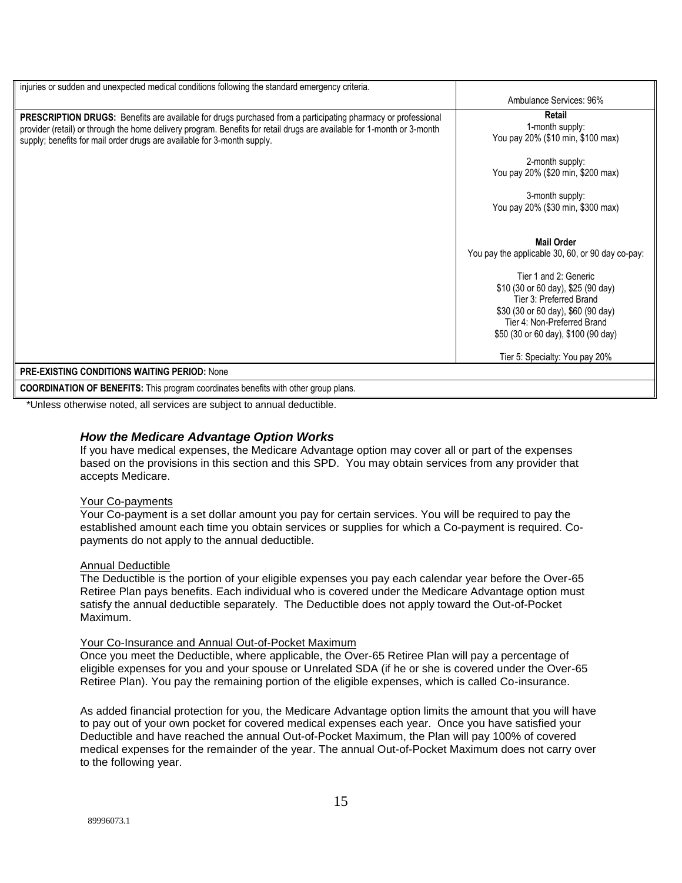| | |
|---|---|
| injuries or sudden and unexpected medical conditions following the standard emergency criteria. | Ambulance Services: 96% |
| **PRESCRIPTION DRUGS:** Benefits are available for drugs purchased from a participating pharmacy or professional provider (retail) or through the home delivery program. Benefits for retail drugs are available for 1-month or 3-month supply; benefits for mail order drugs are available for 3-month supply. | **Retail**<br>1-month supply:<br>You pay 20% ($10 min, $100 max)<br><br>2-month supply:<br>You pay 20% ($20 min, $200 max)<br><br>3-month supply:<br>You pay 20% ($30 min, $300 max)<br><br>**Mail Order**<br>You pay the applicable 30, 60, or 90 day co-pay:<br><br>Tier 1 and 2: Generic<br>$10 (30 or 60 day), $25 (90 day)<br>Tier 3: Preferred Brand<br>$30 (30 or 60 day), $60 (90 day)<br>Tier 4: Non-Preferred Brand<br>$50 (30 or 60 day), $100 (90 day)<br><br>Tier 5: Specialty: You pay 20% |
| **PRE-EXISTING CONDITIONS WAITING PERIOD:** None | |
| **COORDINATION OF BENEFITS:** This program coordinates benefits with other group plans. | |

*Unless otherwise noted, all services are subject to annual deductible.

### *How the Medicare Advantage Option Works*

If you have medical expenses, the Medicare Advantage option may cover all or part of the expenses based on the provisions in this section and this SPD. You may obtain services from any provider that accepts Medicare.

Your Co-payments

Your Co-payment is a set dollar amount you pay for certain services. You will be required to pay the established amount each time you obtain services or supplies for which a Co-payment is required. Co-payments do not apply to the annual deductible.

Annual Deductible

The Deductible is the portion of your eligible expenses you pay each calendar year before the Over-65 Retiree Plan pays benefits. Each individual who is covered under the Medicare Advantage option must satisfy the annual deductible separately. The Deductible does not apply toward the Out-of-Pocket Maximum.

Your Co-Insurance and Annual Out-of-Pocket Maximum

Once you meet the Deductible, where applicable, the Over-65 Retiree Plan will pay a percentage of eligible expenses for you and your spouse or Unrelated SDA (if he or she is covered under the Over-65 Retiree Plan). You pay the remaining portion of the eligible expenses, which is called Co-insurance.

As added financial protection for you, the Medicare Advantage option limits the amount that you will have to pay out of your own pocket for covered medical expenses each year. Once you have satisfied your Deductible and have reached the annual Out-of-Pocket Maximum, the Plan will pay 100% of covered medical expenses for the remainder of the year. The annual Out-of-Pocket Maximum does not carry over to the following year.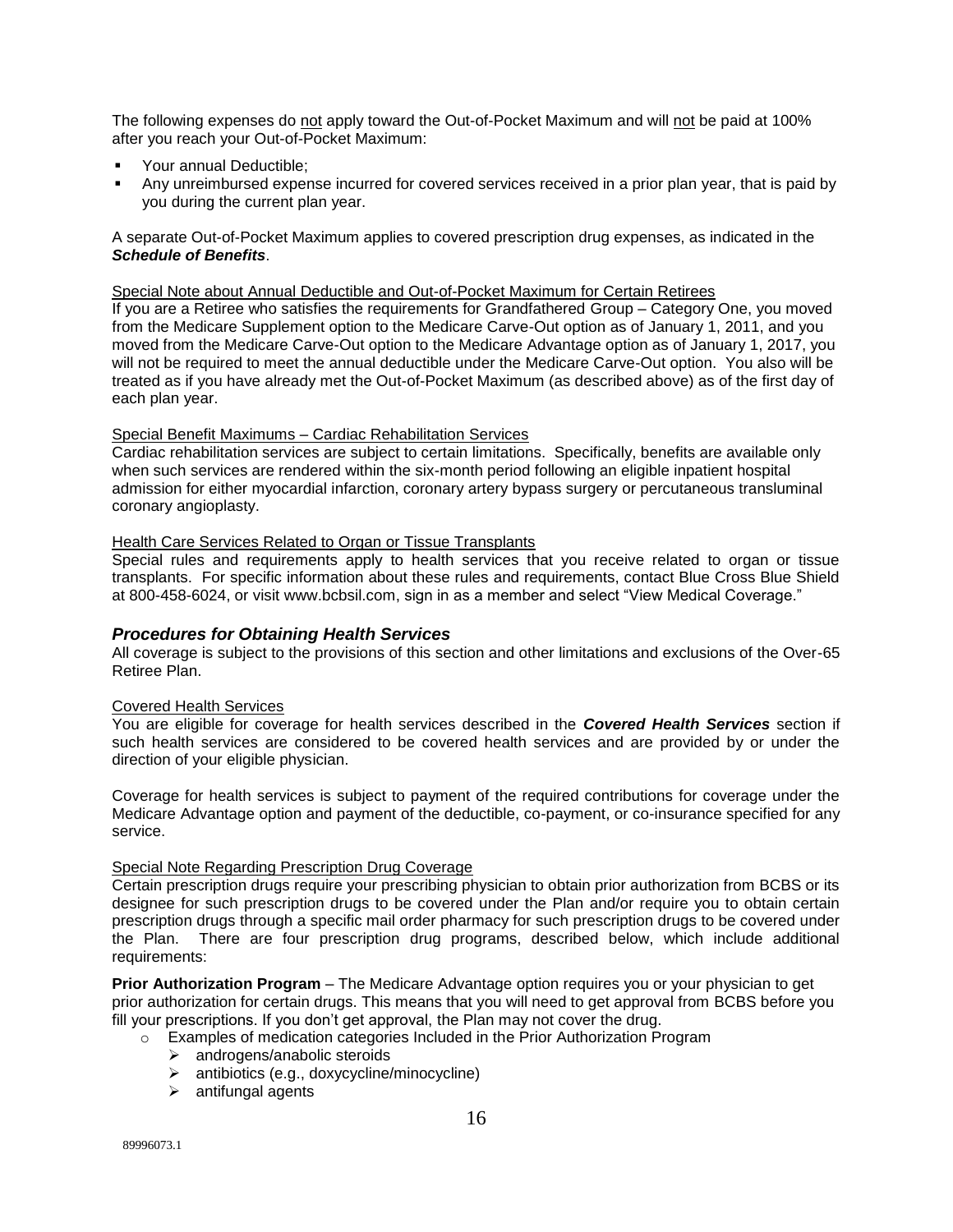The following expenses do not apply toward the Out-of-Pocket Maximum and will not be paid at 100% after you reach your Out-of-Pocket Maximum:

- Your annual Deductible;
- Any unreimbursed expense incurred for covered services received in a prior plan year, that is paid by you during the current plan year.

A separate Out-of-Pocket Maximum applies to covered prescription drug expenses, as indicated in the ***Schedule of Benefits***.

Special Note about Annual Deductible and Out-of-Pocket Maximum for Certain Retirees

If you are a Retiree who satisfies the requirements for Grandfathered Group – Category One, you moved from the Medicare Supplement option to the Medicare Carve-Out option as of January 1, 2011, and you moved from the Medicare Carve-Out option to the Medicare Advantage option as of January 1, 2017, you will not be required to meet the annual deductible under the Medicare Carve-Out option. You also will be treated as if you have already met the Out-of-Pocket Maximum (as described above) as of the first day of each plan year.

Special Benefit Maximums – Cardiac Rehabilitation Services

Cardiac rehabilitation services are subject to certain limitations. Specifically, benefits are available only when such services are rendered within the six-month period following an eligible inpatient hospital admission for either myocardial infarction, coronary artery bypass surgery or percutaneous transluminal coronary angioplasty.

Health Care Services Related to Organ or Tissue Transplants

Special rules and requirements apply to health services that you receive related to organ or tissue transplants. For specific information about these rules and requirements, contact Blue Cross Blue Shield at 800-458-6024, or visit www.bcbsil.com, sign in as a member and select "View Medical Coverage."

## *Procedures for Obtaining Health Services*

All coverage is subject to the provisions of this section and other limitations and exclusions of the Over-65 Retiree Plan.

Covered Health Services

You are eligible for coverage for health services described in the ***Covered Health Services*** section if such health services are considered to be covered health services and are provided by or under the direction of your eligible physician.

Coverage for health services is subject to payment of the required contributions for coverage under the Medicare Advantage option and payment of the deductible, co-payment, or co-insurance specified for any service.

Special Note Regarding Prescription Drug Coverage

Certain prescription drugs require your prescribing physician to obtain prior authorization from BCBS or its designee for such prescription drugs to be covered under the Plan and/or require you to obtain certain prescription drugs through a specific mail order pharmacy for such prescription drugs to be covered under the Plan. There are four prescription drug programs, described below, which include additional requirements:

**Prior Authorization Program** – The Medicare Advantage option requires you or your physician to get prior authorization for certain drugs. This means that you will need to get approval from BCBS before you fill your prescriptions. If you don't get approval, the Plan may not cover the drug.

- Examples of medication categories Included in the Prior Authorization Program
  - androgens/anabolic steroids
  - antibiotics (e.g., doxycycline/minocycline)
  - antifungal agents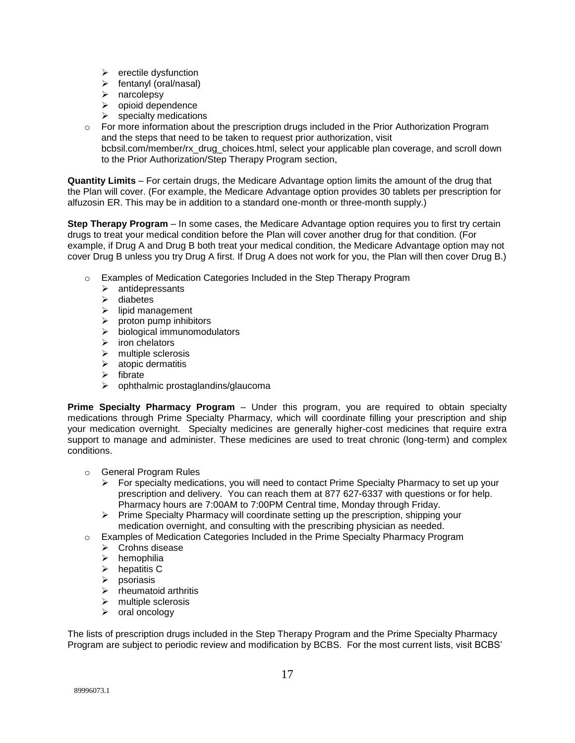- erectile dysfunction
  - fentanyl (oral/nasal)
  - narcolepsy
  - opioid dependence
  - specialty medications
- For more information about the prescription drugs included in the Prior Authorization Program and the steps that need to be taken to request prior authorization, visit bcbsil.com/member/rx_drug_choices.html, select your applicable plan coverage, and scroll down to the Prior Authorization/Step Therapy Program section,

**Quantity Limits** – For certain drugs, the Medicare Advantage option limits the amount of the drug that the Plan will cover. (For example, the Medicare Advantage option provides 30 tablets per prescription for alfuzosin ER. This may be in addition to a standard one-month or three-month supply.)

**Step Therapy Program** – In some cases, the Medicare Advantage option requires you to first try certain drugs to treat your medical condition before the Plan will cover another drug for that condition. (For example, if Drug A and Drug B both treat your medical condition, the Medicare Advantage option may not cover Drug B unless you try Drug A first. If Drug A does not work for you, the Plan will then cover Drug B.)

- Examples of Medication Categories Included in the Step Therapy Program
  - antidepressants
  - diabetes
  - lipid management
  - proton pump inhibitors
  - biological immunomodulators
  - iron chelators
  - multiple sclerosis
  - atopic dermatitis
  - fibrate
  - ophthalmic prostaglandins/glaucoma

**Prime Specialty Pharmacy Program** – Under this program, you are required to obtain specialty medications through Prime Specialty Pharmacy, which will coordinate filling your prescription and ship your medication overnight. Specialty medicines are generally higher-cost medicines that require extra support to manage and administer. These medicines are used to treat chronic (long-term) and complex conditions.

- General Program Rules
  - For specialty medications, you will need to contact Prime Specialty Pharmacy to set up your prescription and delivery. You can reach them at 877 627-6337 with questions or for help. Pharmacy hours are 7:00AM to 7:00PM Central time, Monday through Friday.
  - Prime Specialty Pharmacy will coordinate setting up the prescription, shipping your medication overnight, and consulting with the prescribing physician as needed.
- Examples of Medication Categories Included in the Prime Specialty Pharmacy Program
  - Crohns disease
  - hemophilia
  - hepatitis C
  - psoriasis
  - rheumatoid arthritis
  - multiple sclerosis
  - oral oncology

The lists of prescription drugs included in the Step Therapy Program and the Prime Specialty Pharmacy Program are subject to periodic review and modification by BCBS. For the most current lists, visit BCBS'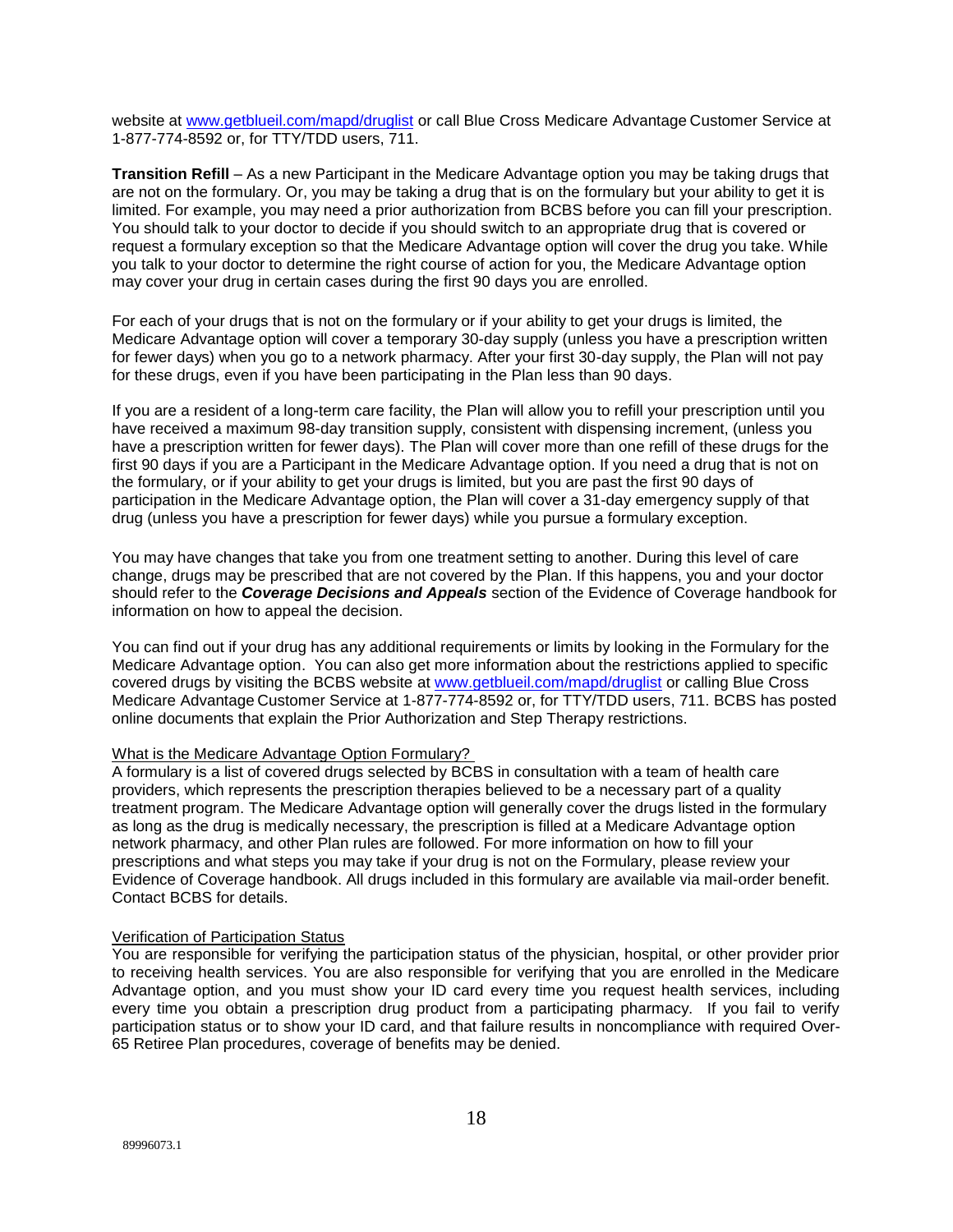website at [www.getblueil.com/mapd/druglist](http://www.getblueil.com/mapd/druglist) or call Blue Cross Medicare Advantage Customer Service at 1-877-774-8592 or, for TTY/TDD users, 711.

**Transition Refill** – As a new Participant in the Medicare Advantage option you may be taking drugs that are not on the formulary. Or, you may be taking a drug that is on the formulary but your ability to get it is limited. For example, you may need a prior authorization from BCBS before you can fill your prescription. You should talk to your doctor to decide if you should switch to an appropriate drug that is covered or request a formulary exception so that the Medicare Advantage option will cover the drug you take. While you talk to your doctor to determine the right course of action for you, the Medicare Advantage option may cover your drug in certain cases during the first 90 days you are enrolled.

For each of your drugs that is not on the formulary or if your ability to get your drugs is limited, the Medicare Advantage option will cover a temporary 30-day supply (unless you have a prescription written for fewer days) when you go to a network pharmacy. After your first 30-day supply, the Plan will not pay for these drugs, even if you have been participating in the Plan less than 90 days.

If you are a resident of a long-term care facility, the Plan will allow you to refill your prescription until you have received a maximum 98-day transition supply, consistent with dispensing increment, (unless you have a prescription written for fewer days). The Plan will cover more than one refill of these drugs for the first 90 days if you are a Participant in the Medicare Advantage option. If you need a drug that is not on the formulary, or if your ability to get your drugs is limited, but you are past the first 90 days of participation in the Medicare Advantage option, the Plan will cover a 31-day emergency supply of that drug (unless you have a prescription for fewer days) while you pursue a formulary exception.

You may have changes that take you from one treatment setting to another. During this level of care change, drugs may be prescribed that are not covered by the Plan. If this happens, you and your doctor should refer to the ***Coverage Decisions and Appeals*** section of the Evidence of Coverage handbook for information on how to appeal the decision.

You can find out if your drug has any additional requirements or limits by looking in the Formulary for the Medicare Advantage option. You can also get more information about the restrictions applied to specific covered drugs by visiting the BCBS website at [www.getblueil.com/mapd/druglist](http://www.getblueil.com/mapd/druglist) or calling Blue Cross Medicare Advantage Customer Service at 1-877-774-8592 or, for TTY/TDD users, 711. BCBS has posted online documents that explain the Prior Authorization and Step Therapy restrictions.

<u>What is the Medicare Advantage Option Formulary?</u>

A formulary is a list of covered drugs selected by BCBS in consultation with a team of health care providers, which represents the prescription therapies believed to be a necessary part of a quality treatment program. The Medicare Advantage option will generally cover the drugs listed in the formulary as long as the drug is medically necessary, the prescription is filled at a Medicare Advantage option network pharmacy, and other Plan rules are followed. For more information on how to fill your prescriptions and what steps you may take if your drug is not on the Formulary, please review your Evidence of Coverage handbook. All drugs included in this formulary are available via mail-order benefit. Contact BCBS for details.

<u>Verification of Participation Status</u>

You are responsible for verifying the participation status of the physician, hospital, or other provider prior to receiving health services. You are also responsible for verifying that you are enrolled in the Medicare Advantage option, and you must show your ID card every time you request health services, including every time you obtain a prescription drug product from a participating pharmacy. If you fail to verify participation status or to show your ID card, and that failure results in noncompliance with required Over-65 Retiree Plan procedures, coverage of benefits may be denied.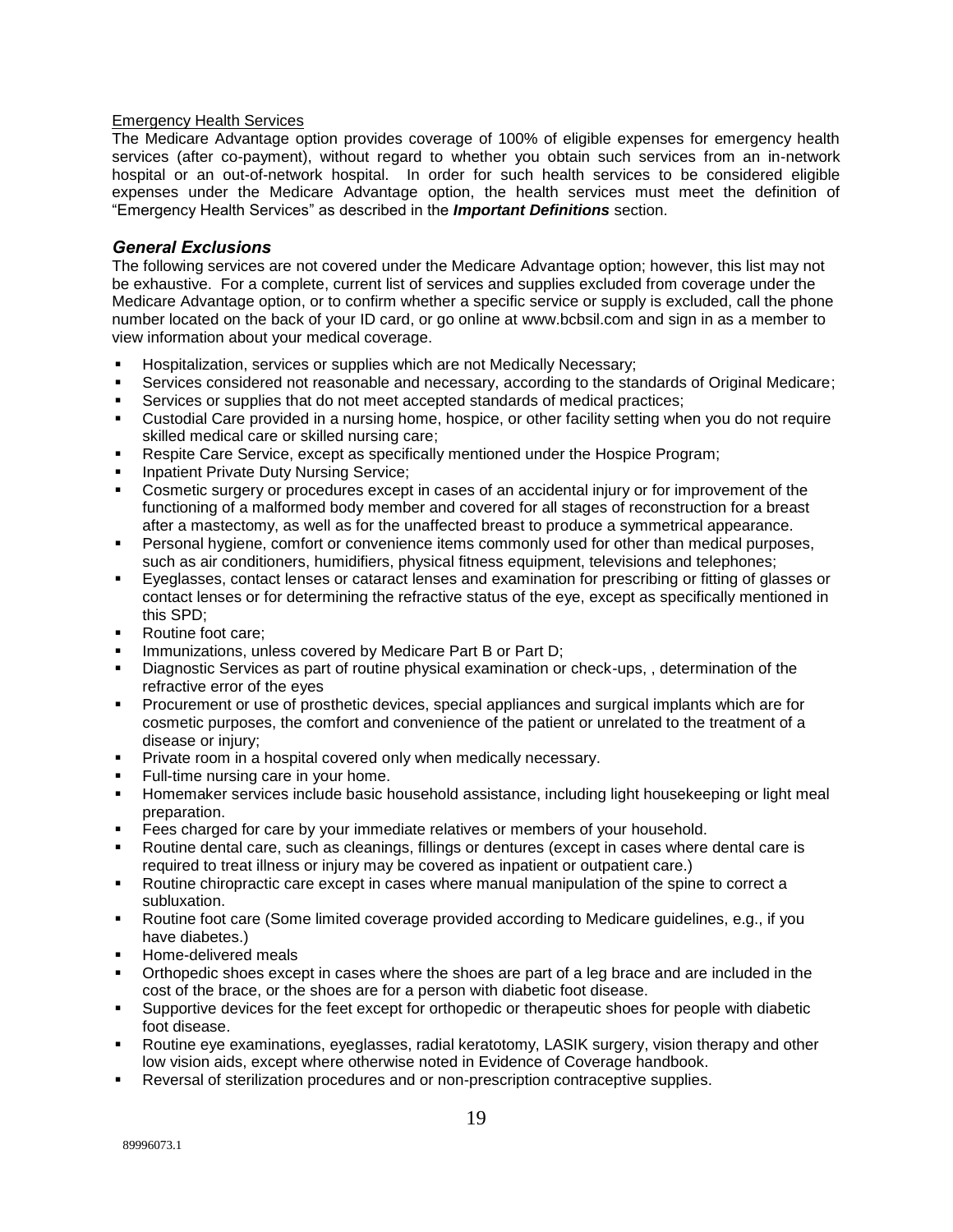Emergency Health Services

The Medicare Advantage option provides coverage of 100% of eligible expenses for emergency health services (after co-payment), without regard to whether you obtain such services from an in-network hospital or an out-of-network hospital. In order for such health services to be considered eligible expenses under the Medicare Advantage option, the health services must meet the definition of "Emergency Health Services" as described in the ***Important Definitions*** section.

### *General Exclusions*

The following services are not covered under the Medicare Advantage option; however, this list may not be exhaustive. For a complete, current list of services and supplies excluded from coverage under the Medicare Advantage option, or to confirm whether a specific service or supply is excluded, call the phone number located on the back of your ID card, or go online at www.bcbsil.com and sign in as a member to view information about your medical coverage.

- Hospitalization, services or supplies which are not Medically Necessary;
- Services considered not reasonable and necessary, according to the standards of Original Medicare;
- Services or supplies that do not meet accepted standards of medical practices;
- Custodial Care provided in a nursing home, hospice, or other facility setting when you do not require skilled medical care or skilled nursing care;
- Respite Care Service, except as specifically mentioned under the Hospice Program;
- Inpatient Private Duty Nursing Service;
- Cosmetic surgery or procedures except in cases of an accidental injury or for improvement of the functioning of a malformed body member and covered for all stages of reconstruction for a breast after a mastectomy, as well as for the unaffected breast to produce a symmetrical appearance.
- Personal hygiene, comfort or convenience items commonly used for other than medical purposes, such as air conditioners, humidifiers, physical fitness equipment, televisions and telephones;
- Eyeglasses, contact lenses or cataract lenses and examination for prescribing or fitting of glasses or contact lenses or for determining the refractive status of the eye, except as specifically mentioned in this SPD;
- Routine foot care;
- Immunizations, unless covered by Medicare Part B or Part D;
- Diagnostic Services as part of routine physical examination or check-ups, , determination of the refractive error of the eyes
- Procurement or use of prosthetic devices, special appliances and surgical implants which are for cosmetic purposes, the comfort and convenience of the patient or unrelated to the treatment of a disease or injury;
- Private room in a hospital covered only when medically necessary.
- Full-time nursing care in your home.
- Homemaker services include basic household assistance, including light housekeeping or light meal preparation.
- Fees charged for care by your immediate relatives or members of your household.
- Routine dental care, such as cleanings, fillings or dentures (except in cases where dental care is required to treat illness or injury may be covered as inpatient or outpatient care.)
- Routine chiropractic care except in cases where manual manipulation of the spine to correct a subluxation.
- Routine foot care (Some limited coverage provided according to Medicare guidelines, e.g., if you have diabetes.)
- Home-delivered meals
- Orthopedic shoes except in cases where the shoes are part of a leg brace and are included in the cost of the brace, or the shoes are for a person with diabetic foot disease.
- Supportive devices for the feet except for orthopedic or therapeutic shoes for people with diabetic foot disease.
- Routine eye examinations, eyeglasses, radial keratotomy, LASIK surgery, vision therapy and other low vision aids, except where otherwise noted in Evidence of Coverage handbook.
- Reversal of sterilization procedures and or non-prescription contraceptive supplies.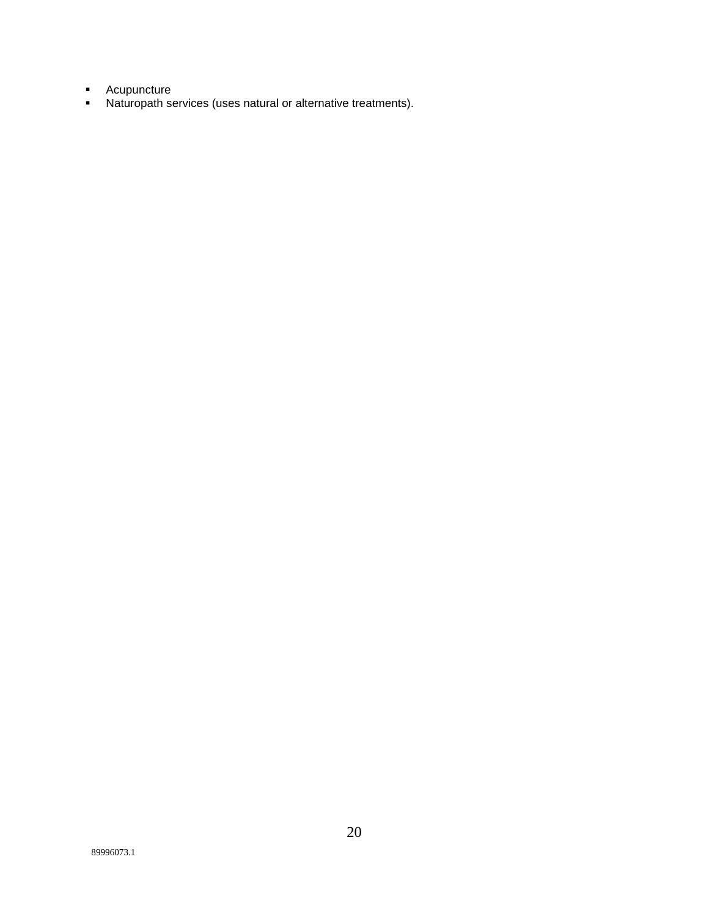- Acupuncture
- Naturopath services (uses natural or alternative treatments).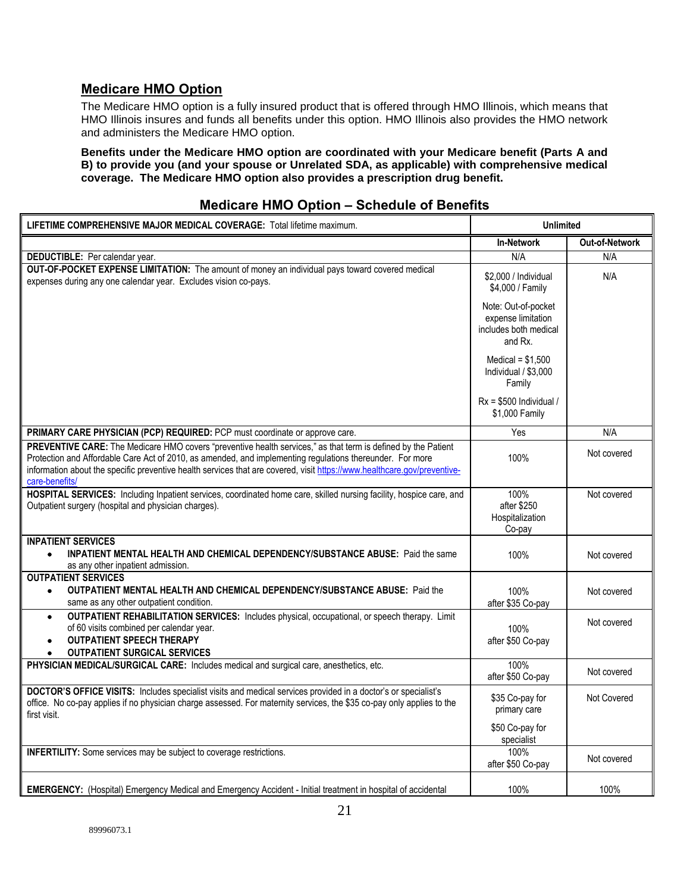## Medicare HMO Option

The Medicare HMO option is a fully insured product that is offered through HMO Illinois, which means that HMO Illinois insures and funds all benefits under this option. HMO Illinois also provides the HMO network and administers the Medicare HMO option.

**Benefits under the Medicare HMO option are coordinated with your Medicare benefit (Parts A and B) to provide you (and your spouse or Unrelated SDA, as applicable) with comprehensive medical coverage. The Medicare HMO option also provides a prescription drug benefit.**

### Medicare HMO Option – Schedule of Benefits

| **LIFETIME COMPREHENSIVE MAJOR MEDICAL COVERAGE:** Total lifetime maximum. | **Unlimited** | |
|---|---|---|
| | **In-Network** | **Out-of-Network** |
| **DEDUCTIBLE:** Per calendar year. | N/A | N/A |
| **OUT-OF-POCKET EXPENSE LIMITATION:** The amount of money an individual pays toward covered medical expenses during any one calendar year. Excludes vision co-pays. | $2,000 / Individual $4,000 / Family<br><br>Note: Out-of-pocket expense limitation includes both medical and Rx.<br><br>Medical = $1,500 Individual / $3,000 Family<br><br>Rx = $500 Individual / $1,000 Family | N/A |
| **PRIMARY CARE PHYSICIAN (PCP) REQUIRED:** PCP must coordinate or approve care. | Yes | N/A |
| **PREVENTIVE CARE:** The Medicare HMO covers "preventive health services," as that term is defined by the Patient Protection and Affordable Care Act of 2010, as amended, and implementing regulations thereunder. For more information about the specific preventive health services that are covered, visit https://www.healthcare.gov/preventive-care-benefits/ | 100% | Not covered |
| **HOSPITAL SERVICES:** Including Inpatient services, coordinated home care, skilled nursing facility, hospice care, and Outpatient surgery (hospital and physician charges). | 100% after $250 Hospitalization Co-pay | Not covered |
| **INPATIENT SERVICES**<br>• **INPATIENT MENTAL HEALTH AND CHEMICAL DEPENDENCY/SUBSTANCE ABUSE:** Paid the same as any other inpatient admission. | 100% | Not covered |
| **OUTPATIENT SERVICES**<br>• **OUTPATIENT MENTAL HEALTH AND CHEMICAL DEPENDENCY/SUBSTANCE ABUSE:** Paid the same as any other outpatient condition. | 100% after $35 Co-pay | Not covered |
| • **OUTPATIENT REHABILITATION SERVICES:** Includes physical, occupational, or speech therapy. Limit of 60 visits combined per calendar year.<br>• **OUTPATIENT SPEECH THERAPY**<br>• **OUTPATIENT SURGICAL SERVICES** | 100% after $50 Co-pay | Not covered |
| **PHYSICIAN MEDICAL/SURGICAL CARE:** Includes medical and surgical care, anesthetics, etc. | 100% after $50 Co-pay | Not covered |
| **DOCTOR'S OFFICE VISITS:** Includes specialist visits and medical services provided in a doctor's or specialist's office. No co-pay applies if no physician charge assessed. For maternity services, the $35 co-pay only applies to the first visit. | $35 Co-pay for primary care<br><br>$50 Co-pay for specialist | Not Covered |
| **INFERTILITY:** Some services may be subject to coverage restrictions. | 100% after $50 Co-pay | Not covered |
| **EMERGENCY:** (Hospital) Emergency Medical and Emergency Accident - Initial treatment in hospital of accidental | 100% | 100% |

89996073.1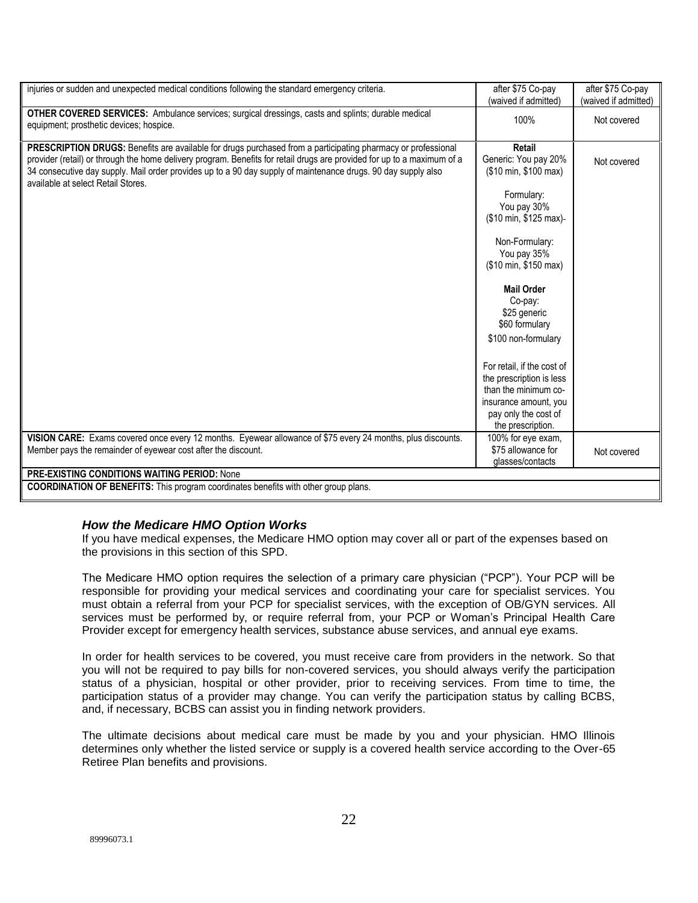| | | |
|---|---|---|
| injuries or sudden and unexpected medical conditions following the standard emergency criteria. | after $75 Co-pay (waived if admitted) | after $75 Co-pay (waived if admitted) |
| **OTHER COVERED SERVICES:** Ambulance services; surgical dressings, casts and splints; durable medical equipment; prosthetic devices; hospice. | 100% | Not covered |
| **PRESCRIPTION DRUGS:** Benefits are available for drugs purchased from a participating pharmacy or professional provider (retail) or through the home delivery program. Benefits for retail drugs are provided for up to a maximum of a 34 consecutive day supply. Mail order provides up to a 90 day supply of maintenance drugs. 90 day supply also available at select Retail Stores. | **Retail**<br>Generic: You pay 20% ($10 min, $100 max)<br><br>Formulary: You pay 30% ($10 min, $125 max)-<br><br>Non-Formulary: You pay 35% ($10 min, $150 max)<br><br>**Mail Order**<br>Co-pay:<br>$25 generic<br>$60 formulary<br>$100 non-formulary<br><br>For retail, if the cost of the prescription is less than the minimum co-insurance amount, you pay only the cost of the prescription. | Not covered |
| **VISION CARE:** Exams covered once every 12 months. Eyewear allowance of $75 every 24 months, plus discounts. Member pays the remainder of eyewear cost after the discount. | 100% for eye exam, $75 allowance for glasses/contacts | Not covered |
| **PRE-EXISTING CONDITIONS WAITING PERIOD:** None | | |
| **COORDINATION OF BENEFITS:** This program coordinates benefits with other group plans. | | |

### *How the Medicare HMO Option Works*

If you have medical expenses, the Medicare HMO option may cover all or part of the expenses based on the provisions in this section of this SPD.

The Medicare HMO option requires the selection of a primary care physician ("PCP"). Your PCP will be responsible for providing your medical services and coordinating your care for specialist services. You must obtain a referral from your PCP for specialist services, with the exception of OB/GYN services. All services must be performed by, or require referral from, your PCP or Woman's Principal Health Care Provider except for emergency health services, substance abuse services, and annual eye exams.

In order for health services to be covered, you must receive care from providers in the network. So that you will not be required to pay bills for non-covered services, you should always verify the participation status of a physician, hospital or other provider, prior to receiving services. From time to time, the participation status of a provider may change. You can verify the participation status by calling BCBS, and, if necessary, BCBS can assist you in finding network providers.

The ultimate decisions about medical care must be made by you and your physician. HMO Illinois determines only whether the listed service or supply is a covered health service according to the Over-65 Retiree Plan benefits and provisions.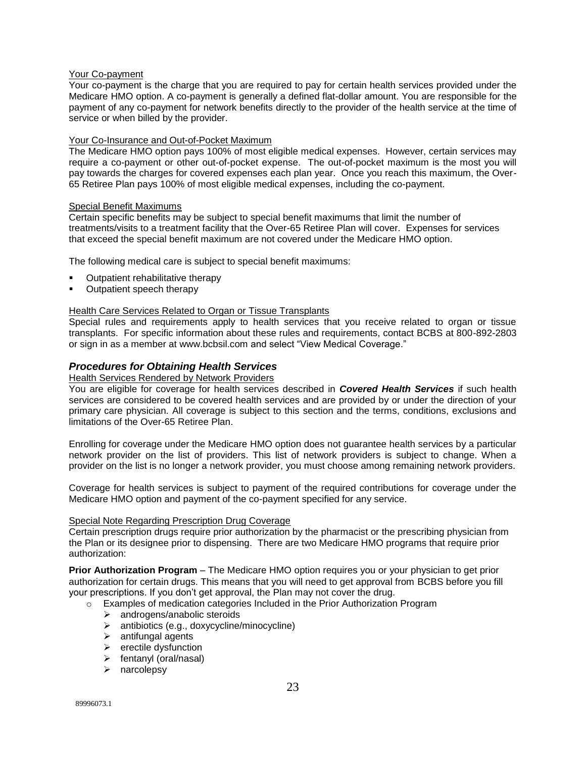Your Co-payment

Your co-payment is the charge that you are required to pay for certain health services provided under the Medicare HMO option. A co-payment is generally a defined flat-dollar amount. You are responsible for the payment of any co-payment for network benefits directly to the provider of the health service at the time of service or when billed by the provider.

Your Co-Insurance and Out-of-Pocket Maximum

The Medicare HMO option pays 100% of most eligible medical expenses. However, certain services may require a co-payment or other out-of-pocket expense. The out-of-pocket maximum is the most you will pay towards the charges for covered expenses each plan year. Once you reach this maximum, the Over-65 Retiree Plan pays 100% of most eligible medical expenses, including the co-payment.

Special Benefit Maximums

Certain specific benefits may be subject to special benefit maximums that limit the number of treatments/visits to a treatment facility that the Over-65 Retiree Plan will cover. Expenses for services that exceed the special benefit maximum are not covered under the Medicare HMO option.

The following medical care is subject to special benefit maximums:

- Outpatient rehabilitative therapy
- Outpatient speech therapy

Health Care Services Related to Organ or Tissue Transplants

Special rules and requirements apply to health services that you receive related to organ or tissue transplants. For specific information about these rules and requirements, contact BCBS at 800-892-2803 or sign in as a member at www.bcbsil.com and select "View Medical Coverage."

### *Procedures for Obtaining Health Services*

Health Services Rendered by Network Providers

You are eligible for coverage for health services described in ***Covered Health Services*** if such health services are considered to be covered health services and are provided by or under the direction of your primary care physician. All coverage is subject to this section and the terms, conditions, exclusions and limitations of the Over-65 Retiree Plan.

Enrolling for coverage under the Medicare HMO option does not guarantee health services by a particular network provider on the list of providers. This list of network providers is subject to change. When a provider on the list is no longer a network provider, you must choose among remaining network providers.

Coverage for health services is subject to payment of the required contributions for coverage under the Medicare HMO option and payment of the co-payment specified for any service.

Special Note Regarding Prescription Drug Coverage

Certain prescription drugs require prior authorization by the pharmacist or the prescribing physician from the Plan or its designee prior to dispensing. There are two Medicare HMO programs that require prior authorization:

**Prior Authorization Program** – The Medicare HMO option requires you or your physician to get prior authorization for certain drugs. This means that you will need to get approval from BCBS before you fill your prescriptions. If you don't get approval, the Plan may not cover the drug.

- Examples of medication categories Included in the Prior Authorization Program
  - androgens/anabolic steroids
  - antibiotics (e.g., doxycycline/minocycline)
  - antifungal agents
  - erectile dysfunction
  - fentanyl (oral/nasal)
  - narcolepsy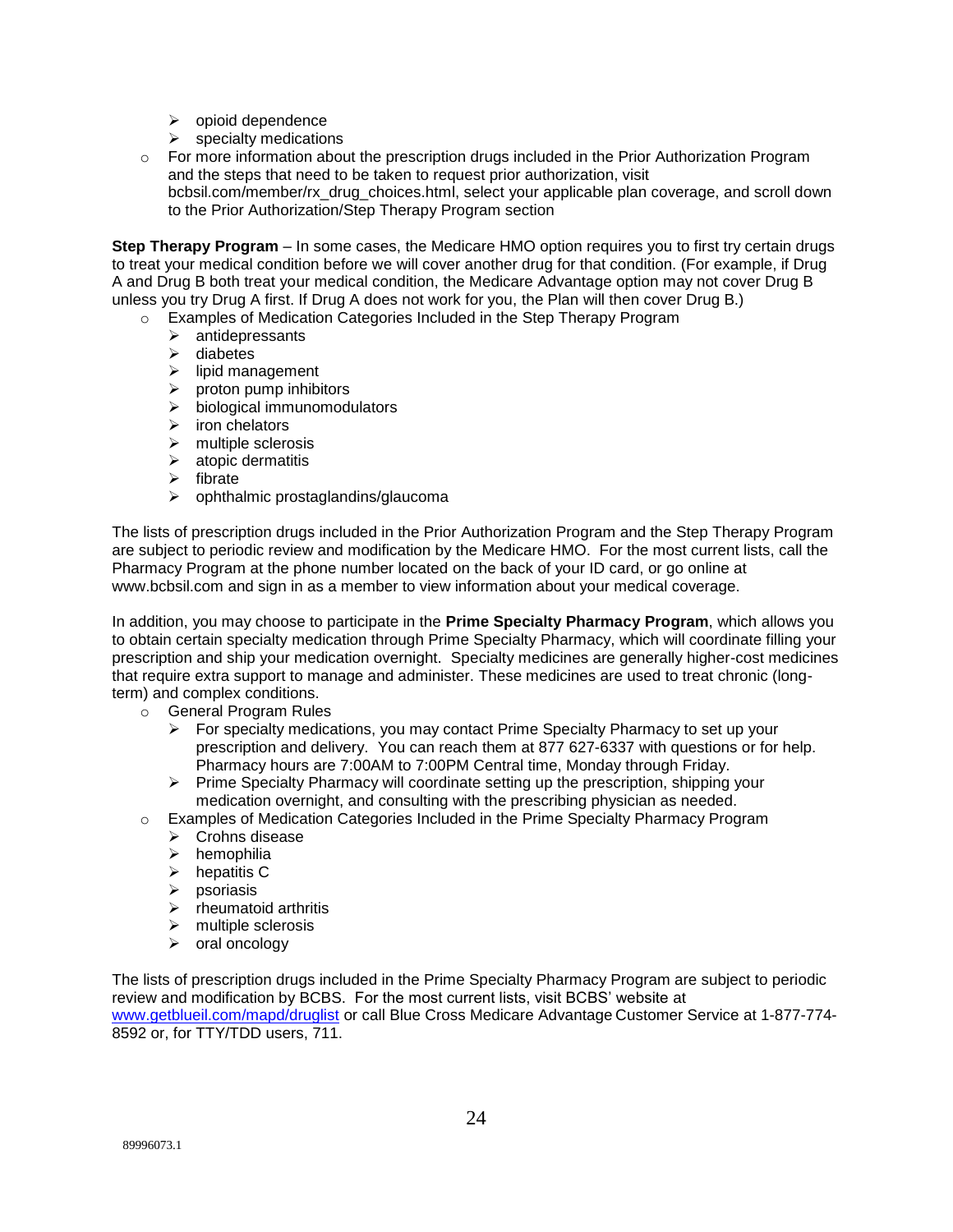- opioid dependence
  - specialty medications
- For more information about the prescription drugs included in the Prior Authorization Program and the steps that need to be taken to request prior authorization, visit bcbsil.com/member/rx_drug_choices.html, select your applicable plan coverage, and scroll down to the Prior Authorization/Step Therapy Program section

**Step Therapy Program** – In some cases, the Medicare HMO option requires you to first try certain drugs to treat your medical condition before we will cover another drug for that condition. (For example, if Drug A and Drug B both treat your medical condition, the Medicare Advantage option may not cover Drug B unless you try Drug A first. If Drug A does not work for you, the Plan will then cover Drug B.)

- Examples of Medication Categories Included in the Step Therapy Program
  - antidepressants
  - diabetes
  - lipid management
  - proton pump inhibitors
  - biological immunomodulators
  - iron chelators
  - multiple sclerosis
  - atopic dermatitis
  - fibrate
  - ophthalmic prostaglandins/glaucoma

The lists of prescription drugs included in the Prior Authorization Program and the Step Therapy Program are subject to periodic review and modification by the Medicare HMO. For the most current lists, call the Pharmacy Program at the phone number located on the back of your ID card, or go online at www.bcbsil.com and sign in as a member to view information about your medical coverage.

In addition, you may choose to participate in the **Prime Specialty Pharmacy Program**, which allows you to obtain certain specialty medication through Prime Specialty Pharmacy, which will coordinate filling your prescription and ship your medication overnight. Specialty medicines are generally higher-cost medicines that require extra support to manage and administer. These medicines are used to treat chronic (long-term) and complex conditions.

- General Program Rules
  - For specialty medications, you may contact Prime Specialty Pharmacy to set up your prescription and delivery. You can reach them at 877 627-6337 with questions or for help. Pharmacy hours are 7:00AM to 7:00PM Central time, Monday through Friday.
  - Prime Specialty Pharmacy will coordinate setting up the prescription, shipping your medication overnight, and consulting with the prescribing physician as needed.
- Examples of Medication Categories Included in the Prime Specialty Pharmacy Program
  - Crohns disease
  - hemophilia
  - hepatitis C
  - psoriasis
  - rheumatoid arthritis
  - multiple sclerosis
  - oral oncology

The lists of prescription drugs included in the Prime Specialty Pharmacy Program are subject to periodic review and modification by BCBS. For the most current lists, visit BCBS' website at www.getblueil.com/mapd/druglist or call Blue Cross Medicare Advantage Customer Service at 1-877-774-8592 or, for TTY/TDD users, 711.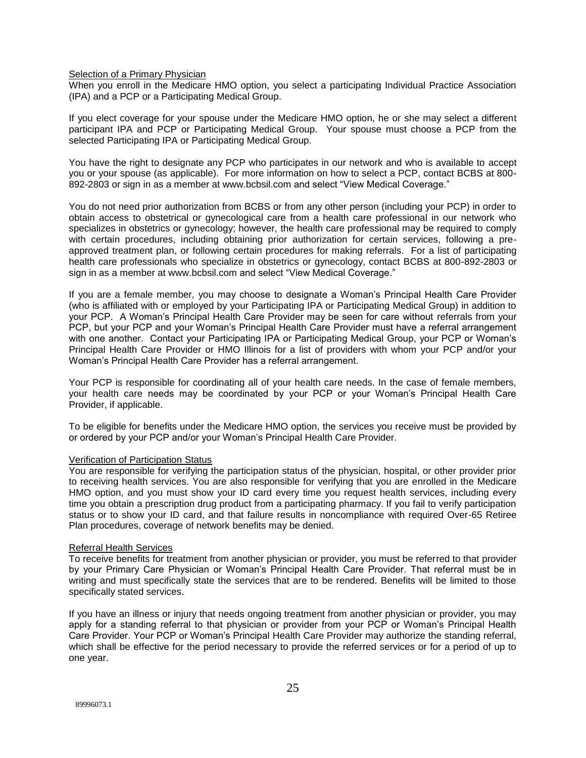### Selection of a Primary Physician

When you enroll in the Medicare HMO option, you select a participating Individual Practice Association (IPA) and a PCP or a Participating Medical Group.

If you elect coverage for your spouse under the Medicare HMO option, he or she may select a different participant IPA and PCP or Participating Medical Group. Your spouse must choose a PCP from the selected Participating IPA or Participating Medical Group.

You have the right to designate any PCP who participates in our network and who is available to accept you or your spouse (as applicable). For more information on how to select a PCP, contact BCBS at 800-892-2803 or sign in as a member at www.bcbsil.com and select "View Medical Coverage."

You do not need prior authorization from BCBS or from any other person (including your PCP) in order to obtain access to obstetrical or gynecological care from a health care professional in our network who specializes in obstetrics or gynecology; however, the health care professional may be required to comply with certain procedures, including obtaining prior authorization for certain services, following a pre-approved treatment plan, or following certain procedures for making referrals. For a list of participating health care professionals who specialize in obstetrics or gynecology, contact BCBS at 800-892-2803 or sign in as a member at www.bcbsil.com and select "View Medical Coverage."

If you are a female member, you may choose to designate a Woman's Principal Health Care Provider (who is affiliated with or employed by your Participating IPA or Participating Medical Group) in addition to your PCP. A Woman's Principal Health Care Provider may be seen for care without referrals from your PCP, but your PCP and your Woman's Principal Health Care Provider must have a referral arrangement with one another. Contact your Participating IPA or Participating Medical Group, your PCP or Woman's Principal Health Care Provider or HMO Illinois for a list of providers with whom your PCP and/or your Woman's Principal Health Care Provider has a referral arrangement.

Your PCP is responsible for coordinating all of your health care needs. In the case of female members, your health care needs may be coordinated by your PCP or your Woman's Principal Health Care Provider, if applicable.

To be eligible for benefits under the Medicare HMO option, the services you receive must be provided by or ordered by your PCP and/or your Woman's Principal Health Care Provider.

### Verification of Participation Status

You are responsible for verifying the participation status of the physician, hospital, or other provider prior to receiving health services. You are also responsible for verifying that you are enrolled in the Medicare HMO option, and you must show your ID card every time you request health services, including every time you obtain a prescription drug product from a participating pharmacy. If you fail to verify participation status or to show your ID card, and that failure results in noncompliance with required Over-65 Retiree Plan procedures, coverage of network benefits may be denied.

### Referral Health Services

To receive benefits for treatment from another physician or provider, you must be referred to that provider by your Primary Care Physician or Woman's Principal Health Care Provider. That referral must be in writing and must specifically state the services that are to be rendered. Benefits will be limited to those specifically stated services.

If you have an illness or injury that needs ongoing treatment from another physician or provider, you may apply for a standing referral to that physician or provider from your PCP or Woman's Principal Health Care Provider. Your PCP or Woman's Principal Health Care Provider may authorize the standing referral, which shall be effective for the period necessary to provide the referred services or for a period of up to one year.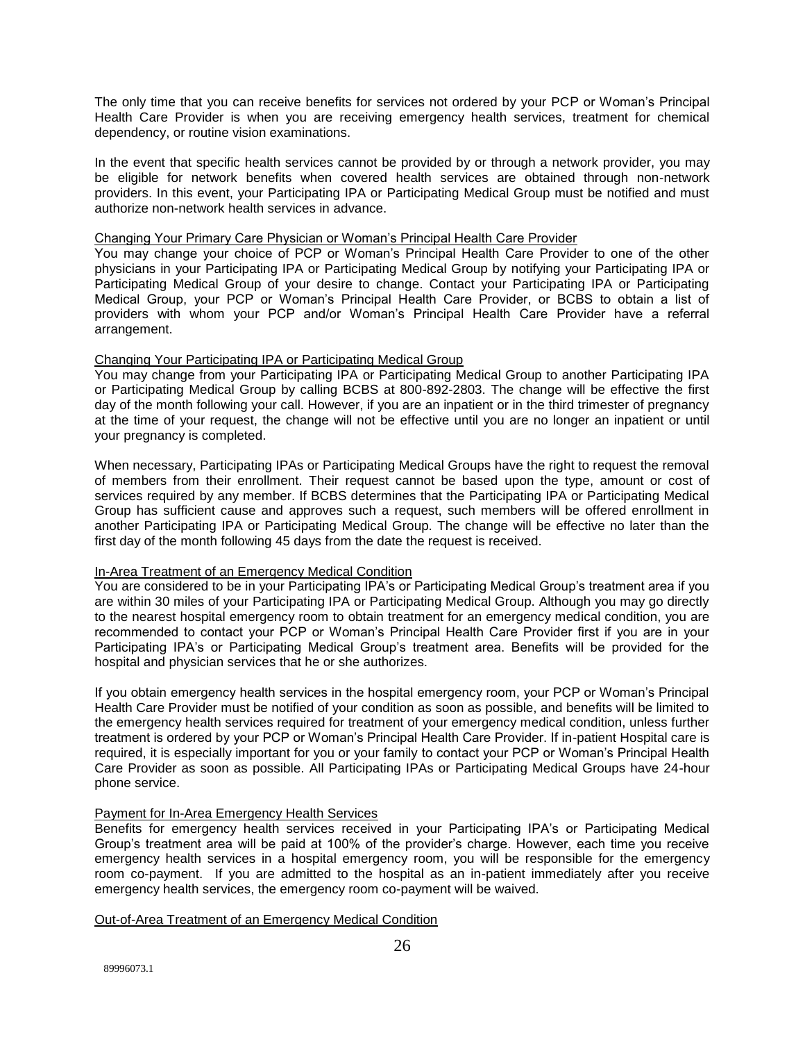The only time that you can receive benefits for services not ordered by your PCP or Woman's Principal Health Care Provider is when you are receiving emergency health services, treatment for chemical dependency, or routine vision examinations.

In the event that specific health services cannot be provided by or through a network provider, you may be eligible for network benefits when covered health services are obtained through non-network providers. In this event, your Participating IPA or Participating Medical Group must be notified and must authorize non-network health services in advance.

#### Changing Your Primary Care Physician or Woman's Principal Health Care Provider

You may change your choice of PCP or Woman's Principal Health Care Provider to one of the other physicians in your Participating IPA or Participating Medical Group by notifying your Participating IPA or Participating Medical Group of your desire to change. Contact your Participating IPA or Participating Medical Group, your PCP or Woman's Principal Health Care Provider, or BCBS to obtain a list of providers with whom your PCP and/or Woman's Principal Health Care Provider have a referral arrangement.

#### Changing Your Participating IPA or Participating Medical Group

You may change from your Participating IPA or Participating Medical Group to another Participating IPA or Participating Medical Group by calling BCBS at 800-892-2803. The change will be effective the first day of the month following your call. However, if you are an inpatient or in the third trimester of pregnancy at the time of your request, the change will not be effective until you are no longer an inpatient or until your pregnancy is completed.

When necessary, Participating IPAs or Participating Medical Groups have the right to request the removal of members from their enrollment. Their request cannot be based upon the type, amount or cost of services required by any member. If BCBS determines that the Participating IPA or Participating Medical Group has sufficient cause and approves such a request, such members will be offered enrollment in another Participating IPA or Participating Medical Group. The change will be effective no later than the first day of the month following 45 days from the date the request is received.

#### In-Area Treatment of an Emergency Medical Condition

You are considered to be in your Participating IPA's or Participating Medical Group's treatment area if you are within 30 miles of your Participating IPA or Participating Medical Group. Although you may go directly to the nearest hospital emergency room to obtain treatment for an emergency medical condition, you are recommended to contact your PCP or Woman's Principal Health Care Provider first if you are in your Participating IPA's or Participating Medical Group's treatment area. Benefits will be provided for the hospital and physician services that he or she authorizes.

If you obtain emergency health services in the hospital emergency room, your PCP or Woman's Principal Health Care Provider must be notified of your condition as soon as possible, and benefits will be limited to the emergency health services required for treatment of your emergency medical condition, unless further treatment is ordered by your PCP or Woman's Principal Health Care Provider. If in-patient Hospital care is required, it is especially important for you or your family to contact your PCP or Woman's Principal Health Care Provider as soon as possible. All Participating IPAs or Participating Medical Groups have 24-hour phone service.

#### Payment for In-Area Emergency Health Services

Benefits for emergency health services received in your Participating IPA's or Participating Medical Group's treatment area will be paid at 100% of the provider's charge. However, each time you receive emergency health services in a hospital emergency room, you will be responsible for the emergency room co-payment. If you are admitted to the hospital as an in-patient immediately after you receive emergency health services, the emergency room co-payment will be waived.

#### Out-of-Area Treatment of an Emergency Medical Condition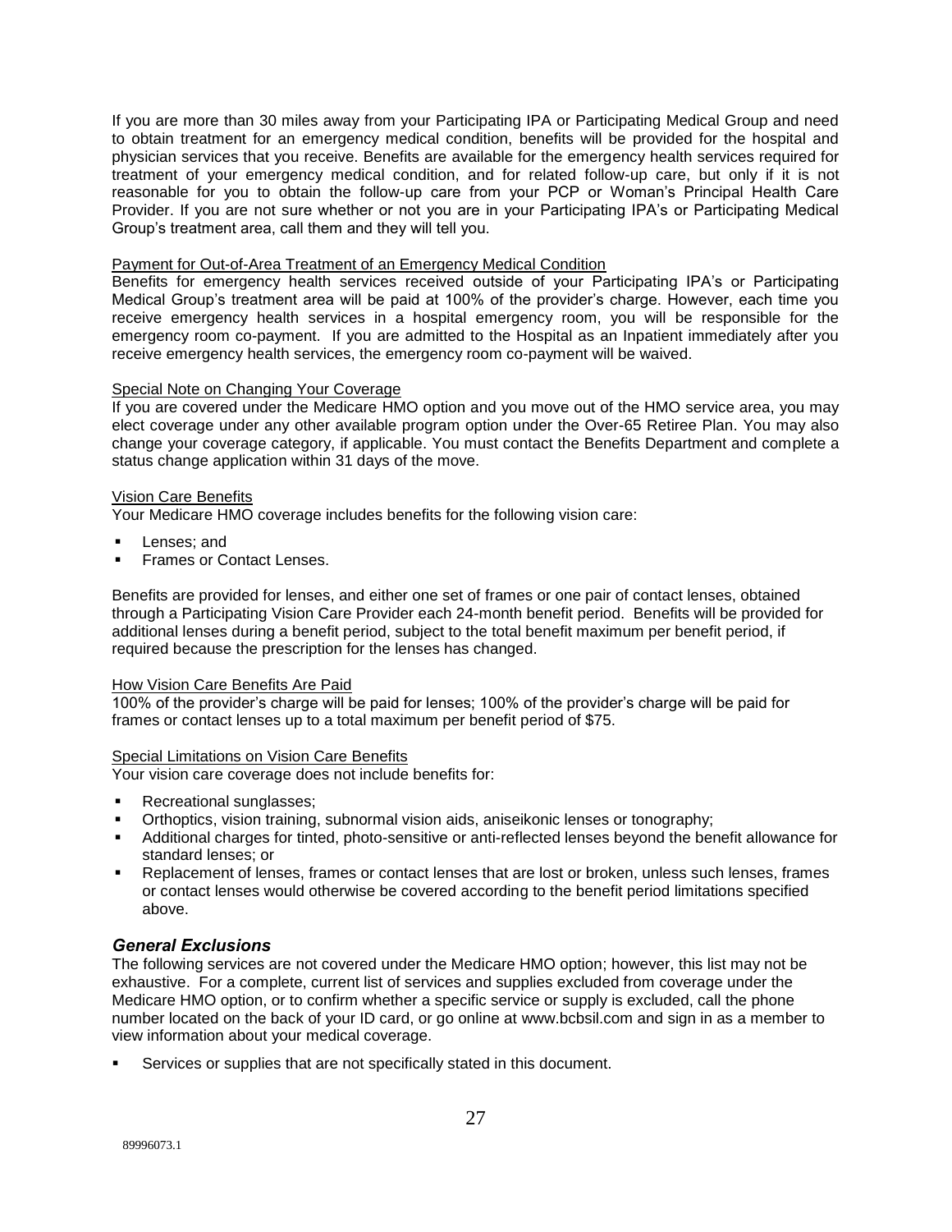If you are more than 30 miles away from your Participating IPA or Participating Medical Group and need to obtain treatment for an emergency medical condition, benefits will be provided for the hospital and physician services that you receive. Benefits are available for the emergency health services required for treatment of your emergency medical condition, and for related follow-up care, but only if it is not reasonable for you to obtain the follow-up care from your PCP or Woman's Principal Health Care Provider. If you are not sure whether or not you are in your Participating IPA's or Participating Medical Group's treatment area, call them and they will tell you.

Payment for Out-of-Area Treatment of an Emergency Medical Condition

Benefits for emergency health services received outside of your Participating IPA's or Participating Medical Group's treatment area will be paid at 100% of the provider's charge. However, each time you receive emergency health services in a hospital emergency room, you will be responsible for the emergency room co-payment. If you are admitted to the Hospital as an Inpatient immediately after you receive emergency health services, the emergency room co-payment will be waived.

Special Note on Changing Your Coverage

If you are covered under the Medicare HMO option and you move out of the HMO service area, you may elect coverage under any other available program option under the Over-65 Retiree Plan. You may also change your coverage category, if applicable. You must contact the Benefits Department and complete a status change application within 31 days of the move.

Vision Care Benefits

Your Medicare HMO coverage includes benefits for the following vision care:

- Lenses; and
- Frames or Contact Lenses.

Benefits are provided for lenses, and either one set of frames or one pair of contact lenses, obtained through a Participating Vision Care Provider each 24-month benefit period. Benefits will be provided for additional lenses during a benefit period, subject to the total benefit maximum per benefit period, if required because the prescription for the lenses has changed.

How Vision Care Benefits Are Paid

100% of the provider's charge will be paid for lenses; 100% of the provider's charge will be paid for frames or contact lenses up to a total maximum per benefit period of $75.

Special Limitations on Vision Care Benefits

Your vision care coverage does not include benefits for:

- Recreational sunglasses;
- Orthoptics, vision training, subnormal vision aids, aniseikonic lenses or tonography;
- Additional charges for tinted, photo-sensitive or anti-reflected lenses beyond the benefit allowance for standard lenses; or
- Replacement of lenses, frames or contact lenses that are lost or broken, unless such lenses, frames or contact lenses would otherwise be covered according to the benefit period limitations specified above.

### *General Exclusions*

The following services are not covered under the Medicare HMO option; however, this list may not be exhaustive. For a complete, current list of services and supplies excluded from coverage under the Medicare HMO option, or to confirm whether a specific service or supply is excluded, call the phone number located on the back of your ID card, or go online at www.bcbsil.com and sign in as a member to view information about your medical coverage.

- Services or supplies that are not specifically stated in this document.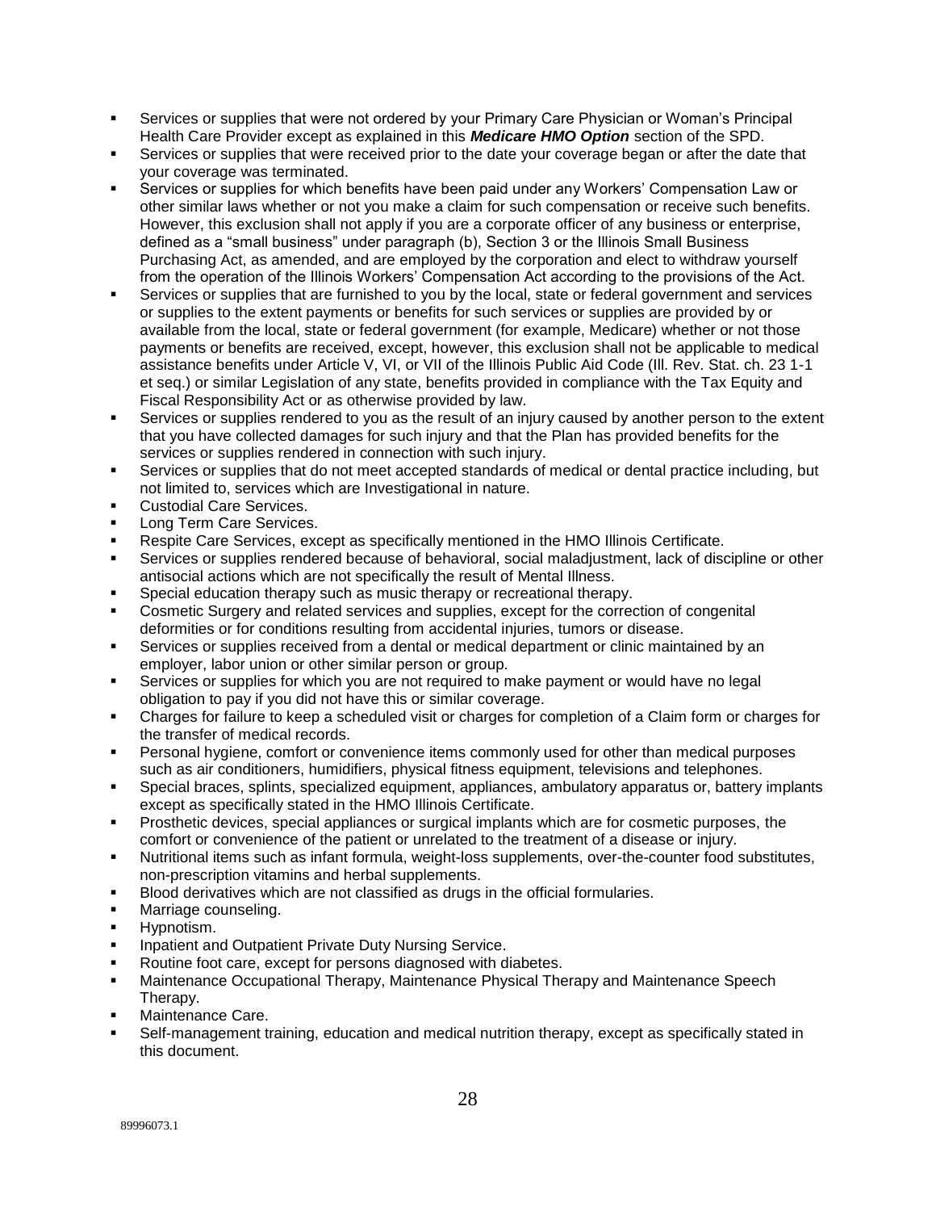- Services or supplies that were not ordered by your Primary Care Physician or Woman's Principal Health Care Provider except as explained in this ***Medicare HMO Option*** section of the SPD.
- Services or supplies that were received prior to the date your coverage began or after the date that your coverage was terminated.
- Services or supplies for which benefits have been paid under any Workers' Compensation Law or other similar laws whether or not you make a claim for such compensation or receive such benefits. However, this exclusion shall not apply if you are a corporate officer of any business or enterprise, defined as a "small business" under paragraph (b), Section 3 or the Illinois Small Business Purchasing Act, as amended, and are employed by the corporation and elect to withdraw yourself from the operation of the Illinois Workers' Compensation Act according to the provisions of the Act.
- Services or supplies that are furnished to you by the local, state or federal government and services or supplies to the extent payments or benefits for such services or supplies are provided by or available from the local, state or federal government (for example, Medicare) whether or not those payments or benefits are received, except, however, this exclusion shall not be applicable to medical assistance benefits under Article V, VI, or VII of the Illinois Public Aid Code (Ill. Rev. Stat. ch. 23 1-1 et seq.) or similar Legislation of any state, benefits provided in compliance with the Tax Equity and Fiscal Responsibility Act or as otherwise provided by law.
- Services or supplies rendered to you as the result of an injury caused by another person to the extent that you have collected damages for such injury and that the Plan has provided benefits for the services or supplies rendered in connection with such injury.
- Services or supplies that do not meet accepted standards of medical or dental practice including, but not limited to, services which are Investigational in nature.
- Custodial Care Services.
- Long Term Care Services.
- Respite Care Services, except as specifically mentioned in the HMO Illinois Certificate.
- Services or supplies rendered because of behavioral, social maladjustment, lack of discipline or other antisocial actions which are not specifically the result of Mental Illness.
- Special education therapy such as music therapy or recreational therapy.
- Cosmetic Surgery and related services and supplies, except for the correction of congenital deformities or for conditions resulting from accidental injuries, tumors or disease.
- Services or supplies received from a dental or medical department or clinic maintained by an employer, labor union or other similar person or group.
- Services or supplies for which you are not required to make payment or would have no legal obligation to pay if you did not have this or similar coverage.
- Charges for failure to keep a scheduled visit or charges for completion of a Claim form or charges for the transfer of medical records.
- Personal hygiene, comfort or convenience items commonly used for other than medical purposes such as air conditioners, humidifiers, physical fitness equipment, televisions and telephones.
- Special braces, splints, specialized equipment, appliances, ambulatory apparatus or, battery implants except as specifically stated in the HMO Illinois Certificate.
- Prosthetic devices, special appliances or surgical implants which are for cosmetic purposes, the comfort or convenience of the patient or unrelated to the treatment of a disease or injury.
- Nutritional items such as infant formula, weight-loss supplements, over-the-counter food substitutes, non-prescription vitamins and herbal supplements.
- Blood derivatives which are not classified as drugs in the official formularies.
- Marriage counseling.
- Hypnotism.
- Inpatient and Outpatient Private Duty Nursing Service.
- Routine foot care, except for persons diagnosed with diabetes.
- Maintenance Occupational Therapy, Maintenance Physical Therapy and Maintenance Speech Therapy.
- Maintenance Care.
- Self-management training, education and medical nutrition therapy, except as specifically stated in this document.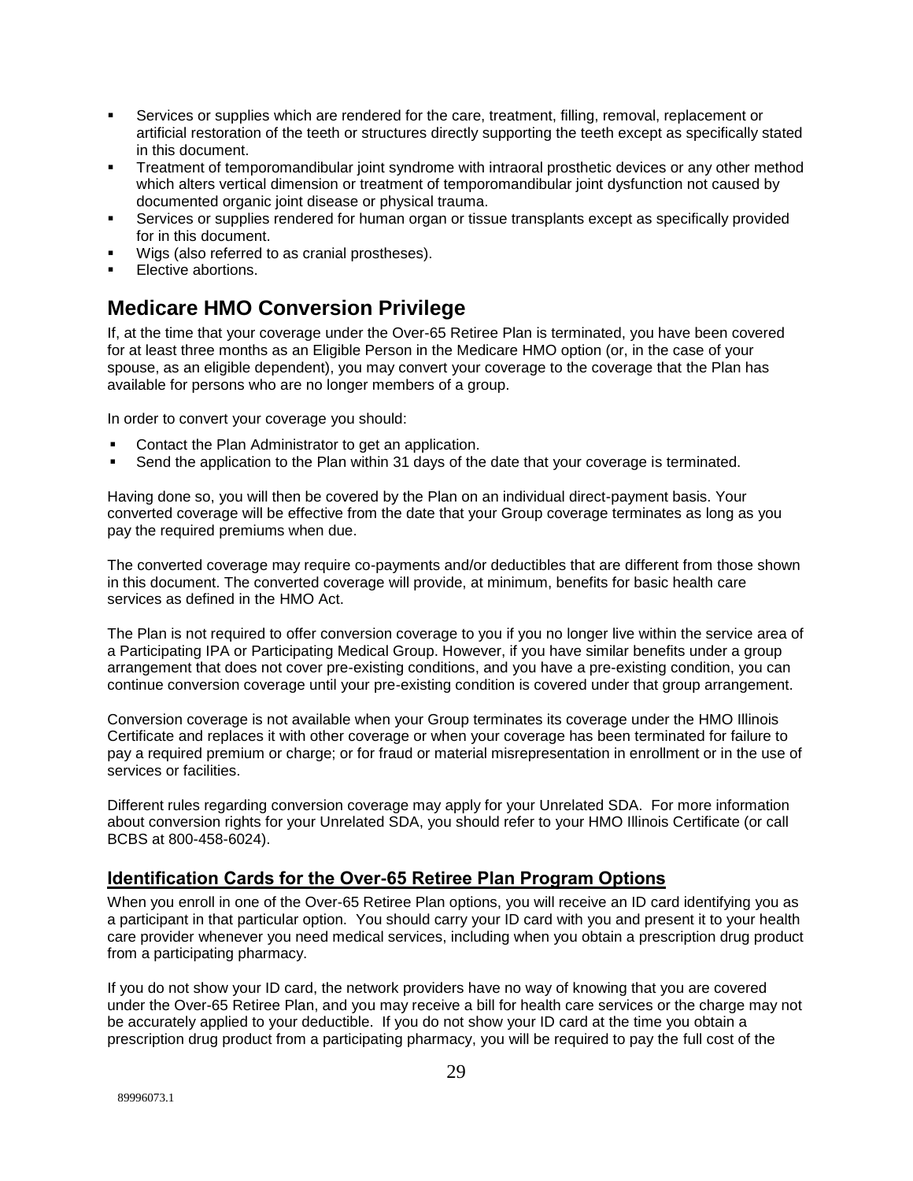- Services or supplies which are rendered for the care, treatment, filling, removal, replacement or artificial restoration of the teeth or structures directly supporting the teeth except as specifically stated in this document.
- Treatment of temporomandibular joint syndrome with intraoral prosthetic devices or any other method which alters vertical dimension or treatment of temporomandibular joint dysfunction not caused by documented organic joint disease or physical trauma.
- Services or supplies rendered for human organ or tissue transplants except as specifically provided for in this document.
- Wigs (also referred to as cranial prostheses).
- Elective abortions.

## Medicare HMO Conversion Privilege

If, at the time that your coverage under the Over-65 Retiree Plan is terminated, you have been covered for at least three months as an Eligible Person in the Medicare HMO option (or, in the case of your spouse, as an eligible dependent), you may convert your coverage to the coverage that the Plan has available for persons who are no longer members of a group.

In order to convert your coverage you should:

- Contact the Plan Administrator to get an application.
- Send the application to the Plan within 31 days of the date that your coverage is terminated.

Having done so, you will then be covered by the Plan on an individual direct-payment basis. Your converted coverage will be effective from the date that your Group coverage terminates as long as you pay the required premiums when due.

The converted coverage may require co-payments and/or deductibles that are different from those shown in this document. The converted coverage will provide, at minimum, benefits for basic health care services as defined in the HMO Act.

The Plan is not required to offer conversion coverage to you if you no longer live within the service area of a Participating IPA or Participating Medical Group. However, if you have similar benefits under a group arrangement that does not cover pre-existing conditions, and you have a pre-existing condition, you can continue conversion coverage until your pre-existing condition is covered under that group arrangement.

Conversion coverage is not available when your Group terminates its coverage under the HMO Illinois Certificate and replaces it with other coverage or when your coverage has been terminated for failure to pay a required premium or charge; or for fraud or material misrepresentation in enrollment or in the use of services or facilities.

Different rules regarding conversion coverage may apply for your Unrelated SDA. For more information about conversion rights for your Unrelated SDA, you should refer to your HMO Illinois Certificate (or call BCBS at 800-458-6024).

### Identification Cards for the Over-65 Retiree Plan Program Options

When you enroll in one of the Over-65 Retiree Plan options, you will receive an ID card identifying you as a participant in that particular option. You should carry your ID card with you and present it to your health care provider whenever you need medical services, including when you obtain a prescription drug product from a participating pharmacy.

If you do not show your ID card, the network providers have no way of knowing that you are covered under the Over-65 Retiree Plan, and you may receive a bill for health care services or the charge may not be accurately applied to your deductible. If you do not show your ID card at the time you obtain a prescription drug product from a participating pharmacy, you will be required to pay the full cost of the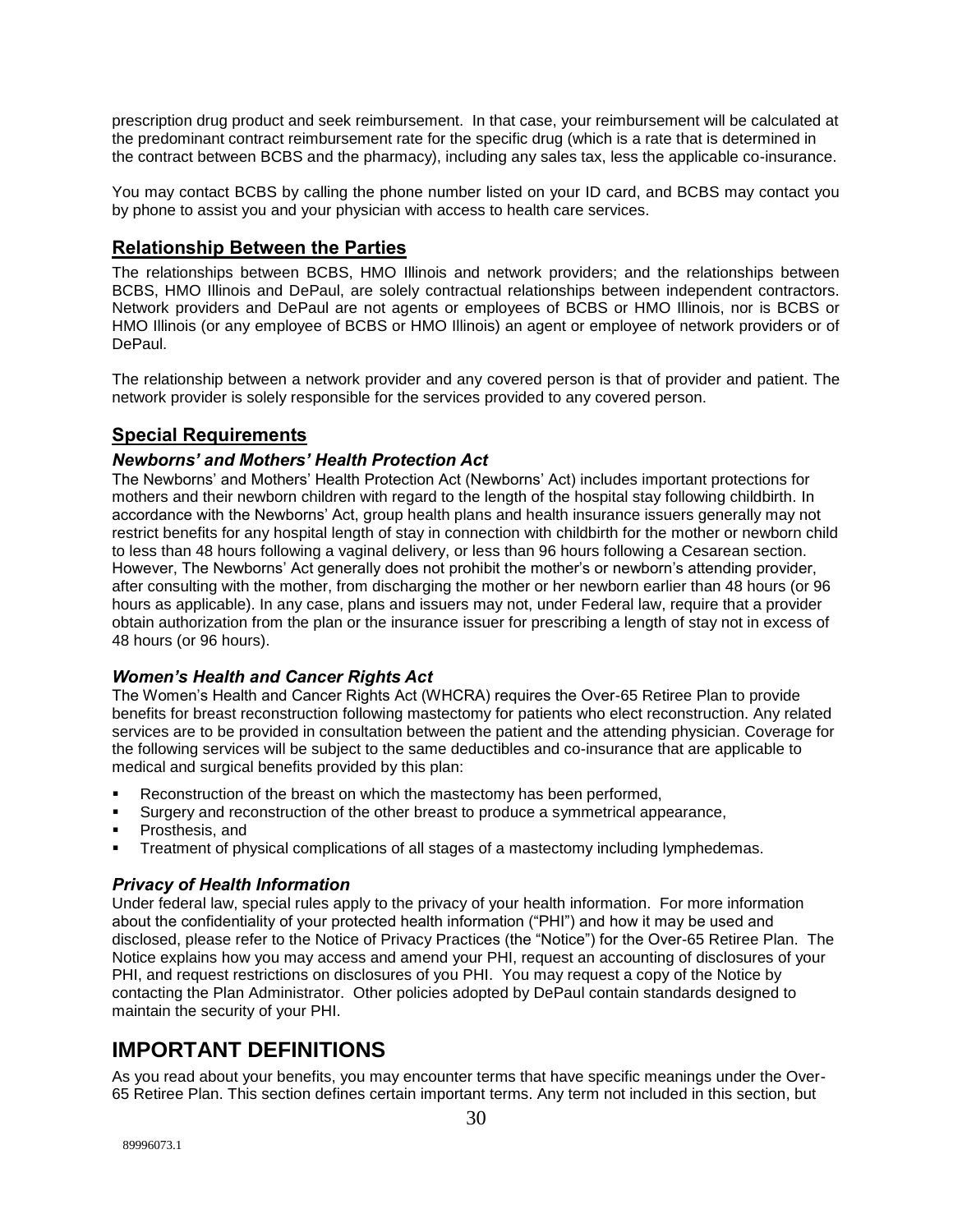prescription drug product and seek reimbursement. In that case, your reimbursement will be calculated at the predominant contract reimbursement rate for the specific drug (which is a rate that is determined in the contract between BCBS and the pharmacy), including any sales tax, less the applicable co-insurance.

You may contact BCBS by calling the phone number listed on your ID card, and BCBS may contact you by phone to assist you and your physician with access to health care services.

## Relationship Between the Parties

The relationships between BCBS, HMO Illinois and network providers; and the relationships between BCBS, HMO Illinois and DePaul, are solely contractual relationships between independent contractors. Network providers and DePaul are not agents or employees of BCBS or HMO Illinois, nor is BCBS or HMO Illinois (or any employee of BCBS or HMO Illinois) an agent or employee of network providers or of DePaul.

The relationship between a network provider and any covered person is that of provider and patient. The network provider is solely responsible for the services provided to any covered person.

## Special Requirements

### *Newborns' and Mothers' Health Protection Act*

The Newborns' and Mothers' Health Protection Act (Newborns' Act) includes important protections for mothers and their newborn children with regard to the length of the hospital stay following childbirth. In accordance with the Newborns' Act, group health plans and health insurance issuers generally may not restrict benefits for any hospital length of stay in connection with childbirth for the mother or newborn child to less than 48 hours following a vaginal delivery, or less than 96 hours following a Cesarean section. However, The Newborns' Act generally does not prohibit the mother's or newborn's attending provider, after consulting with the mother, from discharging the mother or her newborn earlier than 48 hours (or 96 hours as applicable). In any case, plans and issuers may not, under Federal law, require that a provider obtain authorization from the plan or the insurance issuer for prescribing a length of stay not in excess of 48 hours (or 96 hours).

### *Women's Health and Cancer Rights Act*

The Women's Health and Cancer Rights Act (WHCRA) requires the Over-65 Retiree Plan to provide benefits for breast reconstruction following mastectomy for patients who elect reconstruction. Any related services are to be provided in consultation between the patient and the attending physician. Coverage for the following services will be subject to the same deductibles and co-insurance that are applicable to medical and surgical benefits provided by this plan:

- Reconstruction of the breast on which the mastectomy has been performed,
- Surgery and reconstruction of the other breast to produce a symmetrical appearance,
- Prosthesis, and
- Treatment of physical complications of all stages of a mastectomy including lymphedemas.

### *Privacy of Health Information*

Under federal law, special rules apply to the privacy of your health information. For more information about the confidentiality of your protected health information ("PHI") and how it may be used and disclosed, please refer to the Notice of Privacy Practices (the "Notice") for the Over-65 Retiree Plan. The Notice explains how you may access and amend your PHI, request an accounting of disclosures of your PHI, and request restrictions on disclosures of you PHI. You may request a copy of the Notice by contacting the Plan Administrator. Other policies adopted by DePaul contain standards designed to maintain the security of your PHI.

# IMPORTANT DEFINITIONS

As you read about your benefits, you may encounter terms that have specific meanings under the Over-65 Retiree Plan. This section defines certain important terms. Any term not included in this section, but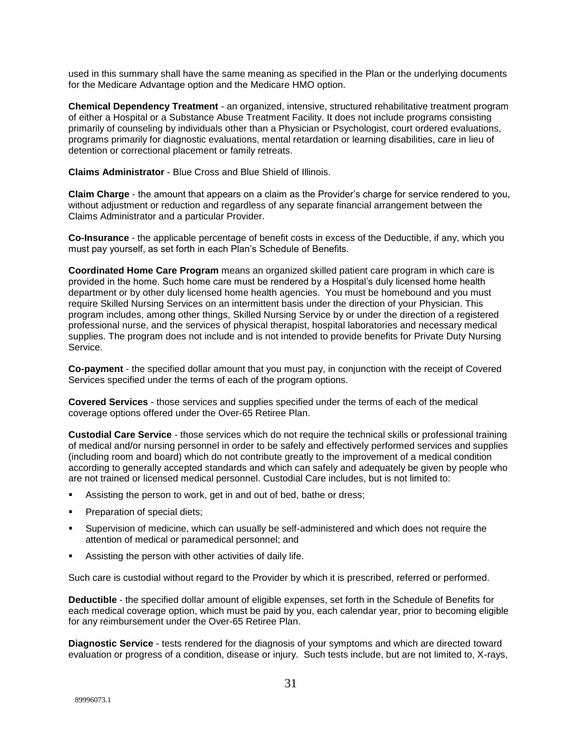used in this summary shall have the same meaning as specified in the Plan or the underlying documents for the Medicare Advantage option and the Medicare HMO option.

**Chemical Dependency Treatment** - an organized, intensive, structured rehabilitative treatment program of either a Hospital or a Substance Abuse Treatment Facility. It does not include programs consisting primarily of counseling by individuals other than a Physician or Psychologist, court ordered evaluations, programs primarily for diagnostic evaluations, mental retardation or learning disabilities, care in lieu of detention or correctional placement or family retreats.

**Claims Administrator** - Blue Cross and Blue Shield of Illinois.

**Claim Charge** - the amount that appears on a claim as the Provider's charge for service rendered to you, without adjustment or reduction and regardless of any separate financial arrangement between the Claims Administrator and a particular Provider.

**Co-Insurance** - the applicable percentage of benefit costs in excess of the Deductible, if any, which you must pay yourself, as set forth in each Plan's Schedule of Benefits.

**Coordinated Home Care Program** means an organized skilled patient care program in which care is provided in the home. Such home care must be rendered by a Hospital's duly licensed home health department or by other duly licensed home health agencies. You must be homebound and you must require Skilled Nursing Services on an intermittent basis under the direction of your Physician. This program includes, among other things, Skilled Nursing Service by or under the direction of a registered professional nurse, and the services of physical therapist, hospital laboratories and necessary medical supplies. The program does not include and is not intended to provide benefits for Private Duty Nursing Service.

**Co-payment** - the specified dollar amount that you must pay, in conjunction with the receipt of Covered Services specified under the terms of each of the program options.

**Covered Services** - those services and supplies specified under the terms of each of the medical coverage options offered under the Over-65 Retiree Plan.

**Custodial Care Service** - those services which do not require the technical skills or professional training of medical and/or nursing personnel in order to be safely and effectively performed services and supplies (including room and board) which do not contribute greatly to the improvement of a medical condition according to generally accepted standards and which can safely and adequately be given by people who are not trained or licensed medical personnel. Custodial Care includes, but is not limited to:

- Assisting the person to work, get in and out of bed, bathe or dress;
- Preparation of special diets;
- Supervision of medicine, which can usually be self-administered and which does not require the attention of medical or paramedical personnel; and
- Assisting the person with other activities of daily life.

Such care is custodial without regard to the Provider by which it is prescribed, referred or performed.

**Deductible** - the specified dollar amount of eligible expenses, set forth in the Schedule of Benefits for each medical coverage option, which must be paid by you, each calendar year, prior to becoming eligible for any reimbursement under the Over-65 Retiree Plan.

**Diagnostic Service** - tests rendered for the diagnosis of your symptoms and which are directed toward evaluation or progress of a condition, disease or injury. Such tests include, but are not limited to, X-rays,

89996073.1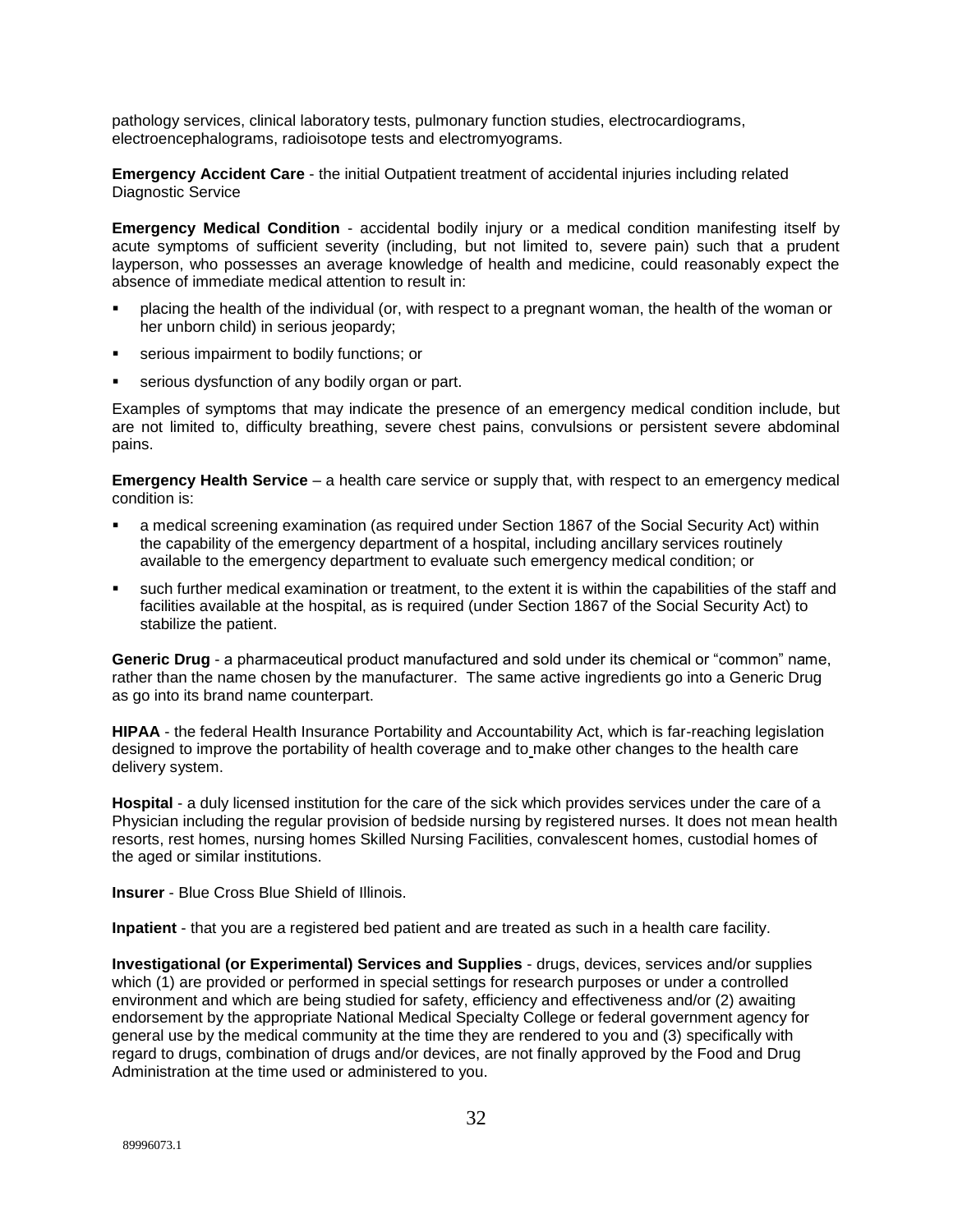pathology services, clinical laboratory tests, pulmonary function studies, electrocardiograms, electroencephalograms, radioisotope tests and electromyograms.

**Emergency Accident Care** - the initial Outpatient treatment of accidental injuries including related Diagnostic Service

**Emergency Medical Condition** - accidental bodily injury or a medical condition manifesting itself by acute symptoms of sufficient severity (including, but not limited to, severe pain) such that a prudent layperson, who possesses an average knowledge of health and medicine, could reasonably expect the absence of immediate medical attention to result in:

- placing the health of the individual (or, with respect to a pregnant woman, the health of the woman or her unborn child) in serious jeopardy;
- serious impairment to bodily functions; or
- serious dysfunction of any bodily organ or part.

Examples of symptoms that may indicate the presence of an emergency medical condition include, but are not limited to, difficulty breathing, severe chest pains, convulsions or persistent severe abdominal pains.

**Emergency Health Service** – a health care service or supply that, with respect to an emergency medical condition is:

- a medical screening examination (as required under Section 1867 of the Social Security Act) within the capability of the emergency department of a hospital, including ancillary services routinely available to the emergency department to evaluate such emergency medical condition; or
- such further medical examination or treatment, to the extent it is within the capabilities of the staff and facilities available at the hospital, as is required (under Section 1867 of the Social Security Act) to stabilize the patient.

**Generic Drug** - a pharmaceutical product manufactured and sold under its chemical or "common" name, rather than the name chosen by the manufacturer. The same active ingredients go into a Generic Drug as go into its brand name counterpart.

**HIPAA** - the federal Health Insurance Portability and Accountability Act, which is far-reaching legislation designed to improve the portability of health coverage and to make other changes to the health care delivery system.

**Hospital** - a duly licensed institution for the care of the sick which provides services under the care of a Physician including the regular provision of bedside nursing by registered nurses. It does not mean health resorts, rest homes, nursing homes Skilled Nursing Facilities, convalescent homes, custodial homes of the aged or similar institutions.

**Insurer** - Blue Cross Blue Shield of Illinois.

**Inpatient** - that you are a registered bed patient and are treated as such in a health care facility.

**Investigational (or Experimental) Services and Supplies** - drugs, devices, services and/or supplies which (1) are provided or performed in special settings for research purposes or under a controlled environment and which are being studied for safety, efficiency and effectiveness and/or (2) awaiting endorsement by the appropriate National Medical Specialty College or federal government agency for general use by the medical community at the time they are rendered to you and (3) specifically with regard to drugs, combination of drugs and/or devices, are not finally approved by the Food and Drug Administration at the time used or administered to you.

89996073.1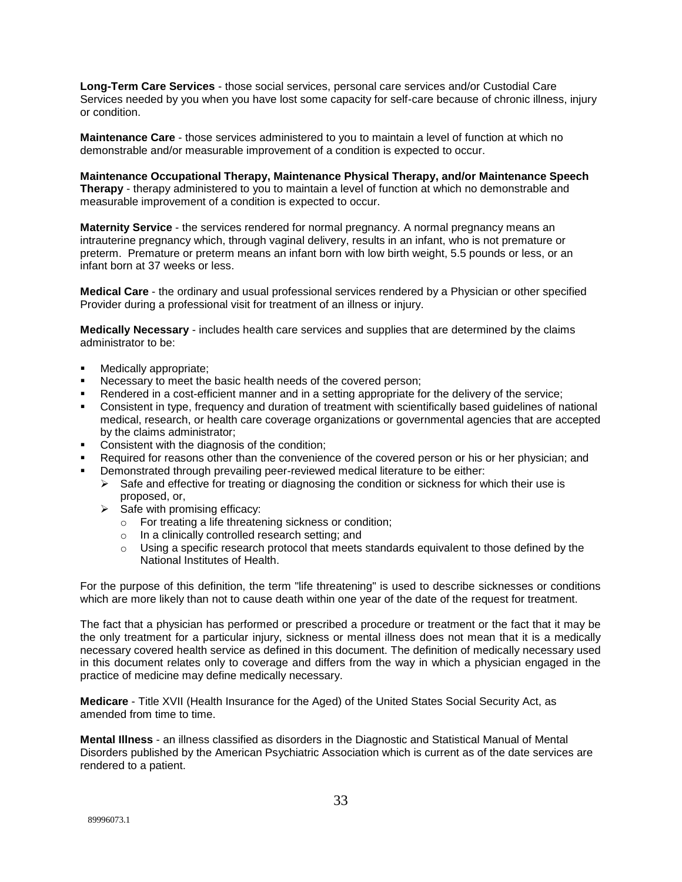**Long-Term Care Services** - those social services, personal care services and/or Custodial Care Services needed by you when you have lost some capacity for self-care because of chronic illness, injury or condition.

**Maintenance Care** - those services administered to you to maintain a level of function at which no demonstrable and/or measurable improvement of a condition is expected to occur.

**Maintenance Occupational Therapy, Maintenance Physical Therapy, and/or Maintenance Speech Therapy** - therapy administered to you to maintain a level of function at which no demonstrable and measurable improvement of a condition is expected to occur.

**Maternity Service** - the services rendered for normal pregnancy. A normal pregnancy means an intrauterine pregnancy which, through vaginal delivery, results in an infant, who is not premature or preterm. Premature or preterm means an infant born with low birth weight, 5.5 pounds or less, or an infant born at 37 weeks or less.

**Medical Care** - the ordinary and usual professional services rendered by a Physician or other specified Provider during a professional visit for treatment of an illness or injury.

**Medically Necessary** - includes health care services and supplies that are determined by the claims administrator to be:

- Medically appropriate;
- Necessary to meet the basic health needs of the covered person;
- Rendered in a cost-efficient manner and in a setting appropriate for the delivery of the service;
- Consistent in type, frequency and duration of treatment with scientifically based guidelines of national medical, research, or health care coverage organizations or governmental agencies that are accepted by the claims administrator;
- Consistent with the diagnosis of the condition;
- Required for reasons other than the convenience of the covered person or his or her physician; and
- Demonstrated through prevailing peer-reviewed medical literature to be either:
  - Safe and effective for treating or diagnosing the condition or sickness for which their use is proposed, or,
  - Safe with promising efficacy:
    - For treating a life threatening sickness or condition;
    - In a clinically controlled research setting; and
    - Using a specific research protocol that meets standards equivalent to those defined by the National Institutes of Health.

For the purpose of this definition, the term "life threatening" is used to describe sicknesses or conditions which are more likely than not to cause death within one year of the date of the request for treatment.

The fact that a physician has performed or prescribed a procedure or treatment or the fact that it may be the only treatment for a particular injury, sickness or mental illness does not mean that it is a medically necessary covered health service as defined in this document. The definition of medically necessary used in this document relates only to coverage and differs from the way in which a physician engaged in the practice of medicine may define medically necessary.

**Medicare** - Title XVII (Health Insurance for the Aged) of the United States Social Security Act, as amended from time to time.

**Mental Illness** - an illness classified as disorders in the Diagnostic and Statistical Manual of Mental Disorders published by the American Psychiatric Association which is current as of the date services are rendered to a patient.

89996073.1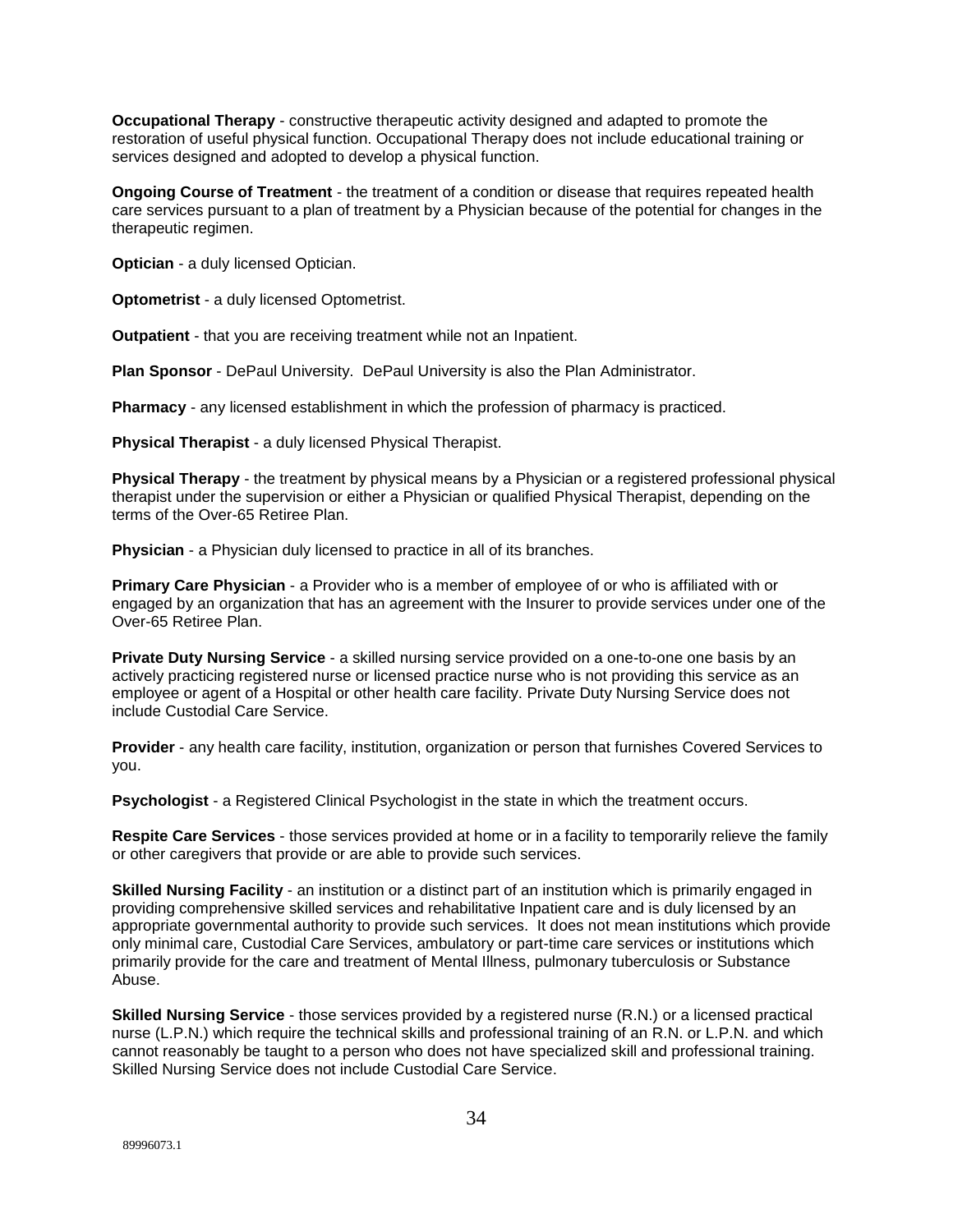**Occupational Therapy** - constructive therapeutic activity designed and adapted to promote the restoration of useful physical function. Occupational Therapy does not include educational training or services designed and adopted to develop a physical function.

**Ongoing Course of Treatment** - the treatment of a condition or disease that requires repeated health care services pursuant to a plan of treatment by a Physician because of the potential for changes in the therapeutic regimen.

**Optician** - a duly licensed Optician.

**Optometrist** - a duly licensed Optometrist.

**Outpatient** - that you are receiving treatment while not an Inpatient.

**Plan Sponsor** - DePaul University. DePaul University is also the Plan Administrator.

**Pharmacy** - any licensed establishment in which the profession of pharmacy is practiced.

**Physical Therapist** - a duly licensed Physical Therapist.

**Physical Therapy** - the treatment by physical means by a Physician or a registered professional physical therapist under the supervision or either a Physician or qualified Physical Therapist, depending on the terms of the Over-65 Retiree Plan.

**Physician** - a Physician duly licensed to practice in all of its branches.

**Primary Care Physician** - a Provider who is a member of employee of or who is affiliated with or engaged by an organization that has an agreement with the Insurer to provide services under one of the Over-65 Retiree Plan.

**Private Duty Nursing Service** - a skilled nursing service provided on a one-to-one one basis by an actively practicing registered nurse or licensed practice nurse who is not providing this service as an employee or agent of a Hospital or other health care facility. Private Duty Nursing Service does not include Custodial Care Service.

**Provider** - any health care facility, institution, organization or person that furnishes Covered Services to you.

**Psychologist** - a Registered Clinical Psychologist in the state in which the treatment occurs.

**Respite Care Services** - those services provided at home or in a facility to temporarily relieve the family or other caregivers that provide or are able to provide such services.

**Skilled Nursing Facility** - an institution or a distinct part of an institution which is primarily engaged in providing comprehensive skilled services and rehabilitative Inpatient care and is duly licensed by an appropriate governmental authority to provide such services. It does not mean institutions which provide only minimal care, Custodial Care Services, ambulatory or part-time care services or institutions which primarily provide for the care and treatment of Mental Illness, pulmonary tuberculosis or Substance Abuse.

**Skilled Nursing Service** - those services provided by a registered nurse (R.N.) or a licensed practical nurse (L.P.N.) which require the technical skills and professional training of an R.N. or L.P.N. and which cannot reasonably be taught to a person who does not have specialized skill and professional training. Skilled Nursing Service does not include Custodial Care Service.

89996073.1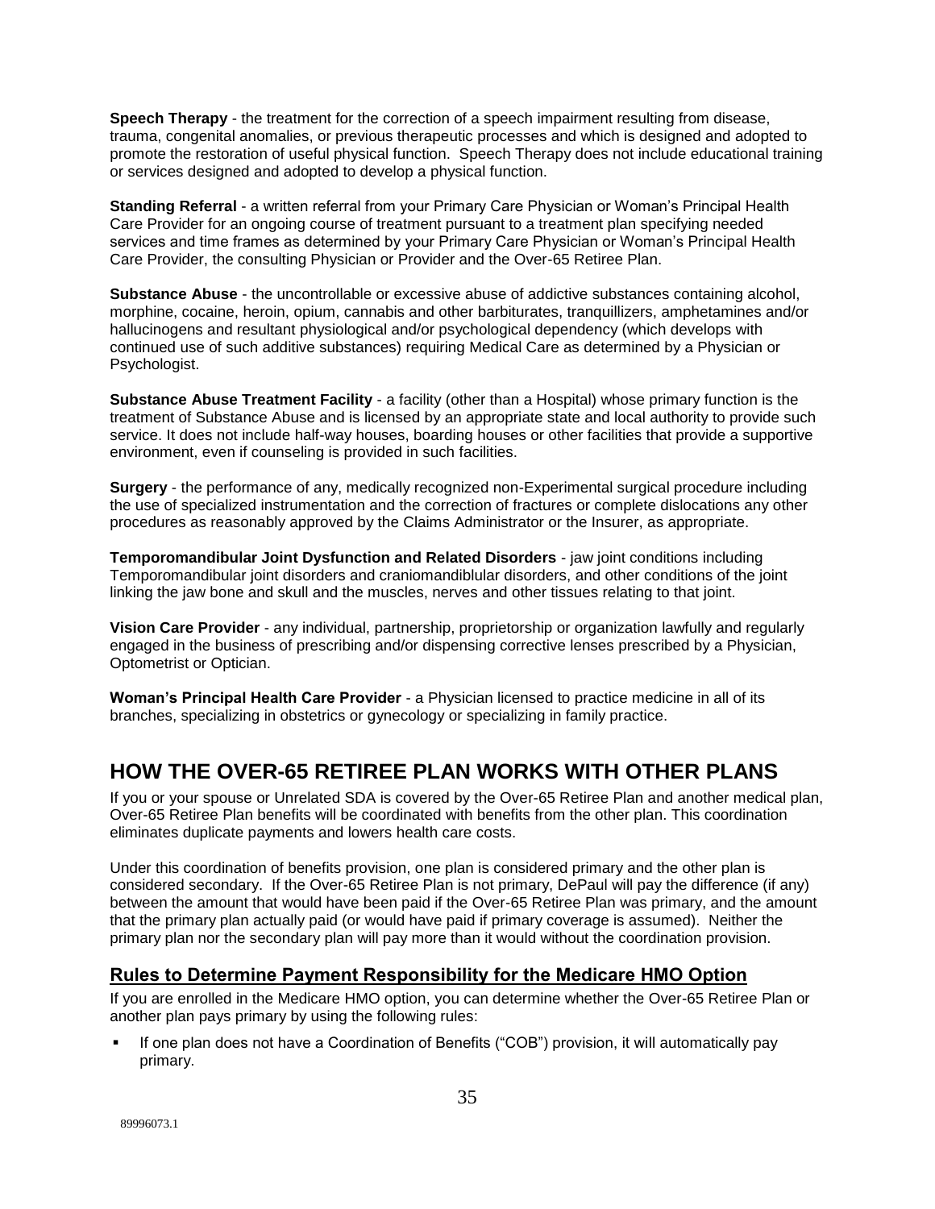**Speech Therapy** - the treatment for the correction of a speech impairment resulting from disease, trauma, congenital anomalies, or previous therapeutic processes and which is designed and adopted to promote the restoration of useful physical function. Speech Therapy does not include educational training or services designed and adopted to develop a physical function.

**Standing Referral** - a written referral from your Primary Care Physician or Woman's Principal Health Care Provider for an ongoing course of treatment pursuant to a treatment plan specifying needed services and time frames as determined by your Primary Care Physician or Woman's Principal Health Care Provider, the consulting Physician or Provider and the Over-65 Retiree Plan.

**Substance Abuse** - the uncontrollable or excessive abuse of addictive substances containing alcohol, morphine, cocaine, heroin, opium, cannabis and other barbiturates, tranquillizers, amphetamines and/or hallucinogens and resultant physiological and/or psychological dependency (which develops with continued use of such additive substances) requiring Medical Care as determined by a Physician or Psychologist.

**Substance Abuse Treatment Facility** - a facility (other than a Hospital) whose primary function is the treatment of Substance Abuse and is licensed by an appropriate state and local authority to provide such service. It does not include half-way houses, boarding houses or other facilities that provide a supportive environment, even if counseling is provided in such facilities.

**Surgery** - the performance of any, medically recognized non-Experimental surgical procedure including the use of specialized instrumentation and the correction of fractures or complete dislocations any other procedures as reasonably approved by the Claims Administrator or the Insurer, as appropriate.

**Temporomandibular Joint Dysfunction and Related Disorders** - jaw joint conditions including Temporomandibular joint disorders and craniomandiblular disorders, and other conditions of the joint linking the jaw bone and skull and the muscles, nerves and other tissues relating to that joint.

**Vision Care Provider** - any individual, partnership, proprietorship or organization lawfully and regularly engaged in the business of prescribing and/or dispensing corrective lenses prescribed by a Physician, Optometrist or Optician.

**Woman's Principal Health Care Provider** - a Physician licensed to practice medicine in all of its branches, specializing in obstetrics or gynecology or specializing in family practice.

# HOW THE OVER-65 RETIREE PLAN WORKS WITH OTHER PLANS

If you or your spouse or Unrelated SDA is covered by the Over-65 Retiree Plan and another medical plan, Over-65 Retiree Plan benefits will be coordinated with benefits from the other plan. This coordination eliminates duplicate payments and lowers health care costs.

Under this coordination of benefits provision, one plan is considered primary and the other plan is considered secondary. If the Over-65 Retiree Plan is not primary, DePaul will pay the difference (if any) between the amount that would have been paid if the Over-65 Retiree Plan was primary, and the amount that the primary plan actually paid (or would have paid if primary coverage is assumed). Neither the primary plan nor the secondary plan will pay more than it would without the coordination provision.

## Rules to Determine Payment Responsibility for the Medicare HMO Option

If you are enrolled in the Medicare HMO option, you can determine whether the Over-65 Retiree Plan or another plan pays primary by using the following rules:

- If one plan does not have a Coordination of Benefits ("COB") provision, it will automatically pay primary.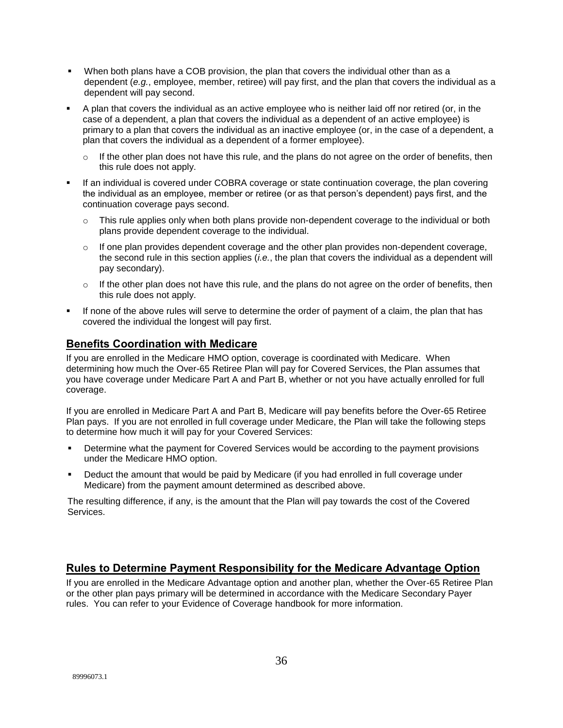- When both plans have a COB provision, the plan that covers the individual other than as a dependent (*e.g.*, employee, member, retiree) will pay first, and the plan that covers the individual as a dependent will pay second.
- A plan that covers the individual as an active employee who is neither laid off nor retired (or, in the case of a dependent, a plan that covers the individual as a dependent of an active employee) is primary to a plan that covers the individual as an inactive employee (or, in the case of a dependent, a plan that covers the individual as a dependent of a former employee).
  - If the other plan does not have this rule, and the plans do not agree on the order of benefits, then this rule does not apply.
- If an individual is covered under COBRA coverage or state continuation coverage, the plan covering the individual as an employee, member or retiree (or as that person's dependent) pays first, and the continuation coverage pays second.
  - This rule applies only when both plans provide non-dependent coverage to the individual or both plans provide dependent coverage to the individual.
  - If one plan provides dependent coverage and the other plan provides non-dependent coverage, the second rule in this section applies (*i.e.*, the plan that covers the individual as a dependent will pay secondary).
  - If the other plan does not have this rule, and the plans do not agree on the order of benefits, then this rule does not apply.
- If none of the above rules will serve to determine the order of payment of a claim, the plan that has covered the individual the longest will pay first.

## Benefits Coordination with Medicare

If you are enrolled in the Medicare HMO option, coverage is coordinated with Medicare. When determining how much the Over-65 Retiree Plan will pay for Covered Services, the Plan assumes that you have coverage under Medicare Part A and Part B, whether or not you have actually enrolled for full coverage.

If you are enrolled in Medicare Part A and Part B, Medicare will pay benefits before the Over-65 Retiree Plan pays. If you are not enrolled in full coverage under Medicare, the Plan will take the following steps to determine how much it will pay for your Covered Services:

- Determine what the payment for Covered Services would be according to the payment provisions under the Medicare HMO option.
- Deduct the amount that would be paid by Medicare (if you had enrolled in full coverage under Medicare) from the payment amount determined as described above.

The resulting difference, if any, is the amount that the Plan will pay towards the cost of the Covered Services.

## Rules to Determine Payment Responsibility for the Medicare Advantage Option

If you are enrolled in the Medicare Advantage option and another plan, whether the Over-65 Retiree Plan or the other plan pays primary will be determined in accordance with the Medicare Secondary Payer rules. You can refer to your Evidence of Coverage handbook for more information.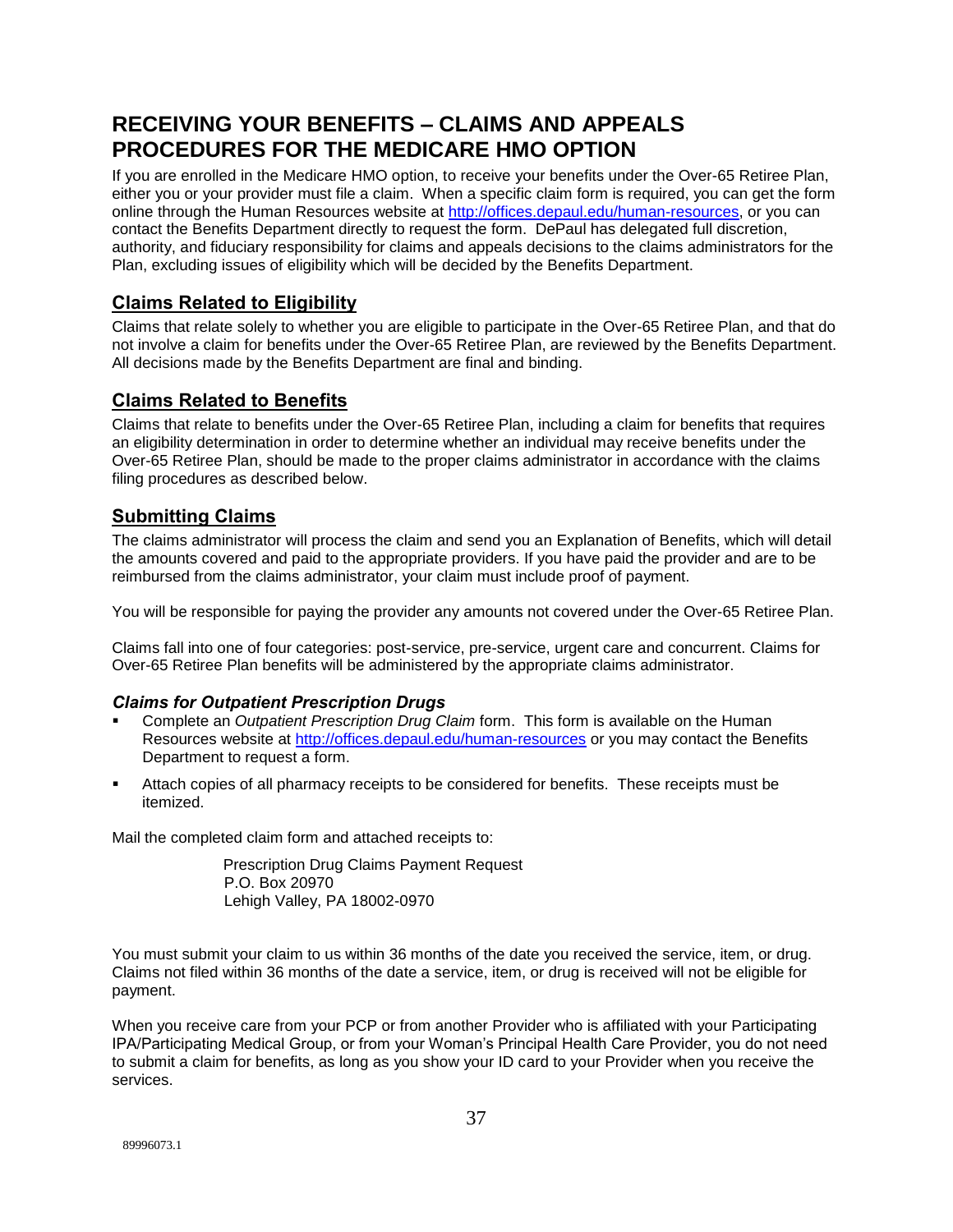# RECEIVING YOUR BENEFITS – CLAIMS AND APPEALS PROCEDURES FOR THE MEDICARE HMO OPTION

If you are enrolled in the Medicare HMO option, to receive your benefits under the Over-65 Retiree Plan, either you or your provider must file a claim. When a specific claim form is required, you can get the form online through the Human Resources website at [http://offices.depaul.edu/human-resources](http://offices.depaul.edu/human-resources), or you can contact the Benefits Department directly to request the form. DePaul has delegated full discretion, authority, and fiduciary responsibility for claims and appeals decisions to the claims administrators for the Plan, excluding issues of eligibility which will be decided by the Benefits Department.

## Claims Related to Eligibility

Claims that relate solely to whether you are eligible to participate in the Over-65 Retiree Plan, and that do not involve a claim for benefits under the Over-65 Retiree Plan, are reviewed by the Benefits Department. All decisions made by the Benefits Department are final and binding.

## Claims Related to Benefits

Claims that relate to benefits under the Over-65 Retiree Plan, including a claim for benefits that requires an eligibility determination in order to determine whether an individual may receive benefits under the Over-65 Retiree Plan, should be made to the proper claims administrator in accordance with the claims filing procedures as described below.

## Submitting Claims

The claims administrator will process the claim and send you an Explanation of Benefits, which will detail the amounts covered and paid to the appropriate providers. If you have paid the provider and are to be reimbursed from the claims administrator, your claim must include proof of payment.

You will be responsible for paying the provider any amounts not covered under the Over-65 Retiree Plan.

Claims fall into one of four categories: post-service, pre-service, urgent care and concurrent. Claims for Over-65 Retiree Plan benefits will be administered by the appropriate claims administrator.

### *Claims for Outpatient Prescription Drugs*

- Complete an *Outpatient Prescription Drug Claim* form. This form is available on the Human Resources website at [http://offices.depaul.edu/human-resources](http://offices.depaul.edu/human-resources) or you may contact the Benefits Department to request a form.
- Attach copies of all pharmacy receipts to be considered for benefits. These receipts must be itemized.

Mail the completed claim form and attached receipts to:

> Prescription Drug Claims Payment Request
> P.O. Box 20970
> Lehigh Valley, PA 18002-0970

You must submit your claim to us within 36 months of the date you received the service, item, or drug. Claims not filed within 36 months of the date a service, item, or drug is received will not be eligible for payment.

When you receive care from your PCP or from another Provider who is affiliated with your Participating IPA/Participating Medical Group, or from your Woman's Principal Health Care Provider, you do not need to submit a claim for benefits, as long as you show your ID card to your Provider when you receive the services.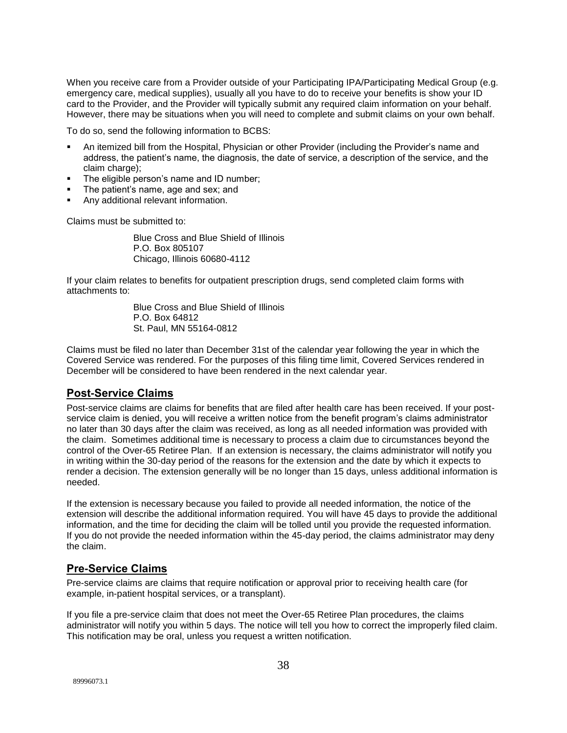When you receive care from a Provider outside of your Participating IPA/Participating Medical Group (e.g. emergency care, medical supplies), usually all you have to do to receive your benefits is show your ID card to the Provider, and the Provider will typically submit any required claim information on your behalf. However, there may be situations when you will need to complete and submit claims on your own behalf.

To do so, send the following information to BCBS:

- An itemized bill from the Hospital, Physician or other Provider (including the Provider's name and address, the patient's name, the diagnosis, the date of service, a description of the service, and the claim charge);
- The eligible person's name and ID number;
- The patient's name, age and sex; and
- Any additional relevant information.

Claims must be submitted to:

> Blue Cross and Blue Shield of Illinois
> P.O. Box 805107
> Chicago, Illinois 60680-4112

If your claim relates to benefits for outpatient prescription drugs, send completed claim forms with attachments to:

> Blue Cross and Blue Shield of Illinois
> P.O. Box 64812
> St. Paul, MN 55164-0812

Claims must be filed no later than December 31st of the calendar year following the year in which the Covered Service was rendered. For the purposes of this filing time limit, Covered Services rendered in December will be considered to have been rendered in the next calendar year.

## Post-Service Claims

Post-service claims are claims for benefits that are filed after health care has been received. If your post-service claim is denied, you will receive a written notice from the benefit program's claims administrator no later than 30 days after the claim was received, as long as all needed information was provided with the claim. Sometimes additional time is necessary to process a claim due to circumstances beyond the control of the Over-65 Retiree Plan. If an extension is necessary, the claims administrator will notify you in writing within the 30-day period of the reasons for the extension and the date by which it expects to render a decision. The extension generally will be no longer than 15 days, unless additional information is needed.

If the extension is necessary because you failed to provide all needed information, the notice of the extension will describe the additional information required. You will have 45 days to provide the additional information, and the time for deciding the claim will be tolled until you provide the requested information. If you do not provide the needed information within the 45-day period, the claims administrator may deny the claim.

## Pre-Service Claims

Pre-service claims are claims that require notification or approval prior to receiving health care (for example, in-patient hospital services, or a transplant).

If you file a pre-service claim that does not meet the Over-65 Retiree Plan procedures, the claims administrator will notify you within 5 days. The notice will tell you how to correct the improperly filed claim. This notification may be oral, unless you request a written notification.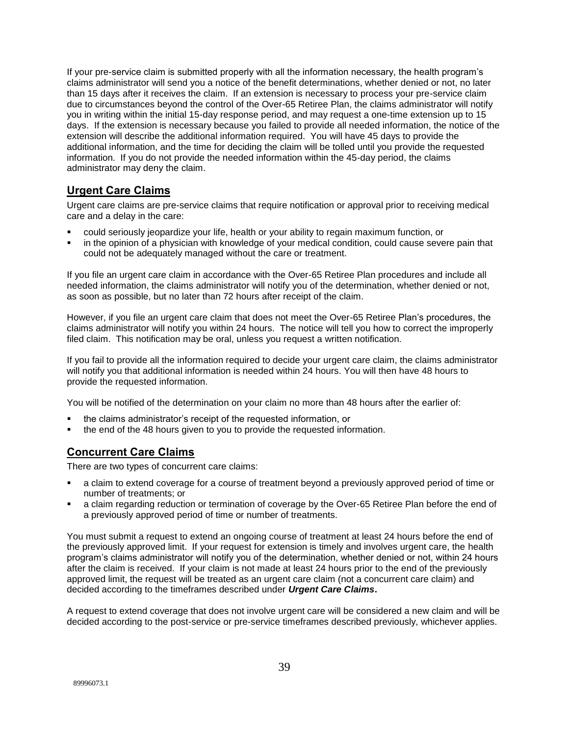If your pre-service claim is submitted properly with all the information necessary, the health program's claims administrator will send you a notice of the benefit determinations, whether denied or not, no later than 15 days after it receives the claim. If an extension is necessary to process your pre-service claim due to circumstances beyond the control of the Over-65 Retiree Plan, the claims administrator will notify you in writing within the initial 15-day response period, and may request a one-time extension up to 15 days. If the extension is necessary because you failed to provide all needed information, the notice of the extension will describe the additional information required. You will have 45 days to provide the additional information, and the time for deciding the claim will be tolled until you provide the requested information. If you do not provide the needed information within the 45-day period, the claims administrator may deny the claim.

## Urgent Care Claims

Urgent care claims are pre-service claims that require notification or approval prior to receiving medical care and a delay in the care:

- could seriously jeopardize your life, health or your ability to regain maximum function, or
- in the opinion of a physician with knowledge of your medical condition, could cause severe pain that could not be adequately managed without the care or treatment.

If you file an urgent care claim in accordance with the Over-65 Retiree Plan procedures and include all needed information, the claims administrator will notify you of the determination, whether denied or not, as soon as possible, but no later than 72 hours after receipt of the claim.

However, if you file an urgent care claim that does not meet the Over-65 Retiree Plan's procedures, the claims administrator will notify you within 24 hours. The notice will tell you how to correct the improperly filed claim. This notification may be oral, unless you request a written notification.

If you fail to provide all the information required to decide your urgent care claim, the claims administrator will notify you that additional information is needed within 24 hours. You will then have 48 hours to provide the requested information.

You will be notified of the determination on your claim no more than 48 hours after the earlier of:

- the claims administrator's receipt of the requested information, or
- the end of the 48 hours given to you to provide the requested information.

## Concurrent Care Claims

There are two types of concurrent care claims:

- a claim to extend coverage for a course of treatment beyond a previously approved period of time or number of treatments; or
- a claim regarding reduction or termination of coverage by the Over-65 Retiree Plan before the end of a previously approved period of time or number of treatments.

You must submit a request to extend an ongoing course of treatment at least 24 hours before the end of the previously approved limit. If your request for extension is timely and involves urgent care, the health program's claims administrator will notify you of the determination, whether denied or not, within 24 hours after the claim is received. If your claim is not made at least 24 hours prior to the end of the previously approved limit, the request will be treated as an urgent care claim (not a concurrent care claim) and decided according to the timeframes described under ***Urgent Care Claims*****.**

A request to extend coverage that does not involve urgent care will be considered a new claim and will be decided according to the post-service or pre-service timeframes described previously, whichever applies.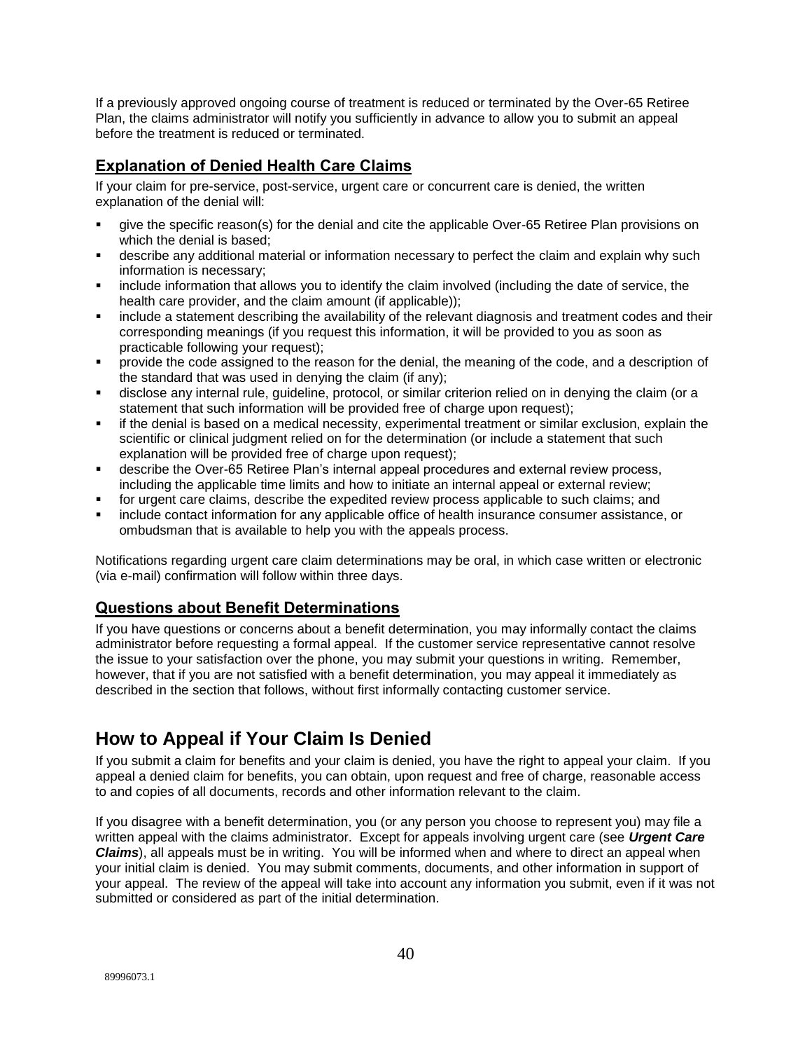If a previously approved ongoing course of treatment is reduced or terminated by the Over-65 Retiree Plan, the claims administrator will notify you sufficiently in advance to allow you to submit an appeal before the treatment is reduced or terminated.

### Explanation of Denied Health Care Claims

If your claim for pre-service, post-service, urgent care or concurrent care is denied, the written explanation of the denial will:

- give the specific reason(s) for the denial and cite the applicable Over-65 Retiree Plan provisions on which the denial is based;
- describe any additional material or information necessary to perfect the claim and explain why such information is necessary;
- include information that allows you to identify the claim involved (including the date of service, the health care provider, and the claim amount (if applicable));
- include a statement describing the availability of the relevant diagnosis and treatment codes and their corresponding meanings (if you request this information, it will be provided to you as soon as practicable following your request);
- provide the code assigned to the reason for the denial, the meaning of the code, and a description of the standard that was used in denying the claim (if any);
- disclose any internal rule, guideline, protocol, or similar criterion relied on in denying the claim (or a statement that such information will be provided free of charge upon request);
- if the denial is based on a medical necessity, experimental treatment or similar exclusion, explain the scientific or clinical judgment relied on for the determination (or include a statement that such explanation will be provided free of charge upon request);
- describe the Over-65 Retiree Plan's internal appeal procedures and external review process, including the applicable time limits and how to initiate an internal appeal or external review;
- for urgent care claims, describe the expedited review process applicable to such claims; and
- include contact information for any applicable office of health insurance consumer assistance, or ombudsman that is available to help you with the appeals process.

Notifications regarding urgent care claim determinations may be oral, in which case written or electronic (via e-mail) confirmation will follow within three days.

### Questions about Benefit Determinations

If you have questions or concerns about a benefit determination, you may informally contact the claims administrator before requesting a formal appeal. If the customer service representative cannot resolve the issue to your satisfaction over the phone, you may submit your questions in writing. Remember, however, that if you are not satisfied with a benefit determination, you may appeal it immediately as described in the section that follows, without first informally contacting customer service.

## How to Appeal if Your Claim Is Denied

If you submit a claim for benefits and your claim is denied, you have the right to appeal your claim. If you appeal a denied claim for benefits, you can obtain, upon request and free of charge, reasonable access to and copies of all documents, records and other information relevant to the claim.

If you disagree with a benefit determination, you (or any person you choose to represent you) may file a written appeal with the claims administrator. Except for appeals involving urgent care (see ***Urgent Care Claims***), all appeals must be in writing. You will be informed when and where to direct an appeal when your initial claim is denied. You may submit comments, documents, and other information in support of your appeal. The review of the appeal will take into account any information you submit, even if it was not submitted or considered as part of the initial determination.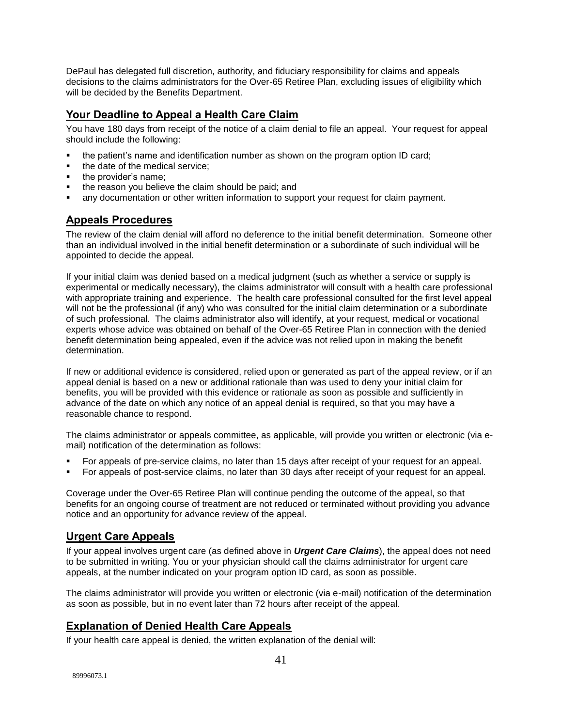DePaul has delegated full discretion, authority, and fiduciary responsibility for claims and appeals decisions to the claims administrators for the Over-65 Retiree Plan, excluding issues of eligibility which will be decided by the Benefits Department.

## Your Deadline to Appeal a Health Care Claim

You have 180 days from receipt of the notice of a claim denial to file an appeal. Your request for appeal should include the following:

- the patient's name and identification number as shown on the program option ID card;
- the date of the medical service;
- the provider's name;
- the reason you believe the claim should be paid; and
- any documentation or other written information to support your request for claim payment.

## Appeals Procedures

The review of the claim denial will afford no deference to the initial benefit determination. Someone other than an individual involved in the initial benefit determination or a subordinate of such individual will be appointed to decide the appeal.

If your initial claim was denied based on a medical judgment (such as whether a service or supply is experimental or medically necessary), the claims administrator will consult with a health care professional with appropriate training and experience. The health care professional consulted for the first level appeal will not be the professional (if any) who was consulted for the initial claim determination or a subordinate of such professional. The claims administrator also will identify, at your request, medical or vocational experts whose advice was obtained on behalf of the Over-65 Retiree Plan in connection with the denied benefit determination being appealed, even if the advice was not relied upon in making the benefit determination.

If new or additional evidence is considered, relied upon or generated as part of the appeal review, or if an appeal denial is based on a new or additional rationale than was used to deny your initial claim for benefits, you will be provided with this evidence or rationale as soon as possible and sufficiently in advance of the date on which any notice of an appeal denial is required, so that you may have a reasonable chance to respond.

The claims administrator or appeals committee, as applicable, will provide you written or electronic (via e-mail) notification of the determination as follows:

- For appeals of pre-service claims, no later than 15 days after receipt of your request for an appeal.
- For appeals of post-service claims, no later than 30 days after receipt of your request for an appeal.

Coverage under the Over-65 Retiree Plan will continue pending the outcome of the appeal, so that benefits for an ongoing course of treatment are not reduced or terminated without providing you advance notice and an opportunity for advance review of the appeal.

## Urgent Care Appeals

If your appeal involves urgent care (as defined above in ***Urgent Care Claims***), the appeal does not need to be submitted in writing. You or your physician should call the claims administrator for urgent care appeals, at the number indicated on your program option ID card, as soon as possible.

The claims administrator will provide you written or electronic (via e-mail) notification of the determination as soon as possible, but in no event later than 72 hours after receipt of the appeal.

## Explanation of Denied Health Care Appeals

If your health care appeal is denied, the written explanation of the denial will: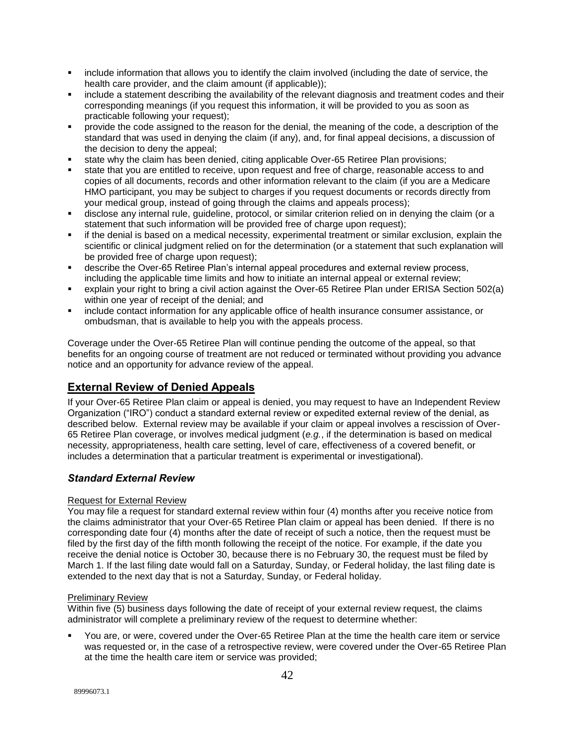- include information that allows you to identify the claim involved (including the date of service, the health care provider, and the claim amount (if applicable));
- include a statement describing the availability of the relevant diagnosis and treatment codes and their corresponding meanings (if you request this information, it will be provided to you as soon as practicable following your request);
- provide the code assigned to the reason for the denial, the meaning of the code, a description of the standard that was used in denying the claim (if any), and, for final appeal decisions, a discussion of the decision to deny the appeal;
- state why the claim has been denied, citing applicable Over-65 Retiree Plan provisions;
- state that you are entitled to receive, upon request and free of charge, reasonable access to and copies of all documents, records and other information relevant to the claim (if you are a Medicare HMO participant, you may be subject to charges if you request documents or records directly from your medical group, instead of going through the claims and appeals process);
- disclose any internal rule, guideline, protocol, or similar criterion relied on in denying the claim (or a statement that such information will be provided free of charge upon request);
- if the denial is based on a medical necessity, experimental treatment or similar exclusion, explain the scientific or clinical judgment relied on for the determination (or a statement that such explanation will be provided free of charge upon request);
- describe the Over-65 Retiree Plan's internal appeal procedures and external review process, including the applicable time limits and how to initiate an internal appeal or external review;
- explain your right to bring a civil action against the Over-65 Retiree Plan under ERISA Section 502(a) within one year of receipt of the denial; and
- include contact information for any applicable office of health insurance consumer assistance, or ombudsman, that is available to help you with the appeals process.

Coverage under the Over-65 Retiree Plan will continue pending the outcome of the appeal, so that benefits for an ongoing course of treatment are not reduced or terminated without providing you advance notice and an opportunity for advance review of the appeal.

## External Review of Denied Appeals

If your Over-65 Retiree Plan claim or appeal is denied, you may request to have an Independent Review Organization ("IRO") conduct a standard external review or expedited external review of the denial, as described below. External review may be available if your claim or appeal involves a rescission of Over-65 Retiree Plan coverage, or involves medical judgment (*e.g.*, if the determination is based on medical necessity, appropriateness, health care setting, level of care, effectiveness of a covered benefit, or includes a determination that a particular treatment is experimental or investigational).

### *Standard External Review*

Request for External Review

You may file a request for standard external review within four (4) months after you receive notice from the claims administrator that your Over-65 Retiree Plan claim or appeal has been denied. If there is no corresponding date four (4) months after the date of receipt of such a notice, then the request must be filed by the first day of the fifth month following the receipt of the notice. For example, if the date you receive the denial notice is October 30, because there is no February 30, the request must be filed by March 1. If the last filing date would fall on a Saturday, Sunday, or Federal holiday, the last filing date is extended to the next day that is not a Saturday, Sunday, or Federal holiday.

Preliminary Review

Within five (5) business days following the date of receipt of your external review request, the claims administrator will complete a preliminary review of the request to determine whether:

- You are, or were, covered under the Over-65 Retiree Plan at the time the health care item or service was requested or, in the case of a retrospective review, were covered under the Over-65 Retiree Plan at the time the health care item or service was provided;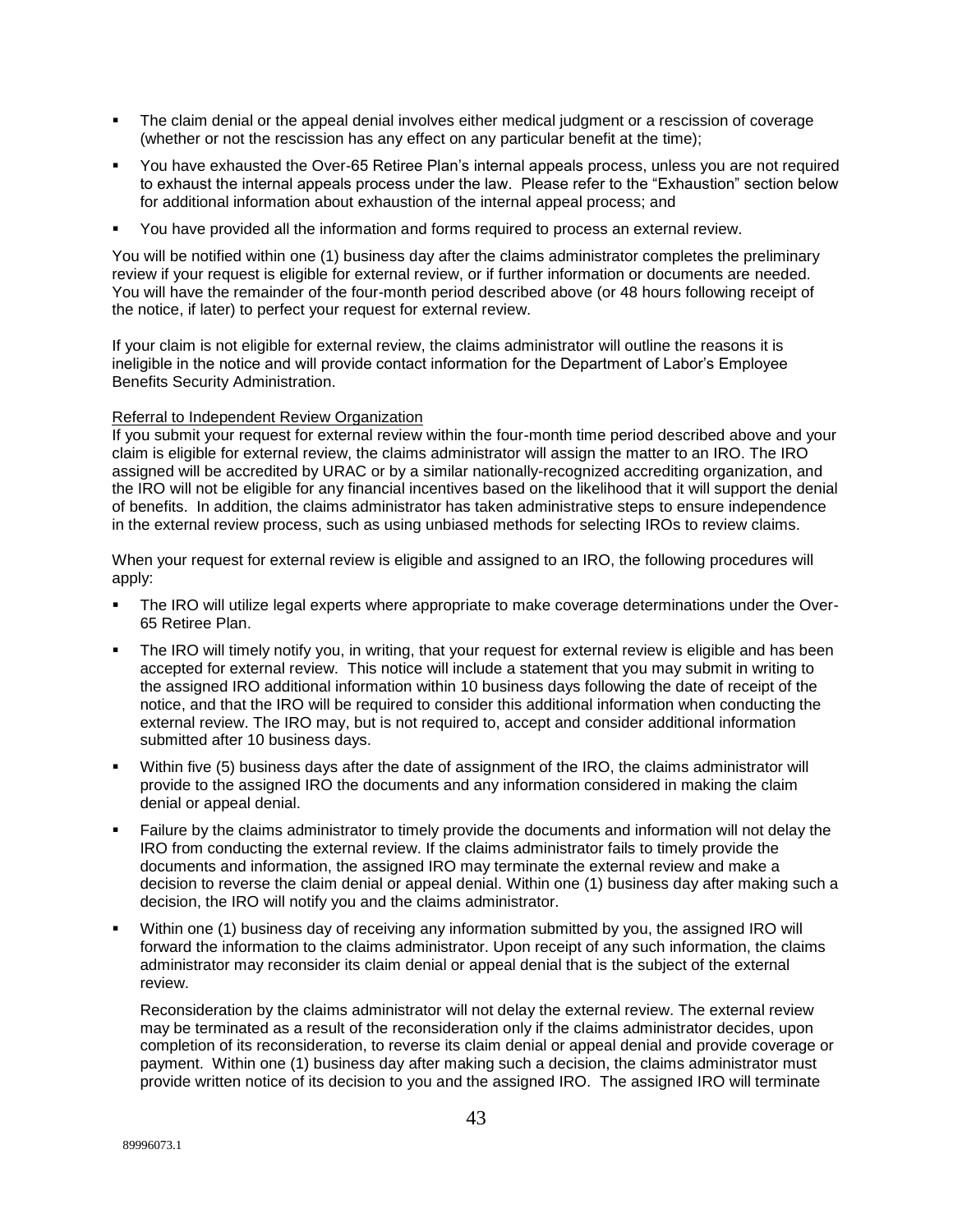- The claim denial or the appeal denial involves either medical judgment or a rescission of coverage (whether or not the rescission has any effect on any particular benefit at the time);
- You have exhausted the Over-65 Retiree Plan's internal appeals process, unless you are not required to exhaust the internal appeals process under the law. Please refer to the "Exhaustion" section below for additional information about exhaustion of the internal appeal process; and
- You have provided all the information and forms required to process an external review.

You will be notified within one (1) business day after the claims administrator completes the preliminary review if your request is eligible for external review, or if further information or documents are needed. You will have the remainder of the four-month period described above (or 48 hours following receipt of the notice, if later) to perfect your request for external review.

If your claim is not eligible for external review, the claims administrator will outline the reasons it is ineligible in the notice and will provide contact information for the Department of Labor's Employee Benefits Security Administration.

Referral to Independent Review Organization

If you submit your request for external review within the four-month time period described above and your claim is eligible for external review, the claims administrator will assign the matter to an IRO. The IRO assigned will be accredited by URAC or by a similar nationally-recognized accrediting organization, and the IRO will not be eligible for any financial incentives based on the likelihood that it will support the denial of benefits. In addition, the claims administrator has taken administrative steps to ensure independence in the external review process, such as using unbiased methods for selecting IROs to review claims.

When your request for external review is eligible and assigned to an IRO, the following procedures will apply:

- The IRO will utilize legal experts where appropriate to make coverage determinations under the Over-65 Retiree Plan.
- The IRO will timely notify you, in writing, that your request for external review is eligible and has been accepted for external review. This notice will include a statement that you may submit in writing to the assigned IRO additional information within 10 business days following the date of receipt of the notice, and that the IRO will be required to consider this additional information when conducting the external review. The IRO may, but is not required to, accept and consider additional information submitted after 10 business days.
- Within five (5) business days after the date of assignment of the IRO, the claims administrator will provide to the assigned IRO the documents and any information considered in making the claim denial or appeal denial.
- Failure by the claims administrator to timely provide the documents and information will not delay the IRO from conducting the external review. If the claims administrator fails to timely provide the documents and information, the assigned IRO may terminate the external review and make a decision to reverse the claim denial or appeal denial. Within one (1) business day after making such a decision, the IRO will notify you and the claims administrator.
- Within one (1) business day of receiving any information submitted by you, the assigned IRO will forward the information to the claims administrator. Upon receipt of any such information, the claims administrator may reconsider its claim denial or appeal denial that is the subject of the external review.

  Reconsideration by the claims administrator will not delay the external review. The external review may be terminated as a result of the reconsideration only if the claims administrator decides, upon completion of its reconsideration, to reverse its claim denial or appeal denial and provide coverage or payment. Within one (1) business day after making such a decision, the claims administrator must provide written notice of its decision to you and the assigned IRO. The assigned IRO will terminate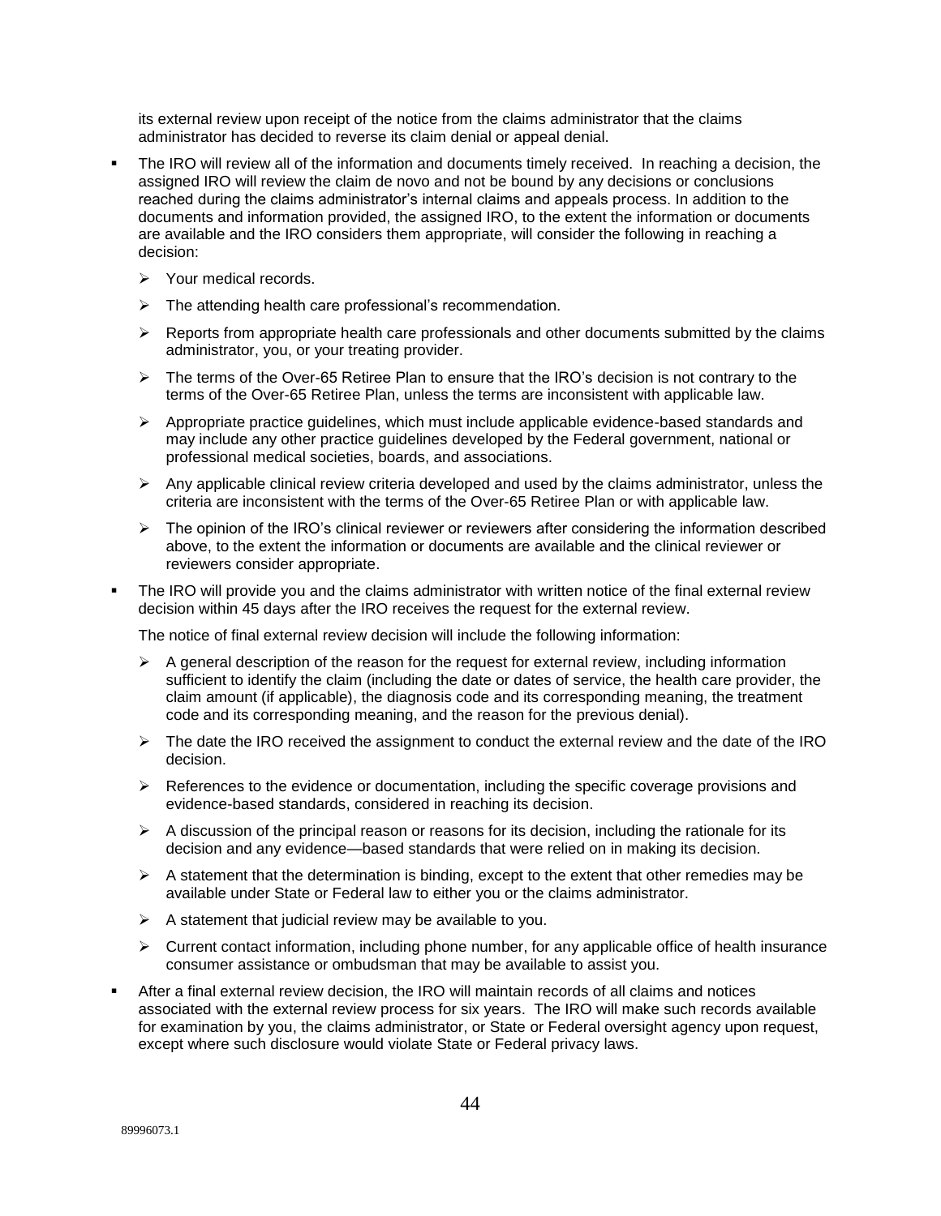its external review upon receipt of the notice from the claims administrator that the claims administrator has decided to reverse its claim denial or appeal denial.

- The IRO will review all of the information and documents timely received. In reaching a decision, the assigned IRO will review the claim de novo and not be bound by any decisions or conclusions reached during the claims administrator's internal claims and appeals process. In addition to the documents and information provided, the assigned IRO, to the extent the information or documents are available and the IRO considers them appropriate, will consider the following in reaching a decision:
  - Your medical records.
  - The attending health care professional's recommendation.
  - Reports from appropriate health care professionals and other documents submitted by the claims administrator, you, or your treating provider.
  - The terms of the Over-65 Retiree Plan to ensure that the IRO's decision is not contrary to the terms of the Over-65 Retiree Plan, unless the terms are inconsistent with applicable law.
  - Appropriate practice guidelines, which must include applicable evidence-based standards and may include any other practice guidelines developed by the Federal government, national or professional medical societies, boards, and associations.
  - Any applicable clinical review criteria developed and used by the claims administrator, unless the criteria are inconsistent with the terms of the Over-65 Retiree Plan or with applicable law.
  - The opinion of the IRO's clinical reviewer or reviewers after considering the information described above, to the extent the information or documents are available and the clinical reviewer or reviewers consider appropriate.
- The IRO will provide you and the claims administrator with written notice of the final external review decision within 45 days after the IRO receives the request for the external review.

  The notice of final external review decision will include the following information:

  - A general description of the reason for the request for external review, including information sufficient to identify the claim (including the date or dates of service, the health care provider, the claim amount (if applicable), the diagnosis code and its corresponding meaning, the treatment code and its corresponding meaning, and the reason for the previous denial).
  - The date the IRO received the assignment to conduct the external review and the date of the IRO decision.
  - References to the evidence or documentation, including the specific coverage provisions and evidence-based standards, considered in reaching its decision.
  - A discussion of the principal reason or reasons for its decision, including the rationale for its decision and any evidence—based standards that were relied on in making its decision.
  - A statement that the determination is binding, except to the extent that other remedies may be available under State or Federal law to either you or the claims administrator.
  - A statement that judicial review may be available to you.
  - Current contact information, including phone number, for any applicable office of health insurance consumer assistance or ombudsman that may be available to assist you.
- After a final external review decision, the IRO will maintain records of all claims and notices associated with the external review process for six years. The IRO will make such records available for examination by you, the claims administrator, or State or Federal oversight agency upon request, except where such disclosure would violate State or Federal privacy laws.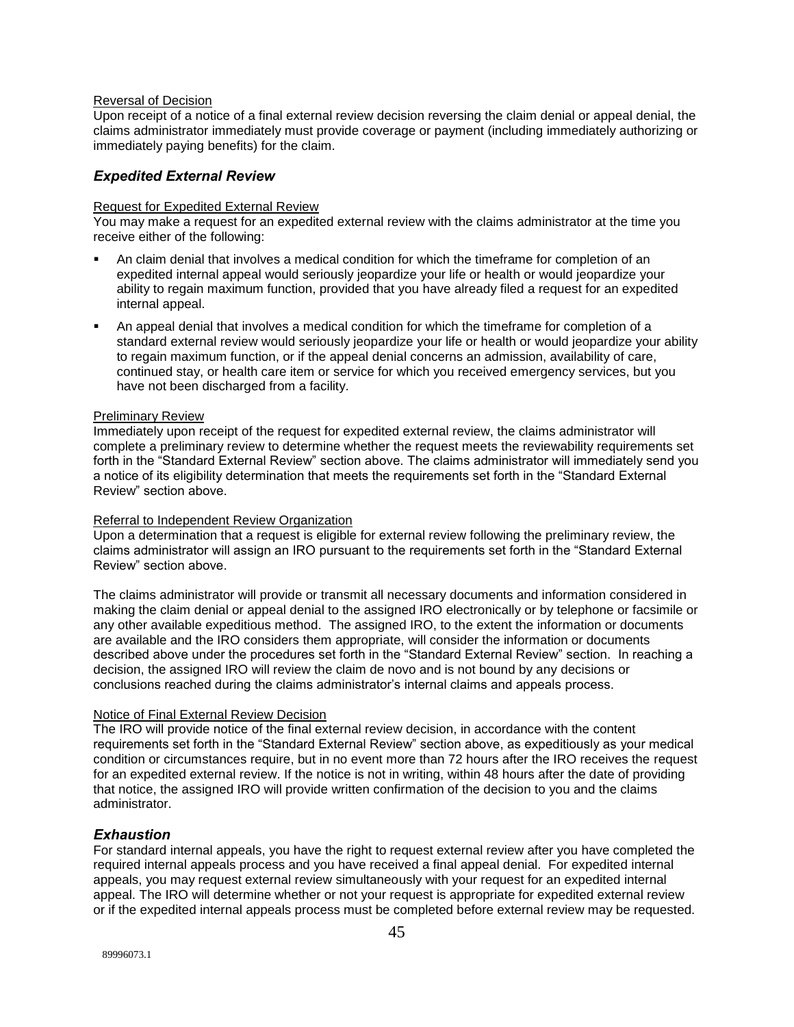Reversal of Decision

Upon receipt of a notice of a final external review decision reversing the claim denial or appeal denial, the claims administrator immediately must provide coverage or payment (including immediately authorizing or immediately paying benefits) for the claim.

### *Expedited External Review*

Request for Expedited External Review

You may make a request for an expedited external review with the claims administrator at the time you receive either of the following:

- An claim denial that involves a medical condition for which the timeframe for completion of an expedited internal appeal would seriously jeopardize your life or health or would jeopardize your ability to regain maximum function, provided that you have already filed a request for an expedited internal appeal.
- An appeal denial that involves a medical condition for which the timeframe for completion of a standard external review would seriously jeopardize your life or health or would jeopardize your ability to regain maximum function, or if the appeal denial concerns an admission, availability of care, continued stay, or health care item or service for which you received emergency services, but you have not been discharged from a facility.

Preliminary Review

Immediately upon receipt of the request for expedited external review, the claims administrator will complete a preliminary review to determine whether the request meets the reviewability requirements set forth in the "Standard External Review" section above. The claims administrator will immediately send you a notice of its eligibility determination that meets the requirements set forth in the "Standard External Review" section above.

Referral to Independent Review Organization

Upon a determination that a request is eligible for external review following the preliminary review, the claims administrator will assign an IRO pursuant to the requirements set forth in the "Standard External Review" section above.

The claims administrator will provide or transmit all necessary documents and information considered in making the claim denial or appeal denial to the assigned IRO electronically or by telephone or facsimile or any other available expeditious method. The assigned IRO, to the extent the information or documents are available and the IRO considers them appropriate, will consider the information or documents described above under the procedures set forth in the "Standard External Review" section. In reaching a decision, the assigned IRO will review the claim de novo and is not bound by any decisions or conclusions reached during the claims administrator's internal claims and appeals process.

Notice of Final External Review Decision

The IRO will provide notice of the final external review decision, in accordance with the content requirements set forth in the "Standard External Review" section above, as expeditiously as your medical condition or circumstances require, but in no event more than 72 hours after the IRO receives the request for an expedited external review. If the notice is not in writing, within 48 hours after the date of providing that notice, the assigned IRO will provide written confirmation of the decision to you and the claims administrator.

### *Exhaustion*

For standard internal appeals, you have the right to request external review after you have completed the required internal appeals process and you have received a final appeal denial. For expedited internal appeals, you may request external review simultaneously with your request for an expedited internal appeal. The IRO will determine whether or not your request is appropriate for expedited external review or if the expedited internal appeals process must be completed before external review may be requested.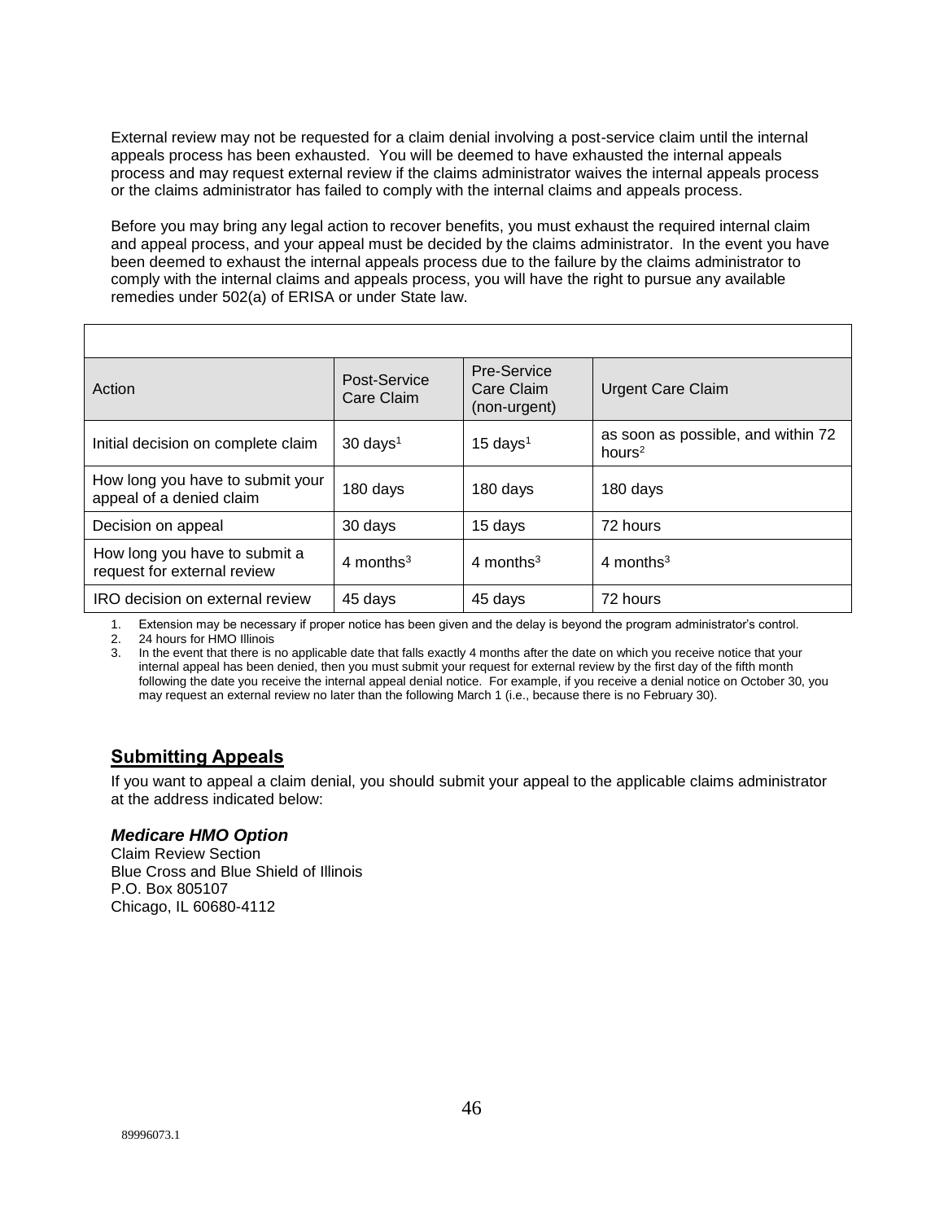External review may not be requested for a claim denial involving a post-service claim until the internal appeals process has been exhausted. You will be deemed to have exhausted the internal appeals process and may request external review if the claims administrator waives the internal appeals process or the claims administrator has failed to comply with the internal claims and appeals process.

Before you may bring any legal action to recover benefits, you must exhaust the required internal claim and appeal process, and your appeal must be decided by the claims administrator. In the event you have been deemed to exhaust the internal appeals process due to the failure by the claims administrator to comply with the internal claims and appeals process, you will have the right to pursue any available remedies under 502(a) of ERISA or under State law.

| Action | Post-Service Care Claim | Pre-Service Care Claim (non-urgent) | Urgent Care Claim |
|---|---|---|---|
| Initial decision on complete claim | 30 days[1] | 15 days[1] | as soon as possible, and within 72 hours[2] |
| How long you have to submit your appeal of a denied claim | 180 days | 180 days | 180 days |
| Decision on appeal | 30 days | 15 days | 72 hours |
| How long you have to submit a request for external review | 4 months[3] | 4 months[3] | 4 months[3] |
| IRO decision on external review | 45 days | 45 days | 72 hours |

1. Extension may be necessary if proper notice has been given and the delay is beyond the program administrator's control.
2. 24 hours for HMO Illinois
3. In the event that there is no applicable date that falls exactly 4 months after the date on which you receive notice that your internal appeal has been denied, then you must submit your request for external review by the first day of the fifth month following the date you receive the internal appeal denial notice. For example, if you receive a denial notice on October 30, you may request an external review no later than the following March 1 (i.e., because there is no February 30).

## Submitting Appeals

If you want to appeal a claim denial, you should submit your appeal to the applicable claims administrator at the address indicated below:

### *Medicare HMO Option*

Claim Review Section
Blue Cross and Blue Shield of Illinois
P.O. Box 805107
Chicago, IL 60680-4112

89996073.1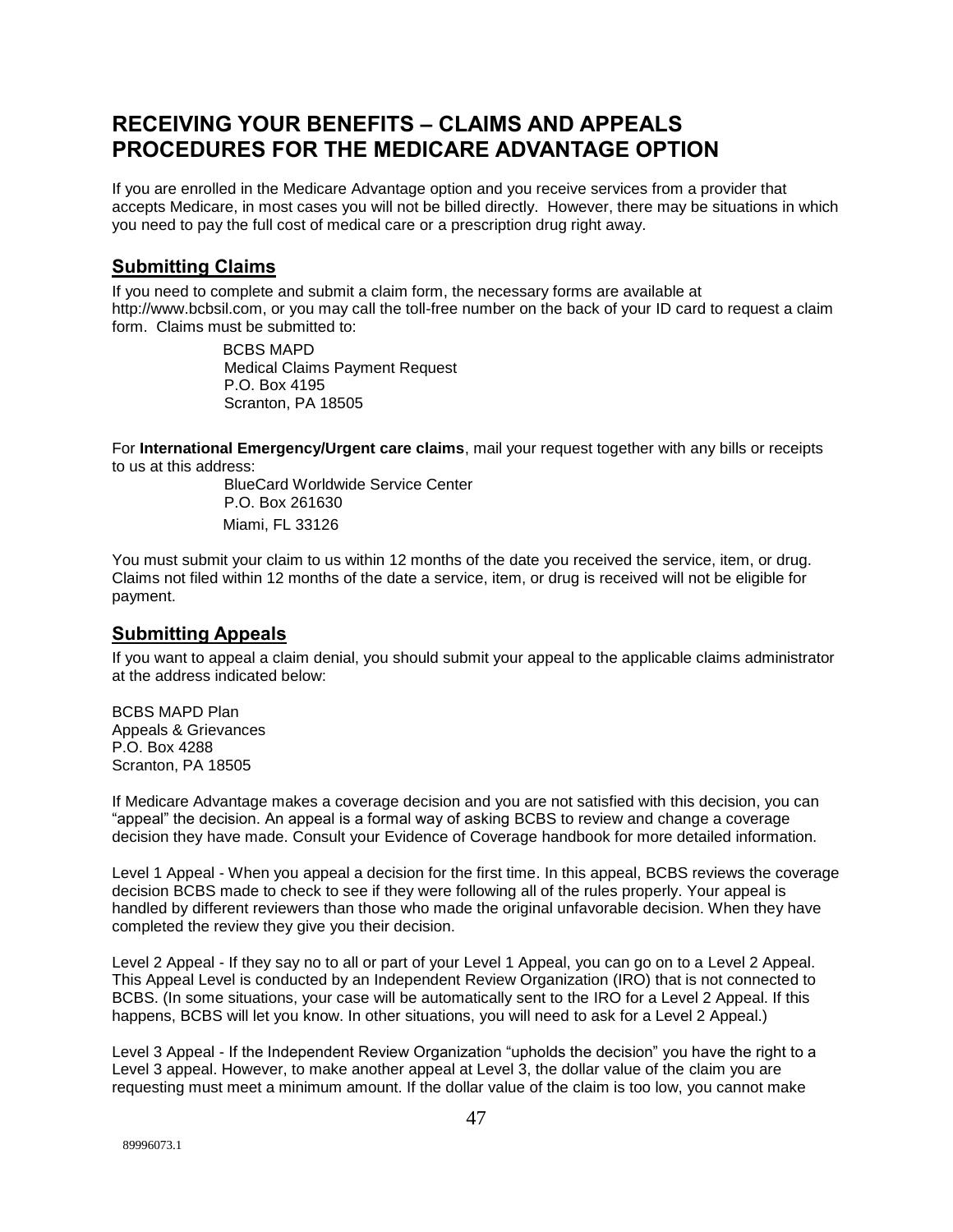# RECEIVING YOUR BENEFITS – CLAIMS AND APPEALS PROCEDURES FOR THE MEDICARE ADVANTAGE OPTION

If you are enrolled in the Medicare Advantage option and you receive services from a provider that accepts Medicare, in most cases you will not be billed directly. However, there may be situations in which you need to pay the full cost of medical care or a prescription drug right away.

## Submitting Claims

If you need to complete and submit a claim form, the necessary forms are available at http://www.bcbsil.com, or you may call the toll-free number on the back of your ID card to request a claim form. Claims must be submitted to:

> BCBS MAPD
> Medical Claims Payment Request
> P.O. Box 4195
> Scranton, PA 18505

For **International Emergency/Urgent care claims**, mail your request together with any bills or receipts to us at this address:

> BlueCard Worldwide Service Center
> P.O. Box 261630
> Miami, FL 33126

You must submit your claim to us within 12 months of the date you received the service, item, or drug. Claims not filed within 12 months of the date a service, item, or drug is received will not be eligible for payment.

## Submitting Appeals

If you want to appeal a claim denial, you should submit your appeal to the applicable claims administrator at the address indicated below:

BCBS MAPD Plan
Appeals & Grievances
P.O. Box 4288
Scranton, PA 18505

If Medicare Advantage makes a coverage decision and you are not satisfied with this decision, you can "appeal" the decision. An appeal is a formal way of asking BCBS to review and change a coverage decision they have made. Consult your Evidence of Coverage handbook for more detailed information.

Level 1 Appeal - When you appeal a decision for the first time. In this appeal, BCBS reviews the coverage decision BCBS made to check to see if they were following all of the rules properly. Your appeal is handled by different reviewers than those who made the original unfavorable decision. When they have completed the review they give you their decision.

Level 2 Appeal - If they say no to all or part of your Level 1 Appeal, you can go on to a Level 2 Appeal. This Appeal Level is conducted by an Independent Review Organization (IRO) that is not connected to BCBS. (In some situations, your case will be automatically sent to the IRO for a Level 2 Appeal. If this happens, BCBS will let you know. In other situations, you will need to ask for a Level 2 Appeal.)

Level 3 Appeal - If the Independent Review Organization "upholds the decision" you have the right to a Level 3 appeal. However, to make another appeal at Level 3, the dollar value of the claim you are requesting must meet a minimum amount. If the dollar value of the claim is too low, you cannot make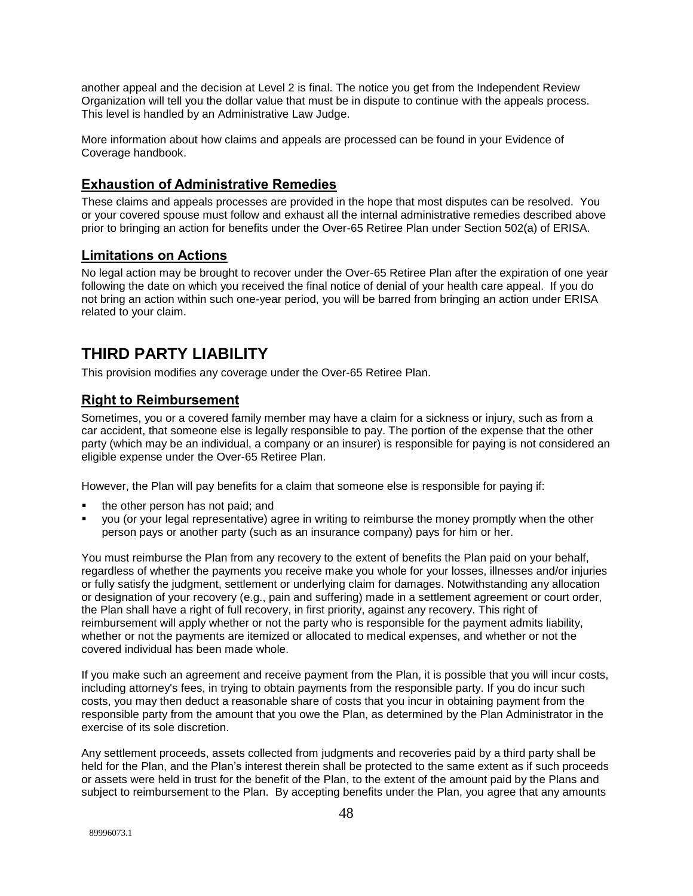another appeal and the decision at Level 2 is final. The notice you get from the Independent Review Organization will tell you the dollar value that must be in dispute to continue with the appeals process. This level is handled by an Administrative Law Judge.

More information about how claims and appeals are processed can be found in your Evidence of Coverage handbook.

## Exhaustion of Administrative Remedies

These claims and appeals processes are provided in the hope that most disputes can be resolved. You or your covered spouse must follow and exhaust all the internal administrative remedies described above prior to bringing an action for benefits under the Over-65 Retiree Plan under Section 502(a) of ERISA.

## Limitations on Actions

No legal action may be brought to recover under the Over-65 Retiree Plan after the expiration of one year following the date on which you received the final notice of denial of your health care appeal. If you do not bring an action within such one-year period, you will be barred from bringing an action under ERISA related to your claim.

# THIRD PARTY LIABILITY

This provision modifies any coverage under the Over-65 Retiree Plan.

## Right to Reimbursement

Sometimes, you or a covered family member may have a claim for a sickness or injury, such as from a car accident, that someone else is legally responsible to pay. The portion of the expense that the other party (which may be an individual, a company or an insurer) is responsible for paying is not considered an eligible expense under the Over-65 Retiree Plan.

However, the Plan will pay benefits for a claim that someone else is responsible for paying if:

- the other person has not paid; and
- you (or your legal representative) agree in writing to reimburse the money promptly when the other person pays or another party (such as an insurance company) pays for him or her.

You must reimburse the Plan from any recovery to the extent of benefits the Plan paid on your behalf, regardless of whether the payments you receive make you whole for your losses, illnesses and/or injuries or fully satisfy the judgment, settlement or underlying claim for damages. Notwithstanding any allocation or designation of your recovery (e.g., pain and suffering) made in a settlement agreement or court order, the Plan shall have a right of full recovery, in first priority, against any recovery. This right of reimbursement will apply whether or not the party who is responsible for the payment admits liability, whether or not the payments are itemized or allocated to medical expenses, and whether or not the covered individual has been made whole.

If you make such an agreement and receive payment from the Plan, it is possible that you will incur costs, including attorney's fees, in trying to obtain payments from the responsible party. If you do incur such costs, you may then deduct a reasonable share of costs that you incur in obtaining payment from the responsible party from the amount that you owe the Plan, as determined by the Plan Administrator in the exercise of its sole discretion.

Any settlement proceeds, assets collected from judgments and recoveries paid by a third party shall be held for the Plan, and the Plan's interest therein shall be protected to the same extent as if such proceeds or assets were held in trust for the benefit of the Plan, to the extent of the amount paid by the Plans and subject to reimbursement to the Plan. By accepting benefits under the Plan, you agree that any amounts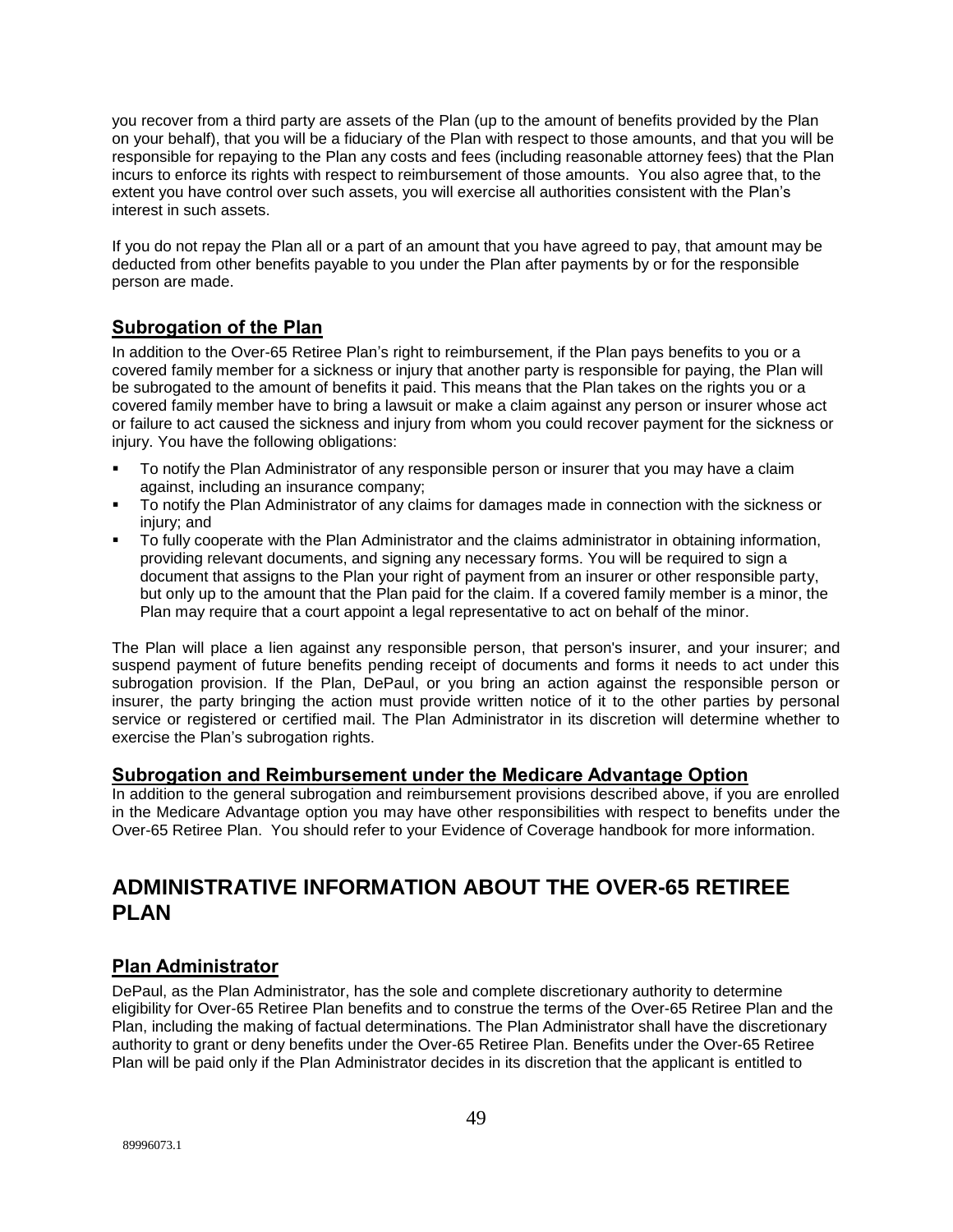you recover from a third party are assets of the Plan (up to the amount of benefits provided by the Plan on your behalf), that you will be a fiduciary of the Plan with respect to those amounts, and that you will be responsible for repaying to the Plan any costs and fees (including reasonable attorney fees) that the Plan incurs to enforce its rights with respect to reimbursement of those amounts. You also agree that, to the extent you have control over such assets, you will exercise all authorities consistent with the Plan's interest in such assets.

If you do not repay the Plan all or a part of an amount that you have agreed to pay, that amount may be deducted from other benefits payable to you under the Plan after payments by or for the responsible person are made.

## Subrogation of the Plan

In addition to the Over-65 Retiree Plan's right to reimbursement, if the Plan pays benefits to you or a covered family member for a sickness or injury that another party is responsible for paying, the Plan will be subrogated to the amount of benefits it paid. This means that the Plan takes on the rights you or a covered family member have to bring a lawsuit or make a claim against any person or insurer whose act or failure to act caused the sickness and injury from whom you could recover payment for the sickness or injury. You have the following obligations:

- To notify the Plan Administrator of any responsible person or insurer that you may have a claim against, including an insurance company;
- To notify the Plan Administrator of any claims for damages made in connection with the sickness or injury; and
- To fully cooperate with the Plan Administrator and the claims administrator in obtaining information, providing relevant documents, and signing any necessary forms. You will be required to sign a document that assigns to the Plan your right of payment from an insurer or other responsible party, but only up to the amount that the Plan paid for the claim. If a covered family member is a minor, the Plan may require that a court appoint a legal representative to act on behalf of the minor.

The Plan will place a lien against any responsible person, that person's insurer, and your insurer; and suspend payment of future benefits pending receipt of documents and forms it needs to act under this subrogation provision. If the Plan, DePaul, or you bring an action against the responsible person or insurer, the party bringing the action must provide written notice of it to the other parties by personal service or registered or certified mail. The Plan Administrator in its discretion will determine whether to exercise the Plan's subrogation rights.

## Subrogation and Reimbursement under the Medicare Advantage Option

In addition to the general subrogation and reimbursement provisions described above, if you are enrolled in the Medicare Advantage option you may have other responsibilities with respect to benefits under the Over-65 Retiree Plan. You should refer to your Evidence of Coverage handbook for more information.

# ADMINISTRATIVE INFORMATION ABOUT THE OVER-65 RETIREE PLAN

## Plan Administrator

DePaul, as the Plan Administrator, has the sole and complete discretionary authority to determine eligibility for Over-65 Retiree Plan benefits and to construe the terms of the Over-65 Retiree Plan and the Plan, including the making of factual determinations. The Plan Administrator shall have the discretionary authority to grant or deny benefits under the Over-65 Retiree Plan. Benefits under the Over-65 Retiree Plan will be paid only if the Plan Administrator decides in its discretion that the applicant is entitled to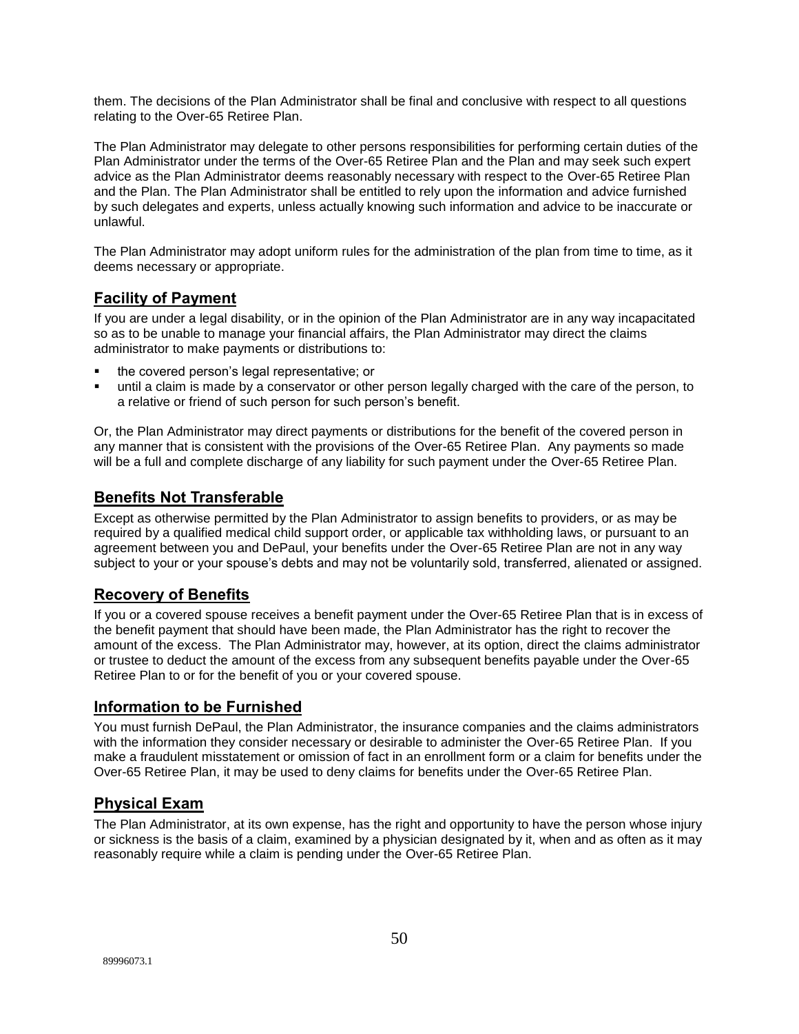them. The decisions of the Plan Administrator shall be final and conclusive with respect to all questions relating to the Over-65 Retiree Plan.

The Plan Administrator may delegate to other persons responsibilities for performing certain duties of the Plan Administrator under the terms of the Over-65 Retiree Plan and the Plan and may seek such expert advice as the Plan Administrator deems reasonably necessary with respect to the Over-65 Retiree Plan and the Plan. The Plan Administrator shall be entitled to rely upon the information and advice furnished by such delegates and experts, unless actually knowing such information and advice to be inaccurate or unlawful.

The Plan Administrator may adopt uniform rules for the administration of the plan from time to time, as it deems necessary or appropriate.

## Facility of Payment

If you are under a legal disability, or in the opinion of the Plan Administrator are in any way incapacitated so as to be unable to manage your financial affairs, the Plan Administrator may direct the claims administrator to make payments or distributions to:

- the covered person's legal representative; or
- until a claim is made by a conservator or other person legally charged with the care of the person, to a relative or friend of such person for such person's benefit.

Or, the Plan Administrator may direct payments or distributions for the benefit of the covered person in any manner that is consistent with the provisions of the Over-65 Retiree Plan. Any payments so made will be a full and complete discharge of any liability for such payment under the Over-65 Retiree Plan.

## Benefits Not Transferable

Except as otherwise permitted by the Plan Administrator to assign benefits to providers, or as may be required by a qualified medical child support order, or applicable tax withholding laws, or pursuant to an agreement between you and DePaul, your benefits under the Over-65 Retiree Plan are not in any way subject to your or your spouse's debts and may not be voluntarily sold, transferred, alienated or assigned.

## Recovery of Benefits

If you or a covered spouse receives a benefit payment under the Over-65 Retiree Plan that is in excess of the benefit payment that should have been made, the Plan Administrator has the right to recover the amount of the excess. The Plan Administrator may, however, at its option, direct the claims administrator or trustee to deduct the amount of the excess from any subsequent benefits payable under the Over-65 Retiree Plan to or for the benefit of you or your covered spouse.

## Information to be Furnished

You must furnish DePaul, the Plan Administrator, the insurance companies and the claims administrators with the information they consider necessary or desirable to administer the Over-65 Retiree Plan. If you make a fraudulent misstatement or omission of fact in an enrollment form or a claim for benefits under the Over-65 Retiree Plan, it may be used to deny claims for benefits under the Over-65 Retiree Plan.

## Physical Exam

The Plan Administrator, at its own expense, has the right and opportunity to have the person whose injury or sickness is the basis of a claim, examined by a physician designated by it, when and as often as it may reasonably require while a claim is pending under the Over-65 Retiree Plan.

89996073.1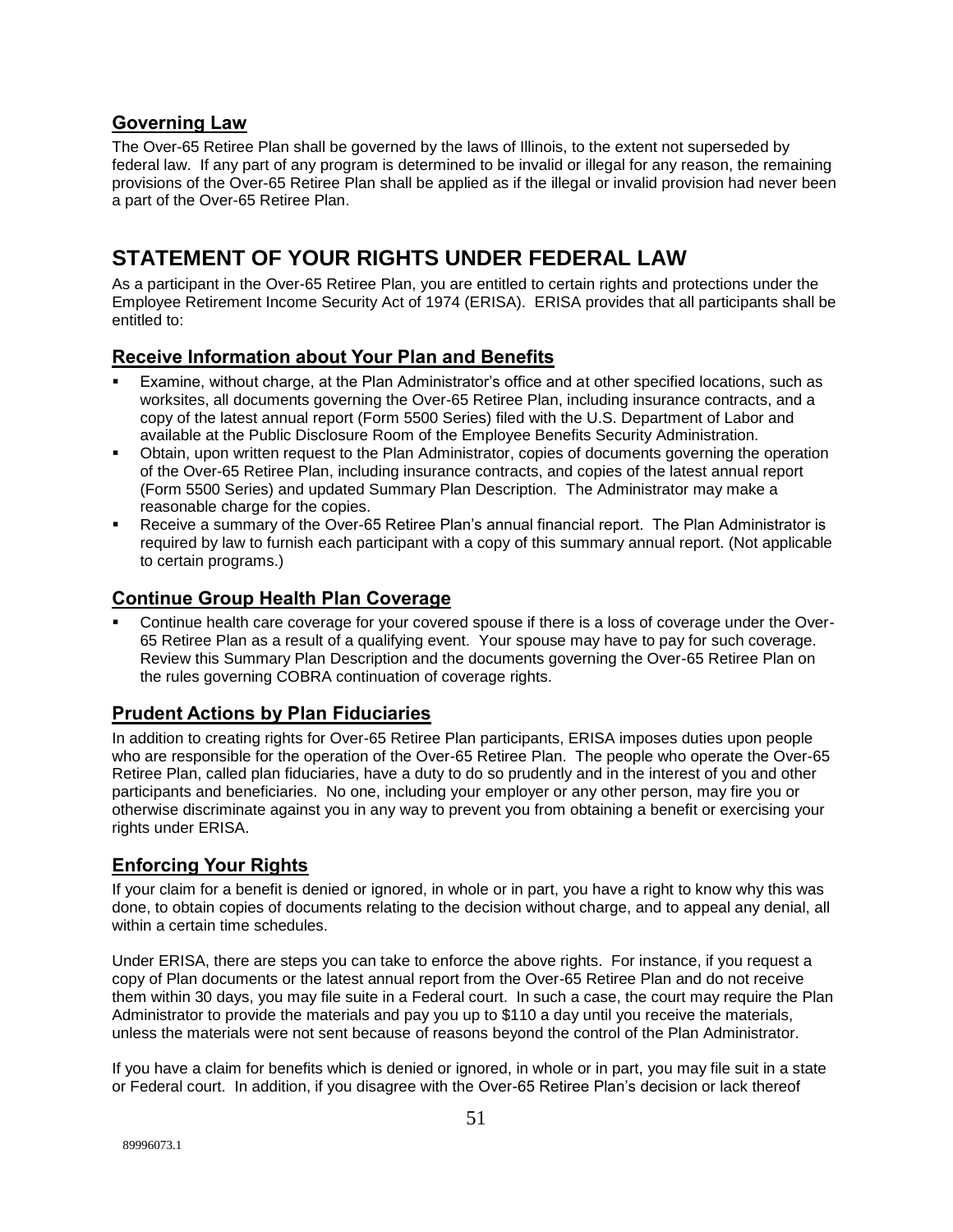## Governing Law

The Over-65 Retiree Plan shall be governed by the laws of Illinois, to the extent not superseded by federal law. If any part of any program is determined to be invalid or illegal for any reason, the remaining provisions of the Over-65 Retiree Plan shall be applied as if the illegal or invalid provision had never been a part of the Over-65 Retiree Plan.

# STATEMENT OF YOUR RIGHTS UNDER FEDERAL LAW

As a participant in the Over-65 Retiree Plan, you are entitled to certain rights and protections under the Employee Retirement Income Security Act of 1974 (ERISA). ERISA provides that all participants shall be entitled to:

## Receive Information about Your Plan and Benefits

- Examine, without charge, at the Plan Administrator's office and at other specified locations, such as worksites, all documents governing the Over-65 Retiree Plan, including insurance contracts, and a copy of the latest annual report (Form 5500 Series) filed with the U.S. Department of Labor and available at the Public Disclosure Room of the Employee Benefits Security Administration.
- Obtain, upon written request to the Plan Administrator, copies of documents governing the operation of the Over-65 Retiree Plan, including insurance contracts, and copies of the latest annual report (Form 5500 Series) and updated Summary Plan Description. The Administrator may make a reasonable charge for the copies.
- Receive a summary of the Over-65 Retiree Plan's annual financial report. The Plan Administrator is required by law to furnish each participant with a copy of this summary annual report. (Not applicable to certain programs.)

## Continue Group Health Plan Coverage

- Continue health care coverage for your covered spouse if there is a loss of coverage under the Over-65 Retiree Plan as a result of a qualifying event. Your spouse may have to pay for such coverage. Review this Summary Plan Description and the documents governing the Over-65 Retiree Plan on the rules governing COBRA continuation of coverage rights.

## Prudent Actions by Plan Fiduciaries

In addition to creating rights for Over-65 Retiree Plan participants, ERISA imposes duties upon people who are responsible for the operation of the Over-65 Retiree Plan. The people who operate the Over-65 Retiree Plan, called plan fiduciaries, have a duty to do so prudently and in the interest of you and other participants and beneficiaries. No one, including your employer or any other person, may fire you or otherwise discriminate against you in any way to prevent you from obtaining a benefit or exercising your rights under ERISA.

## Enforcing Your Rights

If your claim for a benefit is denied or ignored, in whole or in part, you have a right to know why this was done, to obtain copies of documents relating to the decision without charge, and to appeal any denial, all within a certain time schedules.

Under ERISA, there are steps you can take to enforce the above rights. For instance, if you request a copy of Plan documents or the latest annual report from the Over-65 Retiree Plan and do not receive them within 30 days, you may file suite in a Federal court. In such a case, the court may require the Plan Administrator to provide the materials and pay you up to $110 a day until you receive the materials, unless the materials were not sent because of reasons beyond the control of the Plan Administrator.

If you have a claim for benefits which is denied or ignored, in whole or in part, you may file suit in a state or Federal court. In addition, if you disagree with the Over-65 Retiree Plan's decision or lack thereof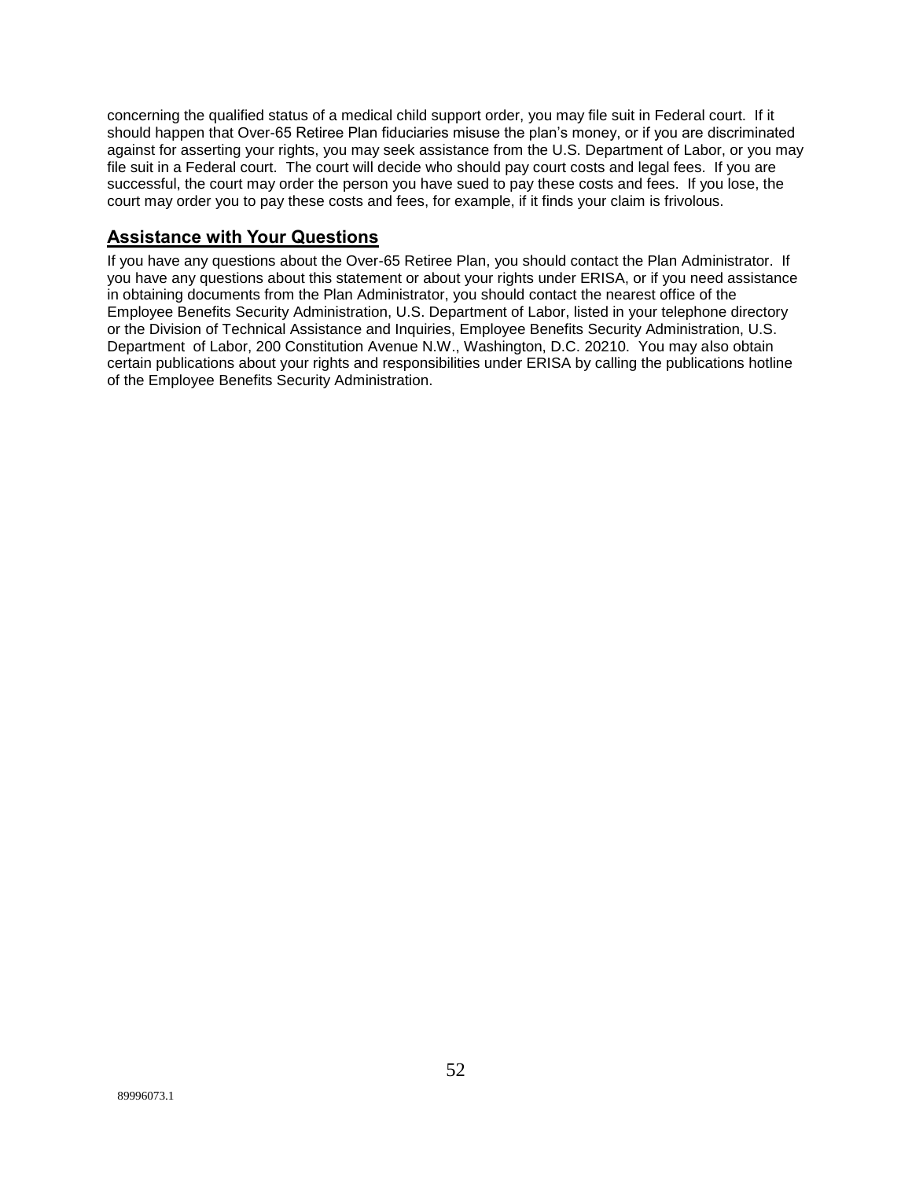concerning the qualified status of a medical child support order, you may file suit in Federal court. If it should happen that Over-65 Retiree Plan fiduciaries misuse the plan's money, or if you are discriminated against for asserting your rights, you may seek assistance from the U.S. Department of Labor, or you may file suit in a Federal court. The court will decide who should pay court costs and legal fees. If you are successful, the court may order the person you have sued to pay these costs and fees. If you lose, the court may order you to pay these costs and fees, for example, if it finds your claim is frivolous.

## Assistance with Your Questions

If you have any questions about the Over-65 Retiree Plan, you should contact the Plan Administrator. If you have any questions about this statement or about your rights under ERISA, or if you need assistance in obtaining documents from the Plan Administrator, you should contact the nearest office of the Employee Benefits Security Administration, U.S. Department of Labor, listed in your telephone directory or the Division of Technical Assistance and Inquiries, Employee Benefits Security Administration, U.S. Department of Labor, 200 Constitution Avenue N.W., Washington, D.C. 20210. You may also obtain certain publications about your rights and responsibilities under ERISA by calling the publications hotline of the Employee Benefits Security Administration.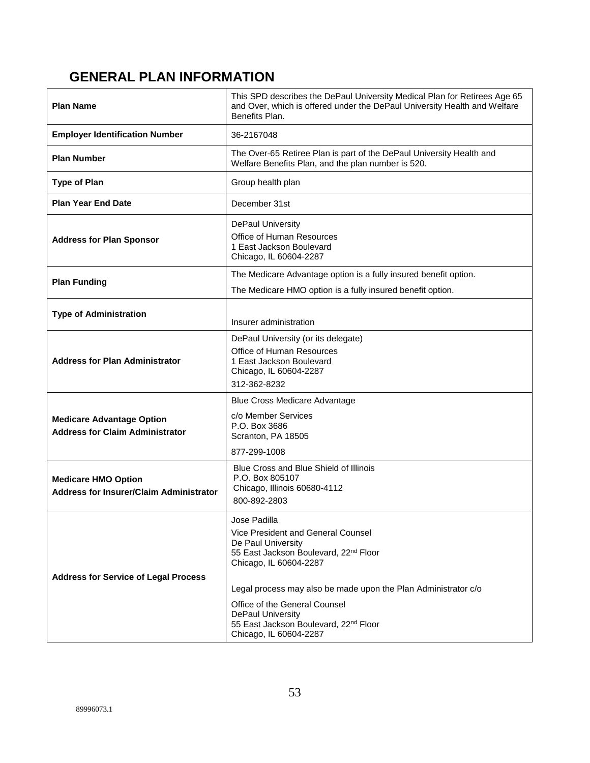## GENERAL PLAN INFORMATION

| | |
|---|---|
| **Plan Name** | This SPD describes the DePaul University Medical Plan for Retirees Age 65 and Over, which is offered under the DePaul University Health and Welfare Benefits Plan. |
| **Employer Identification Number** | 36-2167048 |
| **Plan Number** | The Over-65 Retiree Plan is part of the DePaul University Health and Welfare Benefits Plan, and the plan number is 520. |
| **Type of Plan** | Group health plan |
| **Plan Year End Date** | December 31st |
| **Address for Plan Sponsor** | DePaul University<br>Office of Human Resources<br>1 East Jackson Boulevard<br>Chicago, IL 60604-2287 |
| **Plan Funding** | The Medicare Advantage option is a fully insured benefit option.<br>The Medicare HMO option is a fully insured benefit option. |
| **Type of Administration** | Insurer administration |
| **Address for Plan Administrator** | DePaul University (or its delegate)<br>Office of Human Resources<br>1 East Jackson Boulevard<br>Chicago, IL 60604-2287<br>312-362-8232 |
| **Medicare Advantage Option Address for Claim Administrator** | Blue Cross Medicare Advantage<br>c/o Member Services<br>P.O. Box 3686<br>Scranton, PA 18505<br>877-299-1008 |
| **Medicare HMO Option Address for Insurer/Claim Administrator** | Blue Cross and Blue Shield of Illinois<br>P.O. Box 805107<br>Chicago, Illinois 60680-4112<br>800-892-2803 |
| **Address for Service of Legal Process** | Jose Padilla<br>Vice President and General Counsel<br>De Paul University<br>55 East Jackson Boulevard, 22nd Floor<br>Chicago, IL 60604-2287<br><br>Legal process may also be made upon the Plan Administrator c/o<br>Office of the General Counsel<br>DePaul University<br>55 East Jackson Boulevard, 22nd Floor<br>Chicago, IL 60604-2287 |

89996073.1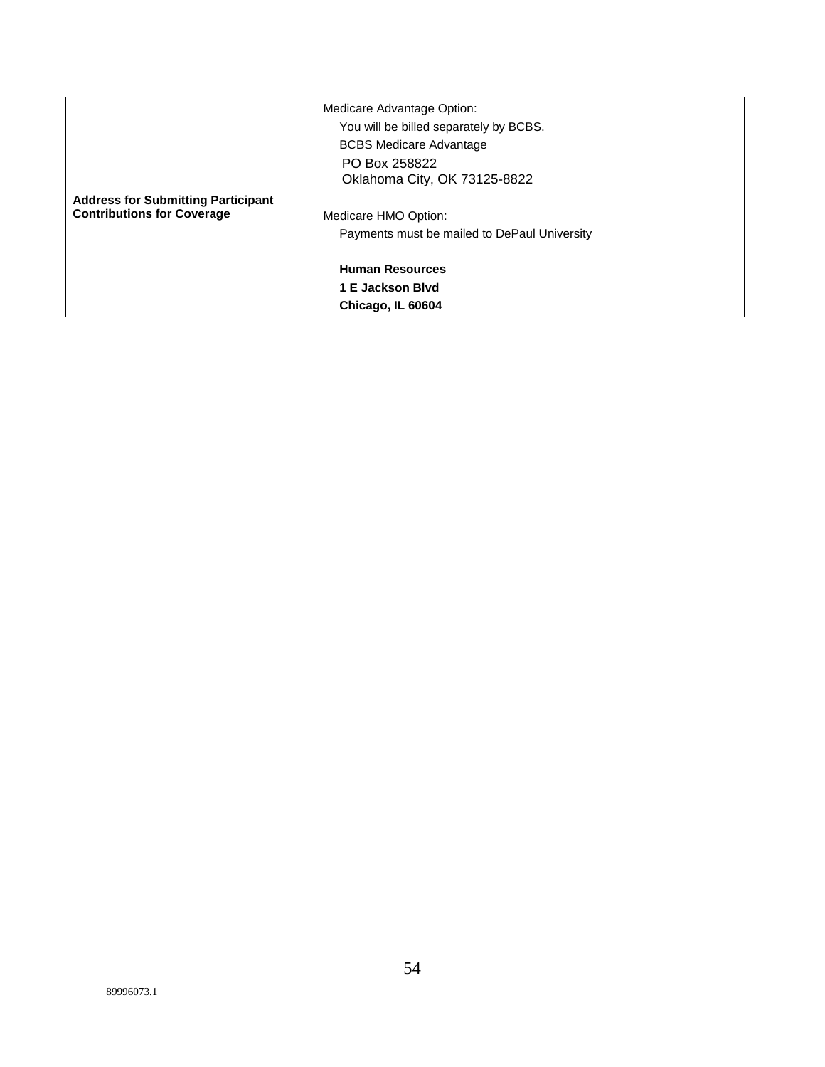| | |
|---|---|
| **Address for Submitting Participant Contributions for Coverage** | Medicare Advantage Option:<br>You will be billed separately by BCBS.<br>BCBS Medicare Advantage<br>PO Box 258822<br>Oklahoma City, OK 73125-8822<br><br>Medicare HMO Option:<br>Payments must be mailed to DePaul University<br><br>**Human Resources**<br>**1 E Jackson Blvd**<br>**Chicago, IL 60604** |

89996073.1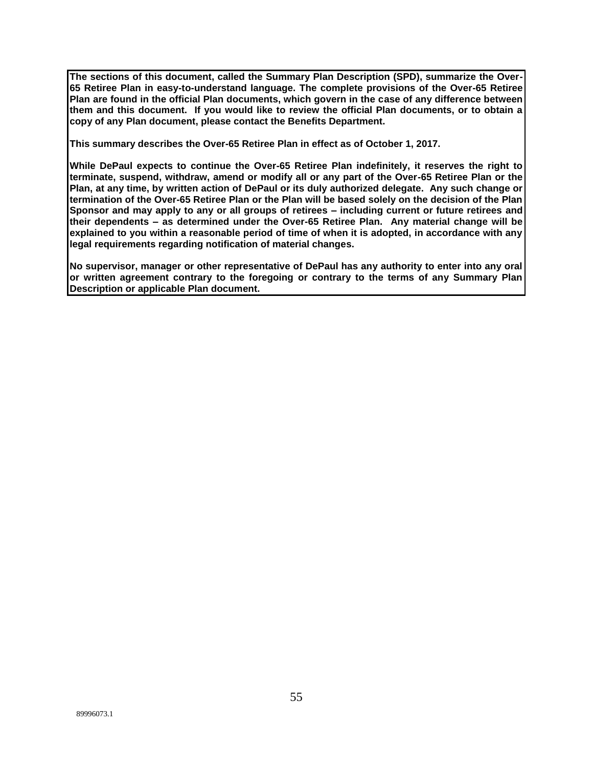**The sections of this document, called the Summary Plan Description (SPD), summarize the Over-65 Retiree Plan in easy-to-understand language. The complete provisions of the Over-65 Retiree Plan are found in the official Plan documents, which govern in the case of any difference between them and this document. If you would like to review the official Plan documents, or to obtain a copy of any Plan document, please contact the Benefits Department.**

**This summary describes the Over-65 Retiree Plan in effect as of October 1, 2017.**

**While DePaul expects to continue the Over-65 Retiree Plan indefinitely, it reserves the right to terminate, suspend, withdraw, amend or modify all or any part of the Over-65 Retiree Plan or the Plan, at any time, by written action of DePaul or its duly authorized delegate. Any such change or termination of the Over-65 Retiree Plan or the Plan will be based solely on the decision of the Plan Sponsor and may apply to any or all groups of retirees – including current or future retirees and their dependents – as determined under the Over-65 Retiree Plan. Any material change will be explained to you within a reasonable period of time of when it is adopted, in accordance with any legal requirements regarding notification of material changes.**

**No supervisor, manager or other representative of DePaul has any authority to enter into any oral or written agreement contrary to the foregoing or contrary to the terms of any Summary Plan Description or applicable Plan document.**

89996073.1